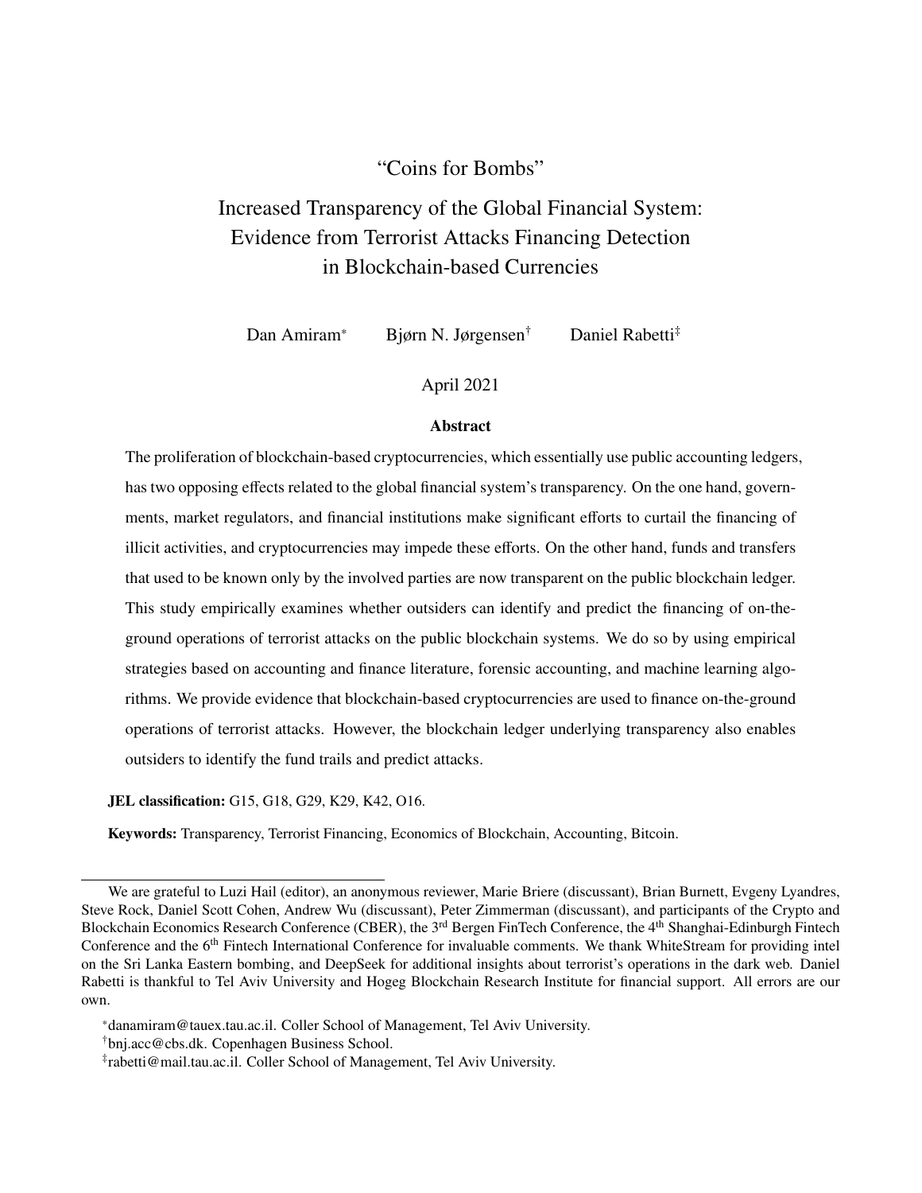# "Coins for Bombs"

## Increased Transparency of the Global Financial System: Evidence from Terrorist Attacks Financing Detection in Blockchain-based Currencies

Dan Amiram[*] Bjørn N. Jørgensen[†] Daniel Rabetti[‡]

April 2021

### Abstract

The proliferation of blockchain-based cryptocurrencies, which essentially use public accounting ledgers, has two opposing effects related to the global financial system's transparency. On the one hand, governments, market regulators, and financial institutions make significant efforts to curtail the financing of illicit activities, and cryptocurrencies may impede these efforts. On the other hand, funds and transfers that used to be known only by the involved parties are now transparent on the public blockchain ledger. This study empirically examines whether outsiders can identify and predict the financing of on-the-ground operations of terrorist attacks on the public blockchain systems. We do so by using empirical strategies based on accounting and finance literature, forensic accounting, and machine learning algorithms. We provide evidence that blockchain-based cryptocurrencies are used to finance on-the-ground operations of terrorist attacks. However, the blockchain ledger underlying transparency also enables outsiders to identify the fund trails and predict attacks.

**JEL classification:** G15, G18, G29, K29, K42, O16.

**Keywords:** Transparency, Terrorist Financing, Economics of Blockchain, Accounting, Bitcoin.

---

We are grateful to Luzi Hail (editor), an anonymous reviewer, Marie Briere (discussant), Brian Burnett, Evgeny Lyandres, Steve Rock, Daniel Scott Cohen, Andrew Wu (discussant), Peter Zimmerman (discussant), and participants of the Crypto and Blockchain Economics Research Conference (CBER), the 3rd Bergen FinTech Conference, the 4th Shanghai-Edinburgh Fintech Conference and the 6th Fintech International Conference for invaluable comments. We thank WhiteStream for providing intel on the Sri Lanka Eastern bombing, and DeepSeek for additional insights about terrorist's operations in the dark web. Daniel Rabetti is thankful to Tel Aviv University and Hogeg Blockchain Research Institute for financial support. All errors are our own.

[*] danamiram@tauex.tau.ac.il. Coller School of Management, Tel Aviv University.

[†] bnj.acc@cbs.dk. Copenhagen Business School.

[‡] rabetti@mail.tau.ac.il. Coller School of Management, Tel Aviv University.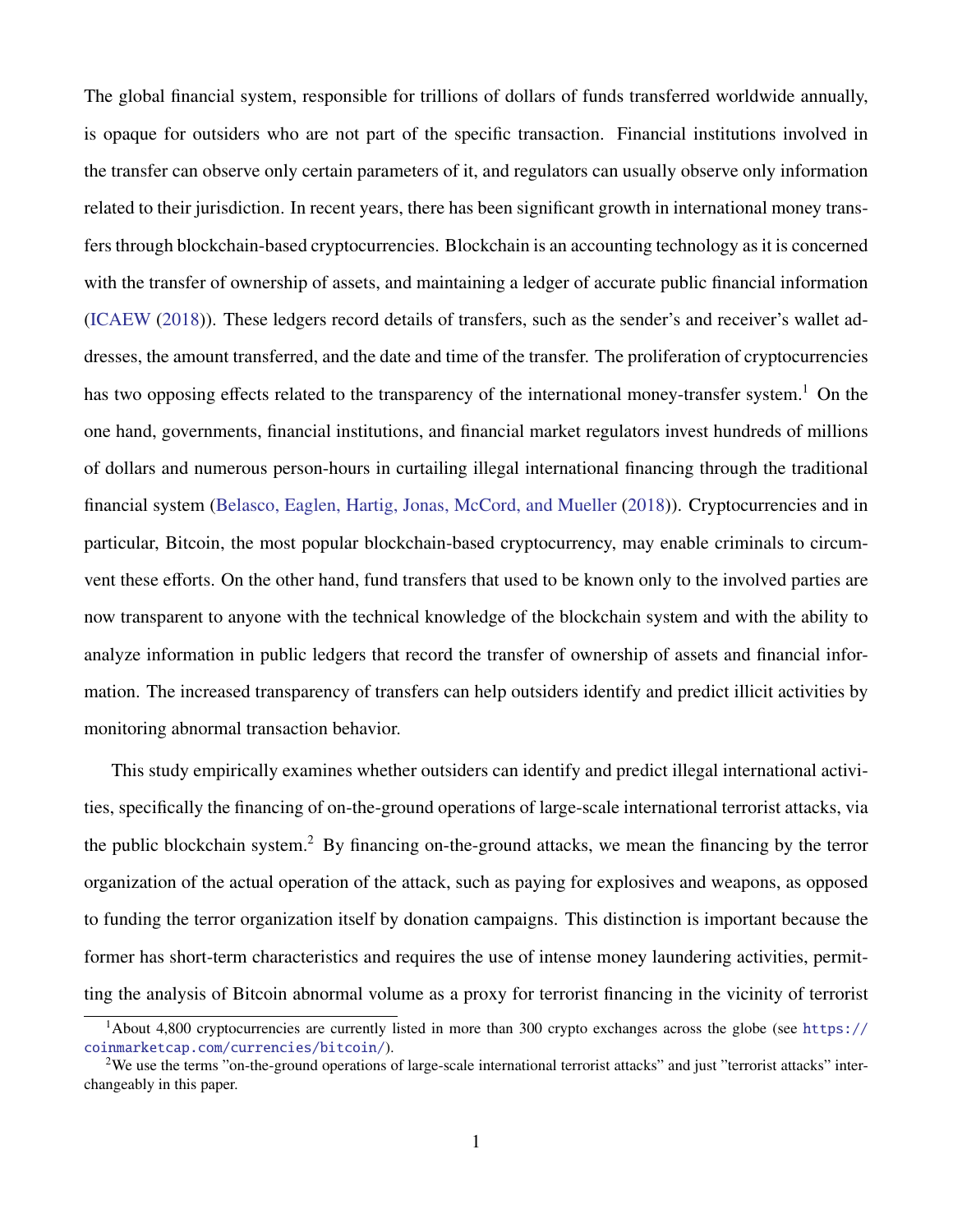The global financial system, responsible for trillions of dollars of funds transferred worldwide annually, is opaque for outsiders who are not part of the specific transaction. Financial institutions involved in the transfer can observe only certain parameters of it, and regulators can usually observe only information related to their jurisdiction. In recent years, there has been significant growth in international money transfers through blockchain-based cryptocurrencies. Blockchain is an accounting technology as it is concerned with the transfer of ownership of assets, and maintaining a ledger of accurate public financial information (ICAEW (2018)). These ledgers record details of transfers, such as the sender's and receiver's wallet addresses, the amount transferred, and the date and time of the transfer. The proliferation of cryptocurrencies has two opposing effects related to the transparency of the international money-transfer system.[1] On the one hand, governments, financial institutions, and financial market regulators invest hundreds of millions of dollars and numerous person-hours in curtailing illegal international financing through the traditional financial system (Belasco, Eaglen, Hartig, Jonas, McCord, and Mueller (2018)). Cryptocurrencies and in particular, Bitcoin, the most popular blockchain-based cryptocurrency, may enable criminals to circumvent these efforts. On the other hand, fund transfers that used to be known only to the involved parties are now transparent to anyone with the technical knowledge of the blockchain system and with the ability to analyze information in public ledgers that record the transfer of ownership of assets and financial information. The increased transparency of transfers can help outsiders identify and predict illicit activities by monitoring abnormal transaction behavior.

This study empirically examines whether outsiders can identify and predict illegal international activities, specifically the financing of on-the-ground operations of large-scale international terrorist attacks, via the public blockchain system.[2] By financing on-the-ground attacks, we mean the financing by the terror organization of the actual operation of the attack, such as paying for explosives and weapons, as opposed to funding the terror organization itself by donation campaigns. This distinction is important because the former has short-term characteristics and requires the use of intense money laundering activities, permitting the analysis of Bitcoin abnormal volume as a proxy for terrorist financing in the vicinity of terrorist

[1] About 4,800 cryptocurrencies are currently listed in more than 300 crypto exchanges across the globe (see https://coinmarketcap.com/currencies/bitcoin/).

[2] We use the terms "on-the-ground operations of large-scale international terrorist attacks" and just "terrorist attacks" interchangeably in this paper.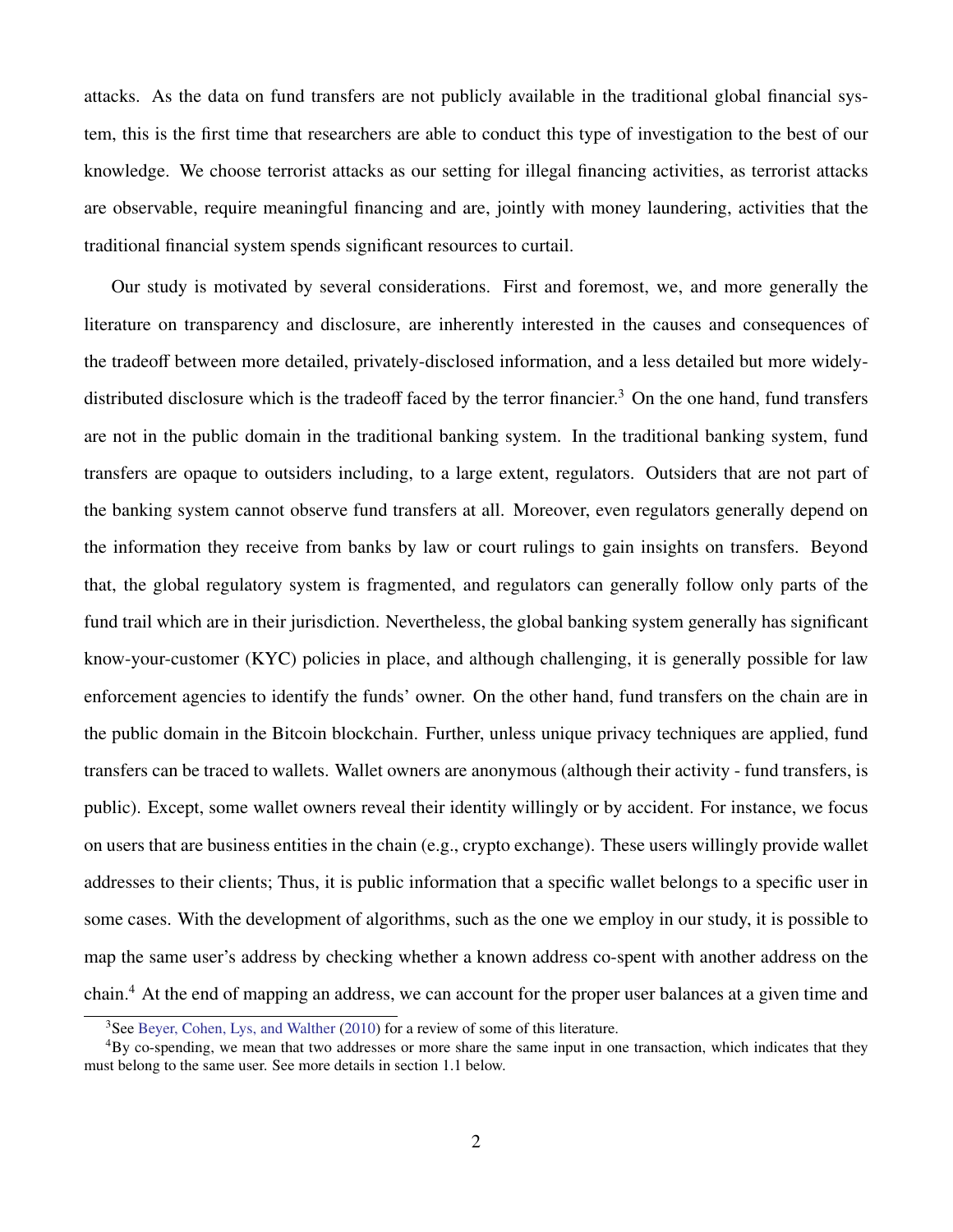attacks. As the data on fund transfers are not publicly available in the traditional global financial system, this is the first time that researchers are able to conduct this type of investigation to the best of our knowledge. We choose terrorist attacks as our setting for illegal financing activities, as terrorist attacks are observable, require meaningful financing and are, jointly with money laundering, activities that the traditional financial system spends significant resources to curtail.

Our study is motivated by several considerations. First and foremost, we, and more generally the literature on transparency and disclosure, are inherently interested in the causes and consequences of the tradeoff between more detailed, privately-disclosed information, and a less detailed but more widely-distributed disclosure which is the tradeoff faced by the terror financier.[3] On the one hand, fund transfers are not in the public domain in the traditional banking system. In the traditional banking system, fund transfers are opaque to outsiders including, to a large extent, regulators. Outsiders that are not part of the banking system cannot observe fund transfers at all. Moreover, even regulators generally depend on the information they receive from banks by law or court rulings to gain insights on transfers. Beyond that, the global regulatory system is fragmented, and regulators can generally follow only parts of the fund trail which are in their jurisdiction. Nevertheless, the global banking system generally has significant know-your-customer (KYC) policies in place, and although challenging, it is generally possible for law enforcement agencies to identify the funds' owner. On the other hand, fund transfers on the chain are in the public domain in the Bitcoin blockchain. Further, unless unique privacy techniques are applied, fund transfers can be traced to wallets. Wallet owners are anonymous (although their activity - fund transfers, is public). Except, some wallet owners reveal their identity willingly or by accident. For instance, we focus on users that are business entities in the chain (e.g., crypto exchange). These users willingly provide wallet addresses to their clients; Thus, it is public information that a specific wallet belongs to a specific user in some cases. With the development of algorithms, such as the one we employ in our study, it is possible to map the same user's address by checking whether a known address co-spent with another address on the chain.[4] At the end of mapping an address, we can account for the proper user balances at a given time and

[3] See Beyer, Cohen, Lys, and Walther (2010) for a review of some of this literature.

[4] By co-spending, we mean that two addresses or more share the same input in one transaction, which indicates that they must belong to the same user. See more details in section 1.1 below.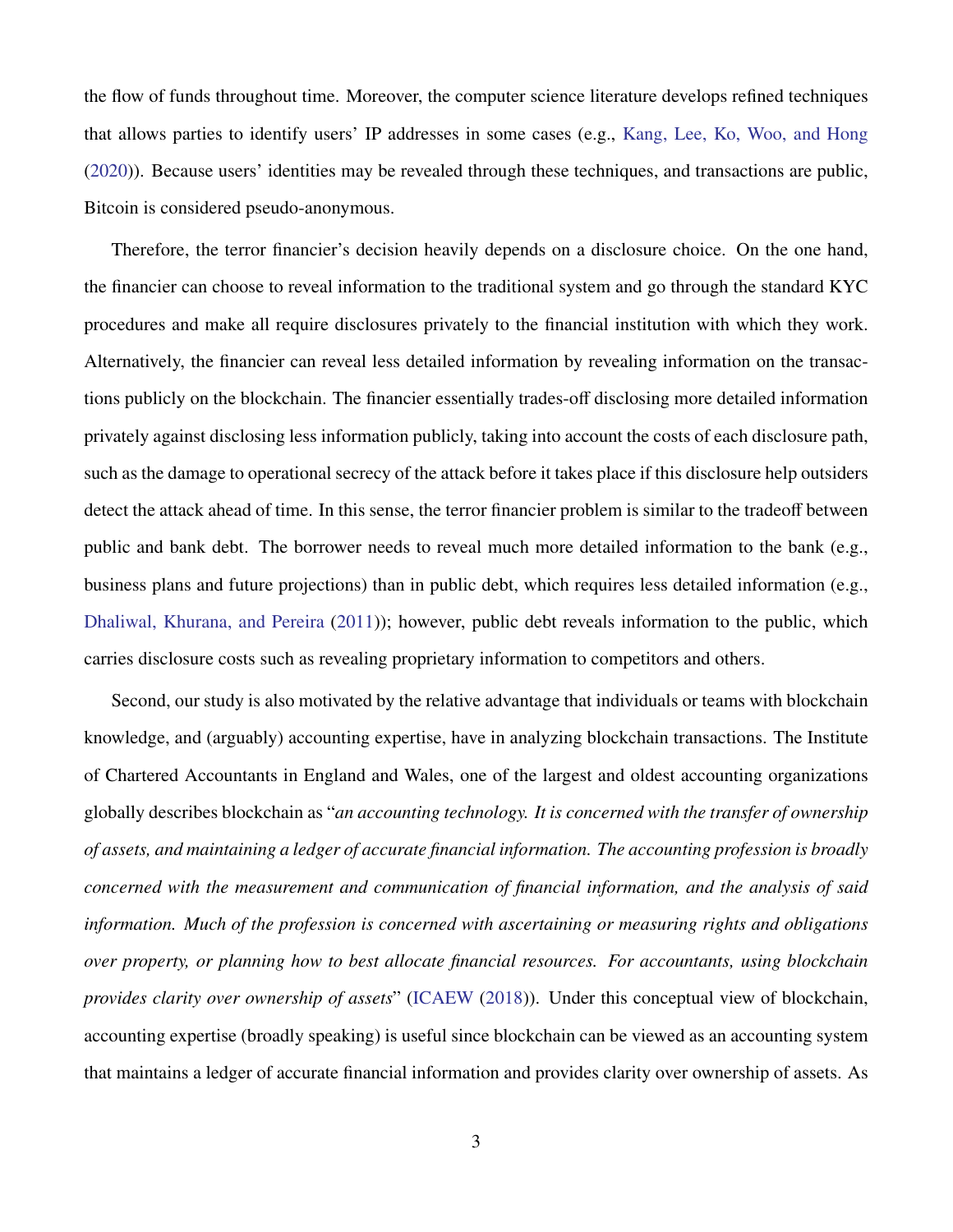the flow of funds throughout time. Moreover, the computer science literature develops refined techniques that allows parties to identify users' IP addresses in some cases (e.g., Kang, Lee, Ko, Woo, and Hong (2020)). Because users' identities may be revealed through these techniques, and transactions are public, Bitcoin is considered pseudo-anonymous.

Therefore, the terror financier's decision heavily depends on a disclosure choice. On the one hand, the financier can choose to reveal information to the traditional system and go through the standard KYC procedures and make all require disclosures privately to the financial institution with which they work. Alternatively, the financier can reveal less detailed information by revealing information on the transactions publicly on the blockchain. The financier essentially trades-off disclosing more detailed information privately against disclosing less information publicly, taking into account the costs of each disclosure path, such as the damage to operational secrecy of the attack before it takes place if this disclosure help outsiders detect the attack ahead of time. In this sense, the terror financier problem is similar to the tradeoff between public and bank debt. The borrower needs to reveal much more detailed information to the bank (e.g., business plans and future projections) than in public debt, which requires less detailed information (e.g., Dhaliwal, Khurana, and Pereira (2011)); however, public debt reveals information to the public, which carries disclosure costs such as revealing proprietary information to competitors and others.

Second, our study is also motivated by the relative advantage that individuals or teams with blockchain knowledge, and (arguably) accounting expertise, have in analyzing blockchain transactions. The Institute of Chartered Accountants in England and Wales, one of the largest and oldest accounting organizations globally describes blockchain as "*an accounting technology. It is concerned with the transfer of ownership of assets, and maintaining a ledger of accurate financial information. The accounting profession is broadly concerned with the measurement and communication of financial information, and the analysis of said information. Much of the profession is concerned with ascertaining or measuring rights and obligations over property, or planning how to best allocate financial resources. For accountants, using blockchain provides clarity over ownership of assets*" (ICAEW (2018)). Under this conceptual view of blockchain, accounting expertise (broadly speaking) is useful since blockchain can be viewed as an accounting system that maintains a ledger of accurate financial information and provides clarity over ownership of assets. As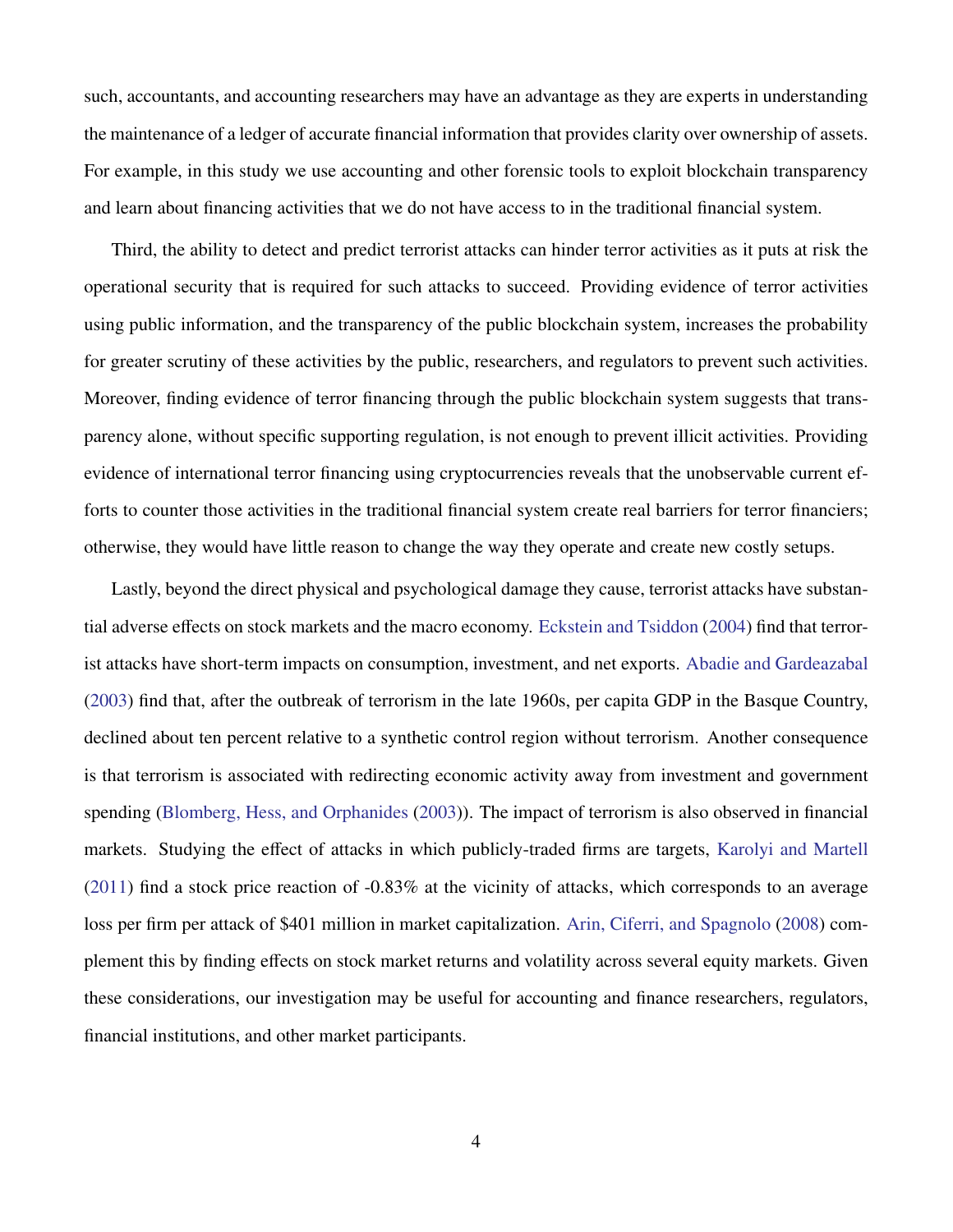such, accountants, and accounting researchers may have an advantage as they are experts in understanding the maintenance of a ledger of accurate financial information that provides clarity over ownership of assets. For example, in this study we use accounting and other forensic tools to exploit blockchain transparency and learn about financing activities that we do not have access to in the traditional financial system.

Third, the ability to detect and predict terrorist attacks can hinder terror activities as it puts at risk the operational security that is required for such attacks to succeed. Providing evidence of terror activities using public information, and the transparency of the public blockchain system, increases the probability for greater scrutiny of these activities by the public, researchers, and regulators to prevent such activities. Moreover, finding evidence of terror financing through the public blockchain system suggests that transparency alone, without specific supporting regulation, is not enough to prevent illicit activities. Providing evidence of international terror financing using cryptocurrencies reveals that the unobservable current efforts to counter those activities in the traditional financial system create real barriers for terror financiers; otherwise, they would have little reason to change the way they operate and create new costly setups.

Lastly, beyond the direct physical and psychological damage they cause, terrorist attacks have substantial adverse effects on stock markets and the macro economy. Eckstein and Tsiddon (2004) find that terrorist attacks have short-term impacts on consumption, investment, and net exports. Abadie and Gardeazabal (2003) find that, after the outbreak of terrorism in the late 1960s, per capita GDP in the Basque Country, declined about ten percent relative to a synthetic control region without terrorism. Another consequence is that terrorism is associated with redirecting economic activity away from investment and government spending (Blomberg, Hess, and Orphanides (2003)). The impact of terrorism is also observed in financial markets. Studying the effect of attacks in which publicly-traded firms are targets, Karolyi and Martell (2011) find a stock price reaction of -0.83% at the vicinity of attacks, which corresponds to an average loss per firm per attack of $401 million in market capitalization. Arin, Ciferri, and Spagnolo (2008) complement this by finding effects on stock market returns and volatility across several equity markets. Given these considerations, our investigation may be useful for accounting and finance researchers, regulators, financial institutions, and other market participants.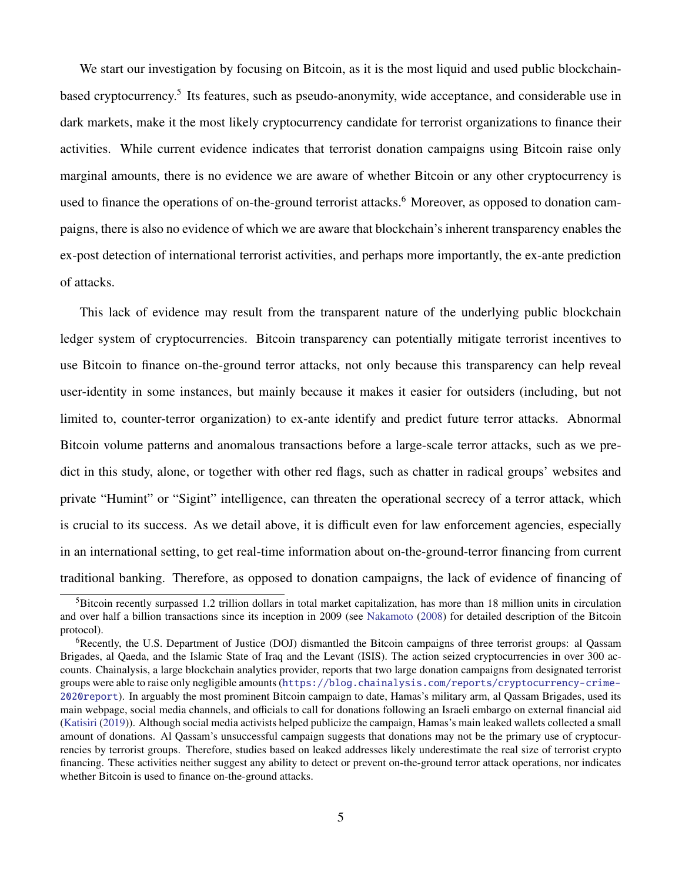We start our investigation by focusing on Bitcoin, as it is the most liquid and used public blockchain-based cryptocurrency.[5] Its features, such as pseudo-anonymity, wide acceptance, and considerable use in dark markets, make it the most likely cryptocurrency candidate for terrorist organizations to finance their activities. While current evidence indicates that terrorist donation campaigns using Bitcoin raise only marginal amounts, there is no evidence we are aware of whether Bitcoin or any other cryptocurrency is used to finance the operations of on-the-ground terrorist attacks.[6] Moreover, as opposed to donation campaigns, there is also no evidence of which we are aware that blockchain's inherent transparency enables the ex-post detection of international terrorist activities, and perhaps more importantly, the ex-ante prediction of attacks.

This lack of evidence may result from the transparent nature of the underlying public blockchain ledger system of cryptocurrencies. Bitcoin transparency can potentially mitigate terrorist incentives to use Bitcoin to finance on-the-ground terror attacks, not only because this transparency can help reveal user-identity in some instances, but mainly because it makes it easier for outsiders (including, but not limited to, counter-terror organization) to ex-ante identify and predict future terror attacks. Abnormal Bitcoin volume patterns and anomalous transactions before a large-scale terror attacks, such as we predict in this study, alone, or together with other red flags, such as chatter in radical groups' websites and private "Humint" or "Sigint" intelligence, can threaten the operational secrecy of a terror attack, which is crucial to its success. As we detail above, it is difficult even for law enforcement agencies, especially in an international setting, to get real-time information about on-the-ground-terror financing from current traditional banking. Therefore, as opposed to donation campaigns, the lack of evidence of financing of

---

[5] Bitcoin recently surpassed 1.2 trillion dollars in total market capitalization, has more than 18 million units in circulation and over half a billion transactions since its inception in 2009 (see Nakamoto (2008) for detailed description of the Bitcoin protocol).

[6] Recently, the U.S. Department of Justice (DOJ) dismantled the Bitcoin campaigns of three terrorist groups: al Qassam Brigades, al Qaeda, and the Islamic State of Iraq and the Levant (ISIS). The action seized cryptocurrencies in over 300 accounts. Chainalysis, a large blockchain analytics provider, reports that two large donation campaigns from designated terrorist groups were able to raise only negligible amounts (https://blog.chainalysis.com/reports/cryptocurrency-crime-2020report). In arguably the most prominent Bitcoin campaign to date, Hamas's military arm, al Qassam Brigades, used its main webpage, social media channels, and officials to call for donations following an Israeli embargo on external financial aid (Katisiri (2019)). Although social media activists helped publicize the campaign, Hamas's main leaked wallets collected a small amount of donations. Al Qassam's unsuccessful campaign suggests that donations may not be the primary use of cryptocurrencies by terrorist groups. Therefore, studies based on leaked addresses likely underestimate the real size of terrorist crypto financing. These activities neither suggest any ability to detect or prevent on-the-ground terror attack operations, nor indicates whether Bitcoin is used to finance on-the-ground attacks.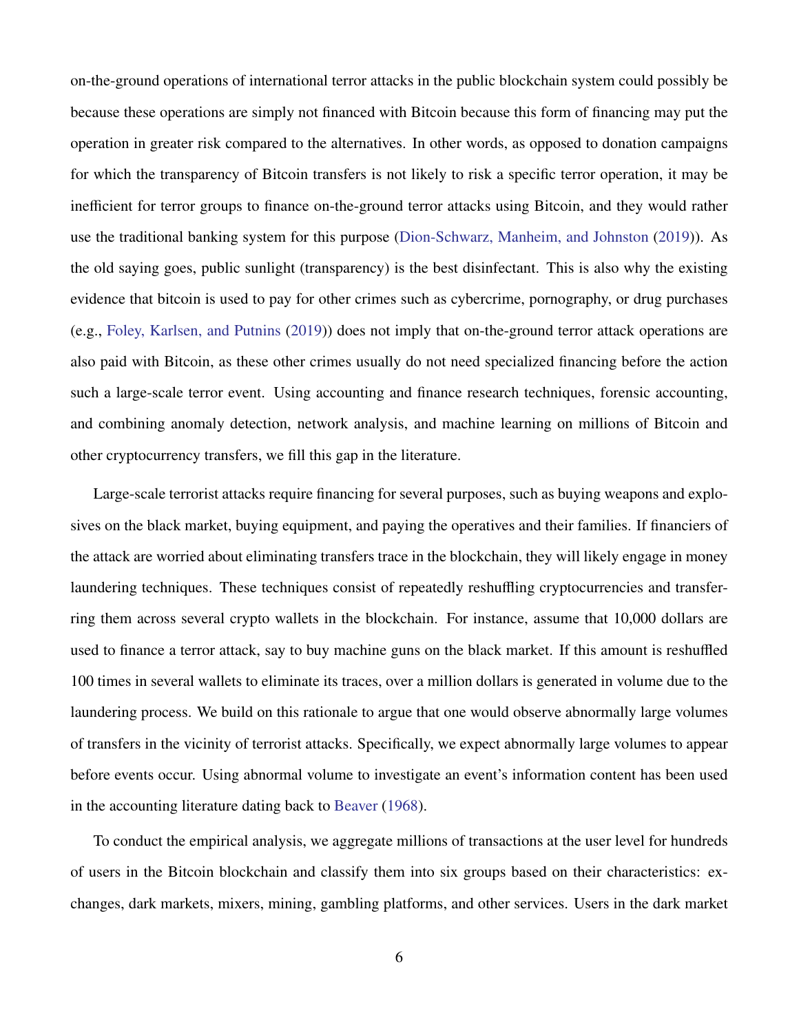on-the-ground operations of international terror attacks in the public blockchain system could possibly be because these operations are simply not financed with Bitcoin because this form of financing may put the operation in greater risk compared to the alternatives. In other words, as opposed to donation campaigns for which the transparency of Bitcoin transfers is not likely to risk a specific terror operation, it may be inefficient for terror groups to finance on-the-ground terror attacks using Bitcoin, and they would rather use the traditional banking system for this purpose (Dion-Schwarz, Manheim, and Johnston (2019)). As the old saying goes, public sunlight (transparency) is the best disinfectant. This is also why the existing evidence that bitcoin is used to pay for other crimes such as cybercrime, pornography, or drug purchases (e.g., Foley, Karlsen, and Putnins (2019)) does not imply that on-the-ground terror attack operations are also paid with Bitcoin, as these other crimes usually do not need specialized financing before the action such a large-scale terror event. Using accounting and finance research techniques, forensic accounting, and combining anomaly detection, network analysis, and machine learning on millions of Bitcoin and other cryptocurrency transfers, we fill this gap in the literature.

Large-scale terrorist attacks require financing for several purposes, such as buying weapons and explosives on the black market, buying equipment, and paying the operatives and their families. If financiers of the attack are worried about eliminating transfers trace in the blockchain, they will likely engage in money laundering techniques. These techniques consist of repeatedly reshuffling cryptocurrencies and transferring them across several crypto wallets in the blockchain. For instance, assume that 10,000 dollars are used to finance a terror attack, say to buy machine guns on the black market. If this amount is reshuffled 100 times in several wallets to eliminate its traces, over a million dollars is generated in volume due to the laundering process. We build on this rationale to argue that one would observe abnormally large volumes of transfers in the vicinity of terrorist attacks. Specifically, we expect abnormally large volumes to appear before events occur. Using abnormal volume to investigate an event's information content has been used in the accounting literature dating back to Beaver (1968).

To conduct the empirical analysis, we aggregate millions of transactions at the user level for hundreds of users in the Bitcoin blockchain and classify them into six groups based on their characteristics: exchanges, dark markets, mixers, mining, gambling platforms, and other services. Users in the dark market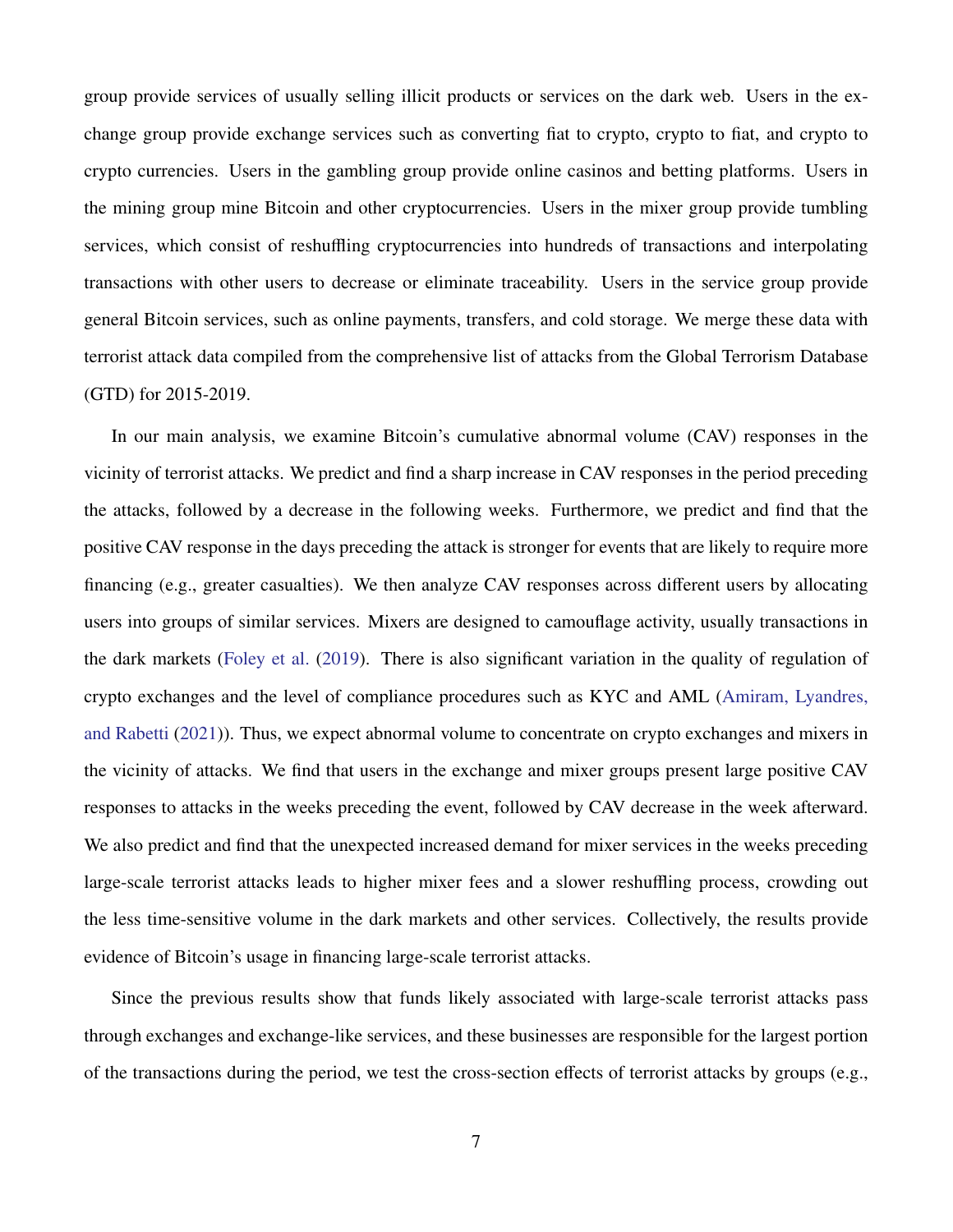group provide services of usually selling illicit products or services on the dark web. Users in the exchange group provide exchange services such as converting fiat to crypto, crypto to fiat, and crypto to crypto currencies. Users in the gambling group provide online casinos and betting platforms. Users in the mining group mine Bitcoin and other cryptocurrencies. Users in the mixer group provide tumbling services, which consist of reshuffling cryptocurrencies into hundreds of transactions and interpolating transactions with other users to decrease or eliminate traceability. Users in the service group provide general Bitcoin services, such as online payments, transfers, and cold storage. We merge these data with terrorist attack data compiled from the comprehensive list of attacks from the Global Terrorism Database (GTD) for 2015-2019.

In our main analysis, we examine Bitcoin's cumulative abnormal volume (CAV) responses in the vicinity of terrorist attacks. We predict and find a sharp increase in CAV responses in the period preceding the attacks, followed by a decrease in the following weeks. Furthermore, we predict and find that the positive CAV response in the days preceding the attack is stronger for events that are likely to require more financing (e.g., greater casualties). We then analyze CAV responses across different users by allocating users into groups of similar services. Mixers are designed to camouflage activity, usually transactions in the dark markets (Foley et al. (2019). There is also significant variation in the quality of regulation of crypto exchanges and the level of compliance procedures such as KYC and AML (Amiram, Lyandres, and Rabetti (2021)). Thus, we expect abnormal volume to concentrate on crypto exchanges and mixers in the vicinity of attacks. We find that users in the exchange and mixer groups present large positive CAV responses to attacks in the weeks preceding the event, followed by CAV decrease in the week afterward. We also predict and find that the unexpected increased demand for mixer services in the weeks preceding large-scale terrorist attacks leads to higher mixer fees and a slower reshuffling process, crowding out the less time-sensitive volume in the dark markets and other services. Collectively, the results provide evidence of Bitcoin's usage in financing large-scale terrorist attacks.

Since the previous results show that funds likely associated with large-scale terrorist attacks pass through exchanges and exchange-like services, and these businesses are responsible for the largest portion of the transactions during the period, we test the cross-section effects of terrorist attacks by groups (e.g.,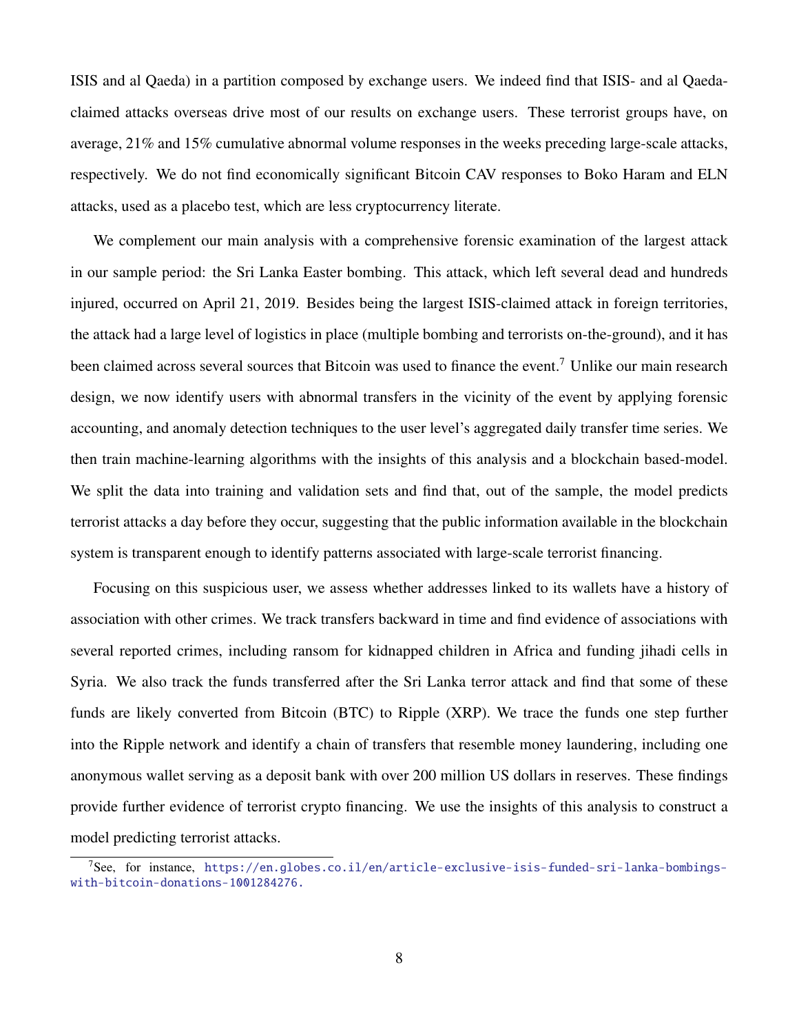ISIS and al Qaeda) in a partition composed by exchange users. We indeed find that ISIS- and al Qaeda-claimed attacks overseas drive most of our results on exchange users. These terrorist groups have, on average, 21% and 15% cumulative abnormal volume responses in the weeks preceding large-scale attacks, respectively. We do not find economically significant Bitcoin CAV responses to Boko Haram and ELN attacks, used as a placebo test, which are less cryptocurrency literate.

We complement our main analysis with a comprehensive forensic examination of the largest attack in our sample period: the Sri Lanka Easter bombing. This attack, which left several dead and hundreds injured, occurred on April 21, 2019. Besides being the largest ISIS-claimed attack in foreign territories, the attack had a large level of logistics in place (multiple bombing and terrorists on-the-ground), and it has been claimed across several sources that Bitcoin was used to finance the event.[7] Unlike our main research design, we now identify users with abnormal transfers in the vicinity of the event by applying forensic accounting, and anomaly detection techniques to the user level's aggregated daily transfer time series. We then train machine-learning algorithms with the insights of this analysis and a blockchain based-model. We split the data into training and validation sets and find that, out of the sample, the model predicts terrorist attacks a day before they occur, suggesting that the public information available in the blockchain system is transparent enough to identify patterns associated with large-scale terrorist financing.

Focusing on this suspicious user, we assess whether addresses linked to its wallets have a history of association with other crimes. We track transfers backward in time and find evidence of associations with several reported crimes, including ransom for kidnapped children in Africa and funding jihadi cells in Syria. We also track the funds transferred after the Sri Lanka terror attack and find that some of these funds are likely converted from Bitcoin (BTC) to Ripple (XRP). We trace the funds one step further into the Ripple network and identify a chain of transfers that resemble money laundering, including one anonymous wallet serving as a deposit bank with over 200 million US dollars in reserves. These findings provide further evidence of terrorist crypto financing. We use the insights of this analysis to construct a model predicting terrorist attacks.

[7] See, for instance, https://en.globes.co.il/en/article-exclusive-isis-funded-sri-lanka-bombings-with-bitcoin-donations-1001284276.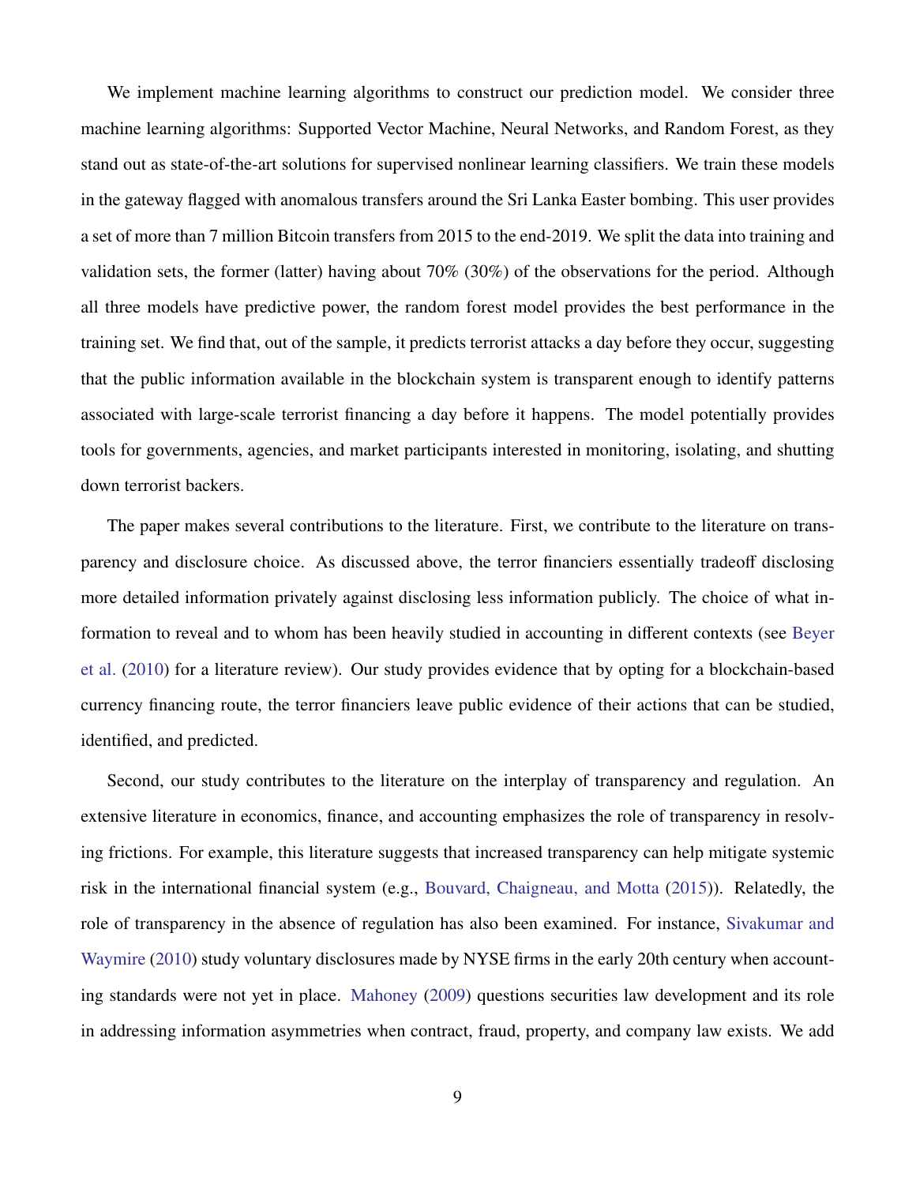We implement machine learning algorithms to construct our prediction model. We consider three machine learning algorithms: Supported Vector Machine, Neural Networks, and Random Forest, as they stand out as state-of-the-art solutions for supervised nonlinear learning classifiers. We train these models in the gateway flagged with anomalous transfers around the Sri Lanka Easter bombing. This user provides a set of more than 7 million Bitcoin transfers from 2015 to the end-2019. We split the data into training and validation sets, the former (latter) having about 70% (30%) of the observations for the period. Although all three models have predictive power, the random forest model provides the best performance in the training set. We find that, out of the sample, it predicts terrorist attacks a day before they occur, suggesting that the public information available in the blockchain system is transparent enough to identify patterns associated with large-scale terrorist financing a day before it happens. The model potentially provides tools for governments, agencies, and market participants interested in monitoring, isolating, and shutting down terrorist backers.

The paper makes several contributions to the literature. First, we contribute to the literature on transparency and disclosure choice. As discussed above, the terror financiers essentially tradeoff disclosing more detailed information privately against disclosing less information publicly. The choice of what information to reveal and to whom has been heavily studied in accounting in different contexts (see Beyer et al. (2010) for a literature review). Our study provides evidence that by opting for a blockchain-based currency financing route, the terror financiers leave public evidence of their actions that can be studied, identified, and predicted.

Second, our study contributes to the literature on the interplay of transparency and regulation. An extensive literature in economics, finance, and accounting emphasizes the role of transparency in resolving frictions. For example, this literature suggests that increased transparency can help mitigate systemic risk in the international financial system (e.g., Bouvard, Chaigneau, and Motta (2015)). Relatedly, the role of transparency in the absence of regulation has also been examined. For instance, Sivakumar and Waymire (2010) study voluntary disclosures made by NYSE firms in the early 20th century when accounting standards were not yet in place. Mahoney (2009) questions securities law development and its role in addressing information asymmetries when contract, fraud, property, and company law exists. We add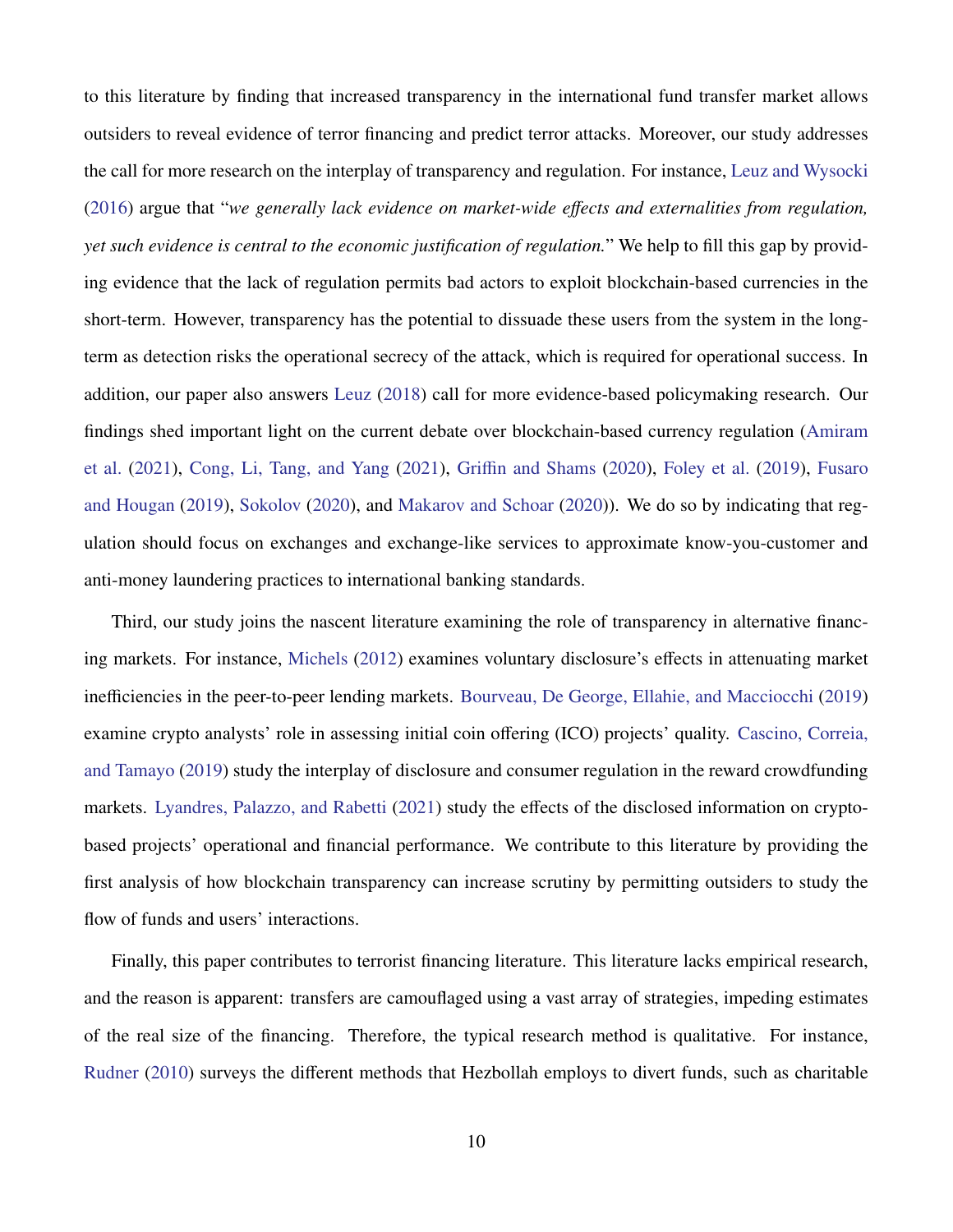to this literature by finding that increased transparency in the international fund transfer market allows outsiders to reveal evidence of terror financing and predict terror attacks. Moreover, our study addresses the call for more research on the interplay of transparency and regulation. For instance, Leuz and Wysocki (2016) argue that "*we generally lack evidence on market-wide effects and externalities from regulation, yet such evidence is central to the economic justification of regulation.*" We help to fill this gap by providing evidence that the lack of regulation permits bad actors to exploit blockchain-based currencies in the short-term. However, transparency has the potential to dissuade these users from the system in the long-term as detection risks the operational secrecy of the attack, which is required for operational success. In addition, our paper also answers Leuz (2018) call for more evidence-based policymaking research. Our findings shed important light on the current debate over blockchain-based currency regulation (Amiram et al. (2021), Cong, Li, Tang, and Yang (2021), Griffin and Shams (2020), Foley et al. (2019), Fusaro and Hougan (2019), Sokolov (2020), and Makarov and Schoar (2020)). We do so by indicating that regulation should focus on exchanges and exchange-like services to approximate know-you-customer and anti-money laundering practices to international banking standards.

Third, our study joins the nascent literature examining the role of transparency in alternative financing markets. For instance, Michels (2012) examines voluntary disclosure's effects in attenuating market inefficiencies in the peer-to-peer lending markets. Bourveau, De George, Ellahie, and Macciocchi (2019) examine crypto analysts' role in assessing initial coin offering (ICO) projects' quality. Cascino, Correia, and Tamayo (2019) study the interplay of disclosure and consumer regulation in the reward crowdfunding markets. Lyandres, Palazzo, and Rabetti (2021) study the effects of the disclosed information on crypto-based projects' operational and financial performance. We contribute to this literature by providing the first analysis of how blockchain transparency can increase scrutiny by permitting outsiders to study the flow of funds and users' interactions.

Finally, this paper contributes to terrorist financing literature. This literature lacks empirical research, and the reason is apparent: transfers are camouflaged using a vast array of strategies, impeding estimates of the real size of the financing. Therefore, the typical research method is qualitative. For instance, Rudner (2010) surveys the different methods that Hezbollah employs to divert funds, such as charitable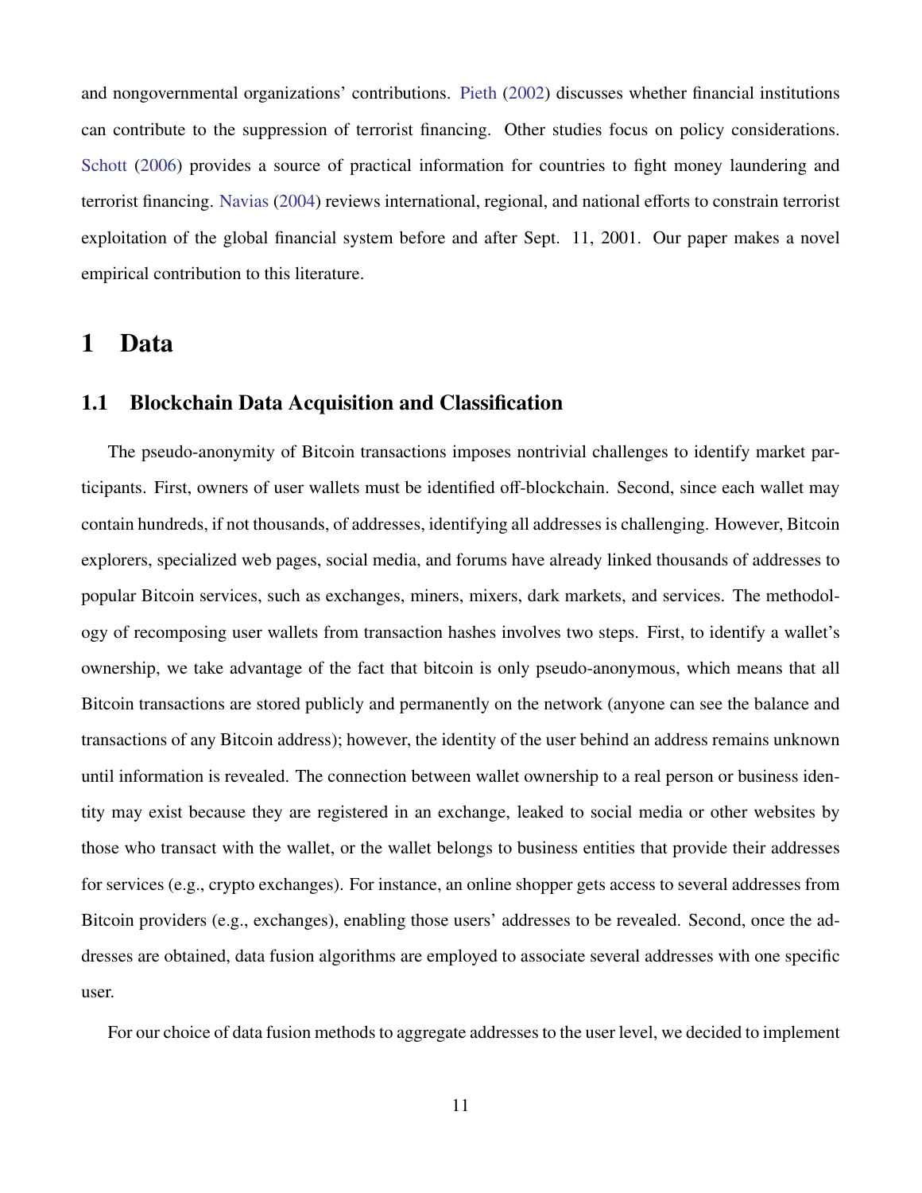and nongovernmental organizations' contributions. Pieth (2002) discusses whether financial institutions can contribute to the suppression of terrorist financing. Other studies focus on policy considerations. Schott (2006) provides a source of practical information for countries to fight money laundering and terrorist financing. Navias (2004) reviews international, regional, and national efforts to constrain terrorist exploitation of the global financial system before and after Sept. 11, 2001. Our paper makes a novel empirical contribution to this literature.

# 1 Data

## 1.1 Blockchain Data Acquisition and Classification

The pseudo-anonymity of Bitcoin transactions imposes nontrivial challenges to identify market participants. First, owners of user wallets must be identified off-blockchain. Second, since each wallet may contain hundreds, if not thousands, of addresses, identifying all addresses is challenging. However, Bitcoin explorers, specialized web pages, social media, and forums have already linked thousands of addresses to popular Bitcoin services, such as exchanges, miners, mixers, dark markets, and services. The methodology of recomposing user wallets from transaction hashes involves two steps. First, to identify a wallet's ownership, we take advantage of the fact that bitcoin is only pseudo-anonymous, which means that all Bitcoin transactions are stored publicly and permanently on the network (anyone can see the balance and transactions of any Bitcoin address); however, the identity of the user behind an address remains unknown until information is revealed. The connection between wallet ownership to a real person or business identity may exist because they are registered in an exchange, leaked to social media or other websites by those who transact with the wallet, or the wallet belongs to business entities that provide their addresses for services (e.g., crypto exchanges). For instance, an online shopper gets access to several addresses from Bitcoin providers (e.g., exchanges), enabling those users' addresses to be revealed. Second, once the addresses are obtained, data fusion algorithms are employed to associate several addresses with one specific user.

For our choice of data fusion methods to aggregate addresses to the user level, we decided to implement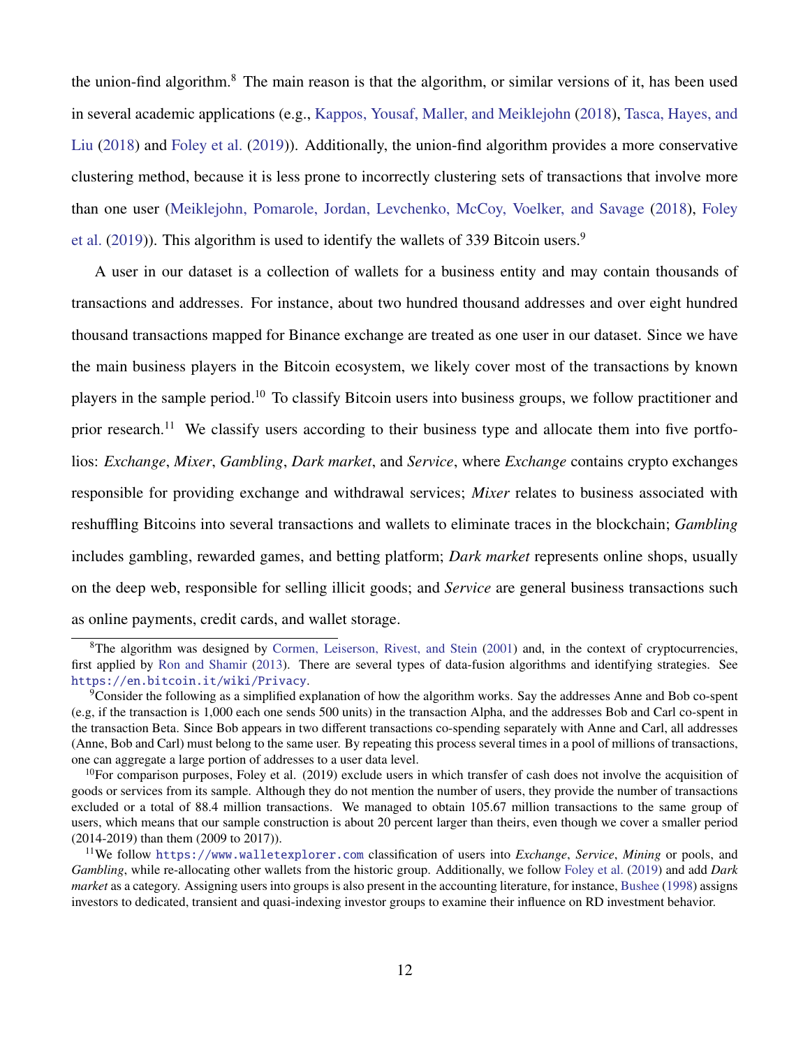the union-find algorithm.[8] The main reason is that the algorithm, or similar versions of it, has been used in several academic applications (e.g., Kappos, Yousaf, Maller, and Meiklejohn (2018), Tasca, Hayes, and Liu (2018) and Foley et al. (2019)). Additionally, the union-find algorithm provides a more conservative clustering method, because it is less prone to incorrectly clustering sets of transactions that involve more than one user (Meiklejohn, Pomarole, Jordan, Levchenko, McCoy, Voelker, and Savage (2018), Foley et al. (2019)). This algorithm is used to identify the wallets of 339 Bitcoin users.[9]

A user in our dataset is a collection of wallets for a business entity and may contain thousands of transactions and addresses. For instance, about two hundred thousand addresses and over eight hundred thousand transactions mapped for Binance exchange are treated as one user in our dataset. Since we have the main business players in the Bitcoin ecosystem, we likely cover most of the transactions by known players in the sample period.[10] To classify Bitcoin users into business groups, we follow practitioner and prior research.[11] We classify users according to their business type and allocate them into five portfolios: *Exchange*, *Mixer*, *Gambling*, *Dark market*, and *Service*, where *Exchange* contains crypto exchanges responsible for providing exchange and withdrawal services; *Mixer* relates to business associated with reshuffling Bitcoins into several transactions and wallets to eliminate traces in the blockchain; *Gambling* includes gambling, rewarded games, and betting platform; *Dark market* represents online shops, usually on the deep web, responsible for selling illicit goods; and *Service* are general business transactions such as online payments, credit cards, and wallet storage.

---

[8]The algorithm was designed by Cormen, Leiserson, Rivest, and Stein (2001) and, in the context of cryptocurrencies, first applied by Ron and Shamir (2013). There are several types of data-fusion algorithms and identifying strategies. See https://en.bitcoin.it/wiki/Privacy.

[9]Consider the following as a simplified explanation of how the algorithm works. Say the addresses Anne and Bob co-spent (e.g, if the transaction is 1,000 each one sends 500 units) in the transaction Alpha, and the addresses Bob and Carl co-spent in the transaction Beta. Since Bob appears in two different transactions co-spending separately with Anne and Carl, all addresses (Anne, Bob and Carl) must belong to the same user. By repeating this process several times in a pool of millions of transactions, one can aggregate a large portion of addresses to a user data level.

[10]For comparison purposes, Foley et al. (2019) exclude users in which transfer of cash does not involve the acquisition of goods or services from its sample. Although they do not mention the number of users, they provide the number of transactions excluded or a total of 88.4 million transactions. We managed to obtain 105.67 million transactions to the same group of users, which means that our sample construction is about 20 percent larger than theirs, even though we cover a smaller period (2014-2019) than them (2009 to 2017)).

[11]We follow https://www.walletexplorer.com classification of users into *Exchange*, *Service*, *Mining* or pools, and *Gambling*, while re-allocating other wallets from the historic group. Additionally, we follow Foley et al. (2019) and add *Dark market* as a category. Assigning users into groups is also present in the accounting literature, for instance, Bushee (1998) assigns investors to dedicated, transient and quasi-indexing investor groups to examine their influence on RD investment behavior.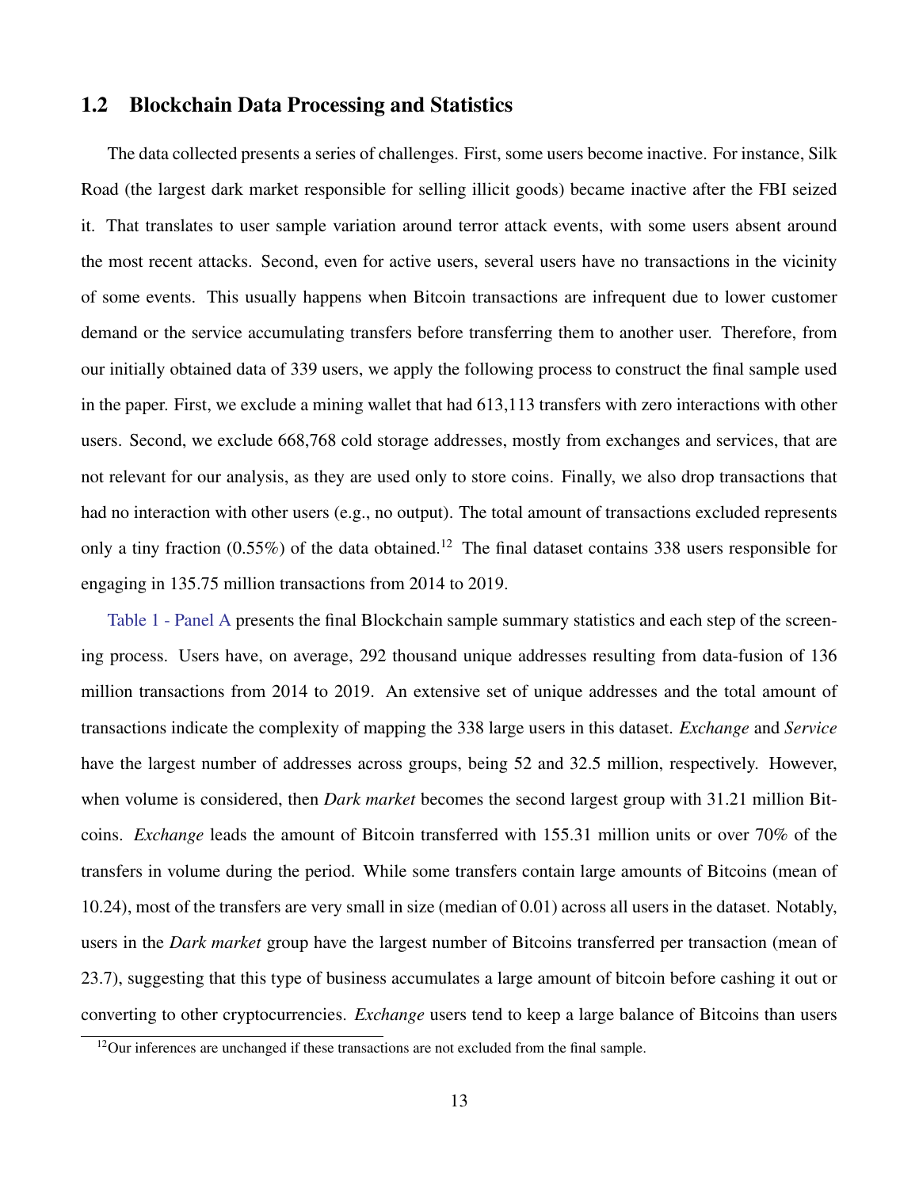## 1.2 Blockchain Data Processing and Statistics

The data collected presents a series of challenges. First, some users become inactive. For instance, Silk Road (the largest dark market responsible for selling illicit goods) became inactive after the FBI seized it. That translates to user sample variation around terror attack events, with some users absent around the most recent attacks. Second, even for active users, several users have no transactions in the vicinity of some events. This usually happens when Bitcoin transactions are infrequent due to lower customer demand or the service accumulating transfers before transferring them to another user. Therefore, from our initially obtained data of 339 users, we apply the following process to construct the final sample used in the paper. First, we exclude a mining wallet that had 613,113 transfers with zero interactions with other users. Second, we exclude 668,768 cold storage addresses, mostly from exchanges and services, that are not relevant for our analysis, as they are used only to store coins. Finally, we also drop transactions that had no interaction with other users (e.g., no output). The total amount of transactions excluded represents only a tiny fraction (0.55%) of the data obtained.[12] The final dataset contains 338 users responsible for engaging in 135.75 million transactions from 2014 to 2019.

Table 1 - Panel A presents the final Blockchain sample summary statistics and each step of the screening process. Users have, on average, 292 thousand unique addresses resulting from data-fusion of 136 million transactions from 2014 to 2019. An extensive set of unique addresses and the total amount of transactions indicate the complexity of mapping the 338 large users in this dataset. *Exchange* and *Service* have the largest number of addresses across groups, being 52 and 32.5 million, respectively. However, when volume is considered, then *Dark market* becomes the second largest group with 31.21 million Bitcoins. *Exchange* leads the amount of Bitcoin transferred with 155.31 million units or over 70% of the transfers in volume during the period. While some transfers contain large amounts of Bitcoins (mean of 10.24), most of the transfers are very small in size (median of 0.01) across all users in the dataset. Notably, users in the *Dark market* group have the largest number of Bitcoins transferred per transaction (mean of 23.7), suggesting that this type of business accumulates a large amount of bitcoin before cashing it out or converting to other cryptocurrencies. *Exchange* users tend to keep a large balance of Bitcoins than users

[12] Our inferences are unchanged if these transactions are not excluded from the final sample.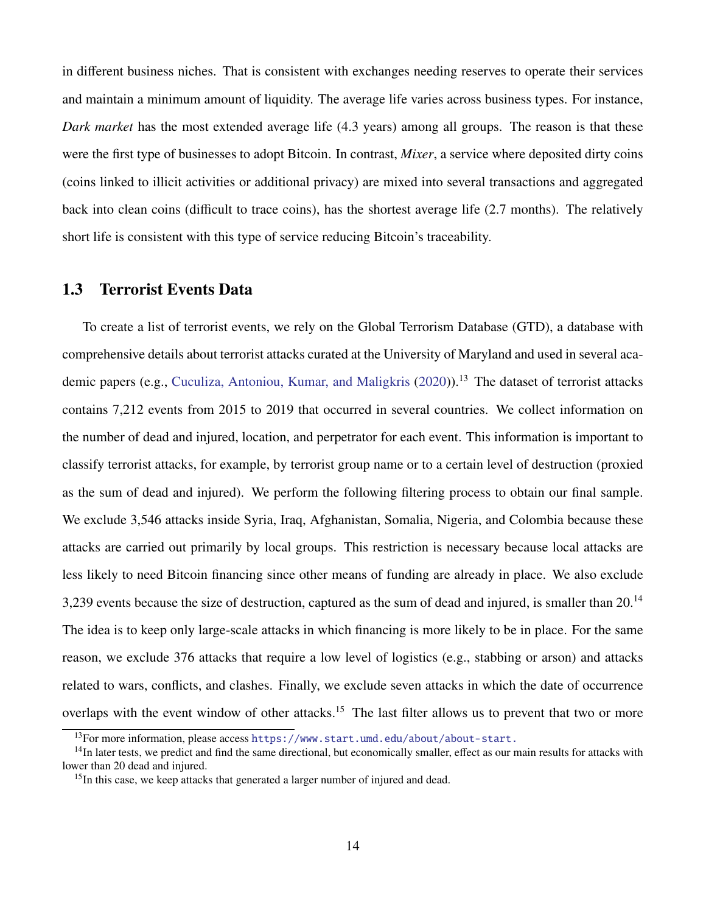in different business niches. That is consistent with exchanges needing reserves to operate their services and maintain a minimum amount of liquidity. The average life varies across business types. For instance, *Dark market* has the most extended average life (4.3 years) among all groups. The reason is that these were the first type of businesses to adopt Bitcoin. In contrast, *Mixer*, a service where deposited dirty coins (coins linked to illicit activities or additional privacy) are mixed into several transactions and aggregated back into clean coins (difficult to trace coins), has the shortest average life (2.7 months). The relatively short life is consistent with this type of service reducing Bitcoin's traceability.

## 1.3 Terrorist Events Data

To create a list of terrorist events, we rely on the Global Terrorism Database (GTD), a database with comprehensive details about terrorist attacks curated at the University of Maryland and used in several academic papers (e.g., Cuculiza, Antoniou, Kumar, and Maligkris (2020)).[13] The dataset of terrorist attacks contains 7,212 events from 2015 to 2019 that occurred in several countries. We collect information on the number of dead and injured, location, and perpetrator for each event. This information is important to classify terrorist attacks, for example, by terrorist group name or to a certain level of destruction (proxied as the sum of dead and injured). We perform the following filtering process to obtain our final sample. We exclude 3,546 attacks inside Syria, Iraq, Afghanistan, Somalia, Nigeria, and Colombia because these attacks are carried out primarily by local groups. This restriction is necessary because local attacks are less likely to need Bitcoin financing since other means of funding are already in place. We also exclude 3,239 events because the size of destruction, captured as the sum of dead and injured, is smaller than 20.[14] The idea is to keep only large-scale attacks in which financing is more likely to be in place. For the same reason, we exclude 376 attacks that require a low level of logistics (e.g., stabbing or arson) and attacks related to wars, conflicts, and clashes. Finally, we exclude seven attacks in which the date of occurrence overlaps with the event window of other attacks.[15] The last filter allows us to prevent that two or more

[13] For more information, please access https://www.start.umd.edu/about/about-start.

[14] In later tests, we predict and find the same directional, but economically smaller, effect as our main results for attacks with lower than 20 dead and injured.

[15] In this case, we keep attacks that generated a larger number of injured and dead.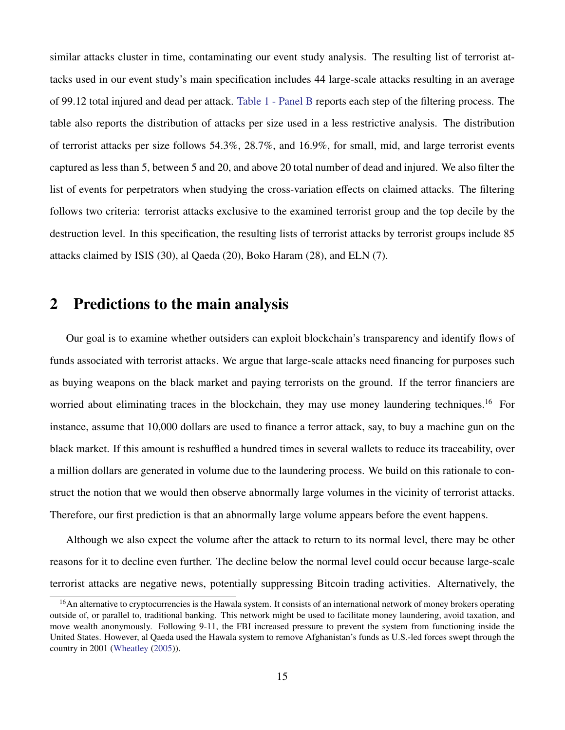similar attacks cluster in time, contaminating our event study analysis. The resulting list of terrorist attacks used in our event study's main specification includes 44 large-scale attacks resulting in an average of 99.12 total injured and dead per attack. Table 1 - Panel B reports each step of the filtering process. The table also reports the distribution of attacks per size used in a less restrictive analysis. The distribution of terrorist attacks per size follows 54.3%, 28.7%, and 16.9%, for small, mid, and large terrorist events captured as less than 5, between 5 and 20, and above 20 total number of dead and injured. We also filter the list of events for perpetrators when studying the cross-variation effects on claimed attacks. The filtering follows two criteria: terrorist attacks exclusive to the examined terrorist group and the top decile by the destruction level. In this specification, the resulting lists of terrorist attacks by terrorist groups include 85 attacks claimed by ISIS (30), al Qaeda (20), Boko Haram (28), and ELN (7).

## 2 Predictions to the main analysis

Our goal is to examine whether outsiders can exploit blockchain's transparency and identify flows of funds associated with terrorist attacks. We argue that large-scale attacks need financing for purposes such as buying weapons on the black market and paying terrorists on the ground. If the terror financiers are worried about eliminating traces in the blockchain, they may use money laundering techniques.[16] For instance, assume that 10,000 dollars are used to finance a terror attack, say, to buy a machine gun on the black market. If this amount is reshuffled a hundred times in several wallets to reduce its traceability, over a million dollars are generated in volume due to the laundering process. We build on this rationale to construct the notion that we would then observe abnormally large volumes in the vicinity of terrorist attacks. Therefore, our first prediction is that an abnormally large volume appears before the event happens.

Although we also expect the volume after the attack to return to its normal level, there may be other reasons for it to decline even further. The decline below the normal level could occur because large-scale terrorist attacks are negative news, potentially suppressing Bitcoin trading activities. Alternatively, the

[16] An alternative to cryptocurrencies is the Hawala system. It consists of an international network of money brokers operating outside of, or parallel to, traditional banking. This network might be used to facilitate money laundering, avoid taxation, and move wealth anonymously. Following 9-11, the FBI increased pressure to prevent the system from functioning inside the United States. However, al Qaeda used the Hawala system to remove Afghanistan's funds as U.S.-led forces swept through the country in 2001 (Wheatley (2005)).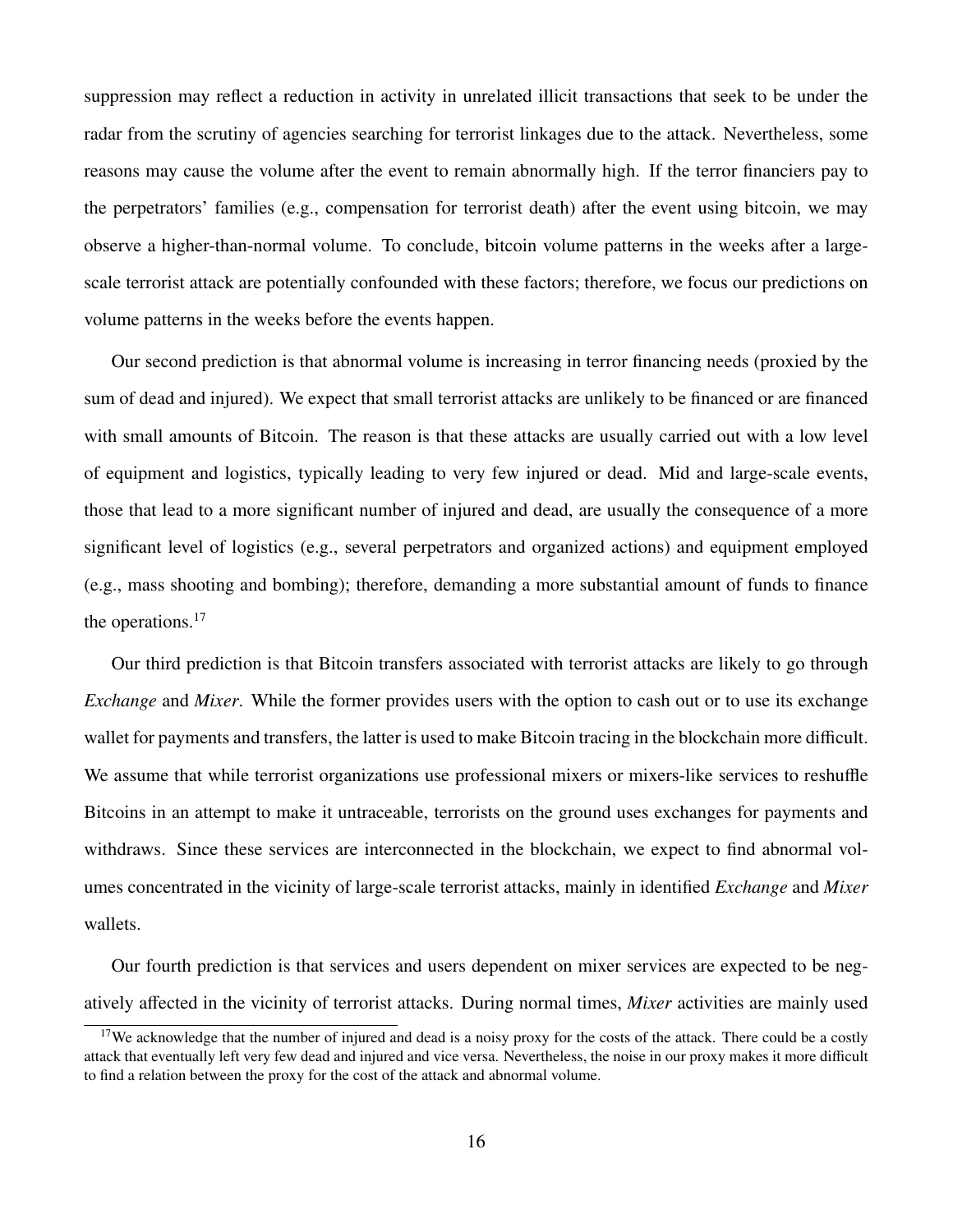suppression may reflect a reduction in activity in unrelated illicit transactions that seek to be under the radar from the scrutiny of agencies searching for terrorist linkages due to the attack. Nevertheless, some reasons may cause the volume after the event to remain abnormally high. If the terror financiers pay to the perpetrators' families (e.g., compensation for terrorist death) after the event using bitcoin, we may observe a higher-than-normal volume. To conclude, bitcoin volume patterns in the weeks after a large-scale terrorist attack are potentially confounded with these factors; therefore, we focus our predictions on volume patterns in the weeks before the events happen.

Our second prediction is that abnormal volume is increasing in terror financing needs (proxied by the sum of dead and injured). We expect that small terrorist attacks are unlikely to be financed or are financed with small amounts of Bitcoin. The reason is that these attacks are usually carried out with a low level of equipment and logistics, typically leading to very few injured or dead. Mid and large-scale events, those that lead to a more significant number of injured and dead, are usually the consequence of a more significant level of logistics (e.g., several perpetrators and organized actions) and equipment employed (e.g., mass shooting and bombing); therefore, demanding a more substantial amount of funds to finance the operations.[17]

Our third prediction is that Bitcoin transfers associated with terrorist attacks are likely to go through *Exchange* and *Mixer*. While the former provides users with the option to cash out or to use its exchange wallet for payments and transfers, the latter is used to make Bitcoin tracing in the blockchain more difficult. We assume that while terrorist organizations use professional mixers or mixers-like services to reshuffle Bitcoins in an attempt to make it untraceable, terrorists on the ground uses exchanges for payments and withdraws. Since these services are interconnected in the blockchain, we expect to find abnormal volumes concentrated in the vicinity of large-scale terrorist attacks, mainly in identified *Exchange* and *Mixer* wallets.

Our fourth prediction is that services and users dependent on mixer services are expected to be negatively affected in the vicinity of terrorist attacks. During normal times, *Mixer* activities are mainly used

[17] We acknowledge that the number of injured and dead is a noisy proxy for the costs of the attack. There could be a costly attack that eventually left very few dead and injured and vice versa. Nevertheless, the noise in our proxy makes it more difficult to find a relation between the proxy for the cost of the attack and abnormal volume.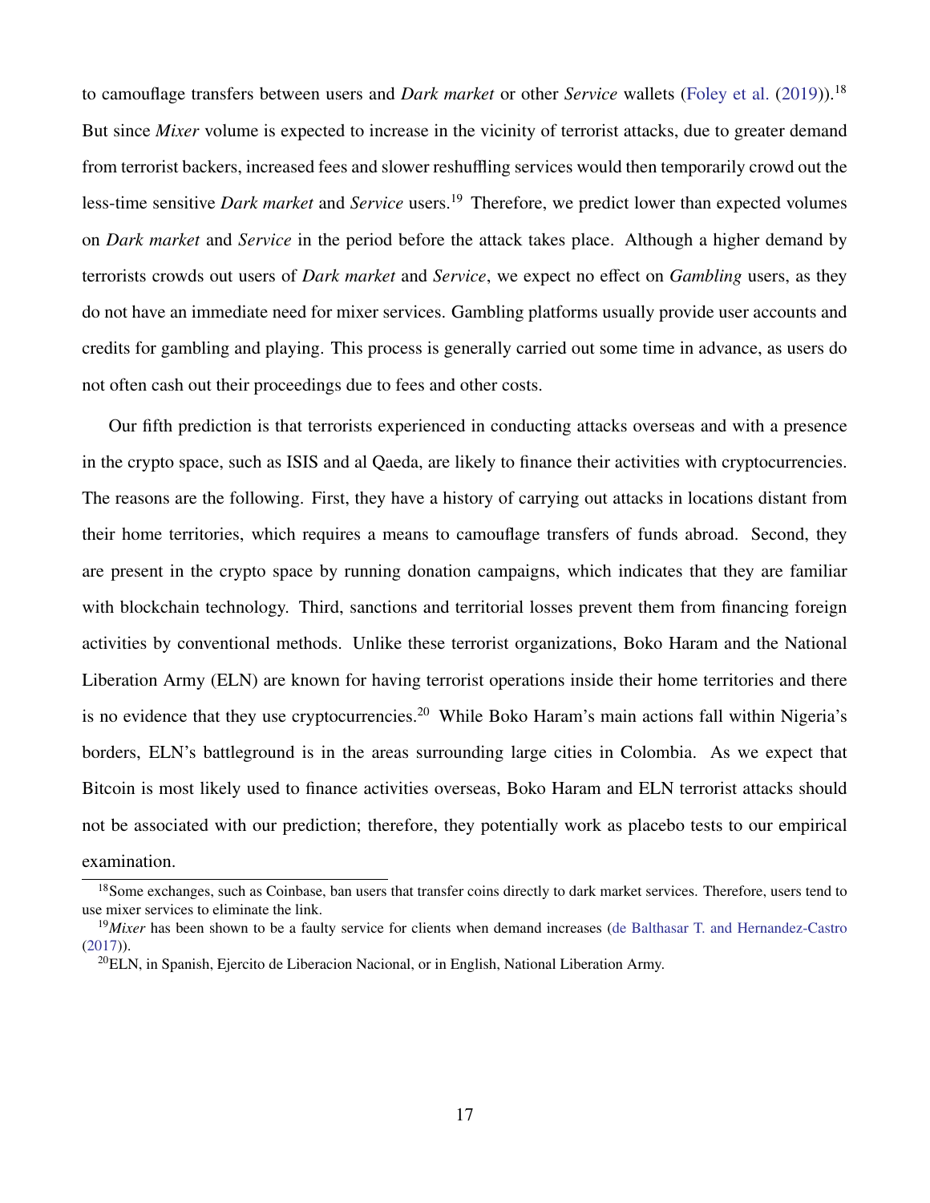to camouflage transfers between users and *Dark market* or other *Service* wallets (Foley et al. (2019)).[18] But since *Mixer* volume is expected to increase in the vicinity of terrorist attacks, due to greater demand from terrorist backers, increased fees and slower reshuffling services would then temporarily crowd out the less-time sensitive *Dark market* and *Service* users.[19] Therefore, we predict lower than expected volumes on *Dark market* and *Service* in the period before the attack takes place. Although a higher demand by terrorists crowds out users of *Dark market* and *Service*, we expect no effect on *Gambling* users, as they do not have an immediate need for mixer services. Gambling platforms usually provide user accounts and credits for gambling and playing. This process is generally carried out some time in advance, as users do not often cash out their proceedings due to fees and other costs.

Our fifth prediction is that terrorists experienced in conducting attacks overseas and with a presence in the crypto space, such as ISIS and al Qaeda, are likely to finance their activities with cryptocurrencies. The reasons are the following. First, they have a history of carrying out attacks in locations distant from their home territories, which requires a means to camouflage transfers of funds abroad. Second, they are present in the crypto space by running donation campaigns, which indicates that they are familiar with blockchain technology. Third, sanctions and territorial losses prevent them from financing foreign activities by conventional methods. Unlike these terrorist organizations, Boko Haram and the National Liberation Army (ELN) are known for having terrorist operations inside their home territories and there is no evidence that they use cryptocurrencies.[20] While Boko Haram's main actions fall within Nigeria's borders, ELN's battleground is in the areas surrounding large cities in Colombia. As we expect that Bitcoin is most likely used to finance activities overseas, Boko Haram and ELN terrorist attacks should not be associated with our prediction; therefore, they potentially work as placebo tests to our empirical examination.

[18]Some exchanges, such as Coinbase, ban users that transfer coins directly to dark market services. Therefore, users tend to use mixer services to eliminate the link.

[19]*Mixer* has been shown to be a faulty service for clients when demand increases (de Balthasar T. and Hernandez-Castro (2017)).

[20]ELN, in Spanish, Ejercito de Liberacion Nacional, or in English, National Liberation Army.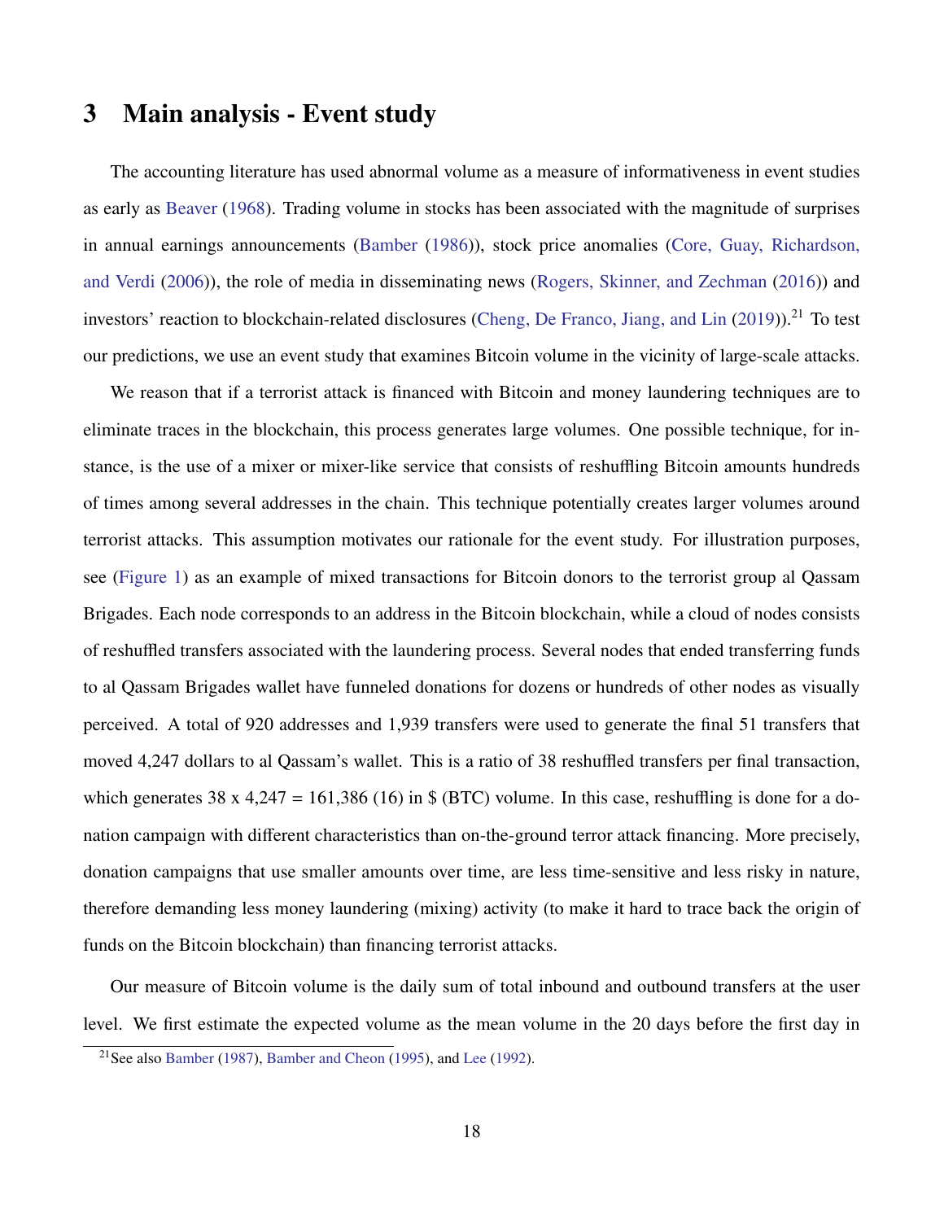# 3 Main analysis - Event study

The accounting literature has used abnormal volume as a measure of informativeness in event studies as early as Beaver (1968). Trading volume in stocks has been associated with the magnitude of surprises in annual earnings announcements (Bamber (1986)), stock price anomalies (Core, Guay, Richardson, and Verdi (2006)), the role of media in disseminating news (Rogers, Skinner, and Zechman (2016)) and investors' reaction to blockchain-related disclosures (Cheng, De Franco, Jiang, and Lin (2019)).[21] To test our predictions, we use an event study that examines Bitcoin volume in the vicinity of large-scale attacks.

We reason that if a terrorist attack is financed with Bitcoin and money laundering techniques are to eliminate traces in the blockchain, this process generates large volumes. One possible technique, for instance, is the use of a mixer or mixer-like service that consists of reshuffling Bitcoin amounts hundreds of times among several addresses in the chain. This technique potentially creates larger volumes around terrorist attacks. This assumption motivates our rationale for the event study. For illustration purposes, see (Figure 1) as an example of mixed transactions for Bitcoin donors to the terrorist group al Qassam Brigades. Each node corresponds to an address in the Bitcoin blockchain, while a cloud of nodes consists of reshuffled transfers associated with the laundering process. Several nodes that ended transferring funds to al Qassam Brigades wallet have funneled donations for dozens or hundreds of other nodes as visually perceived. A total of 920 addresses and 1,939 transfers were used to generate the final 51 transfers that moved 4,247 dollars to al Qassam's wallet. This is a ratio of 38 reshuffled transfers per final transaction, which generates 38 x 4,247 = 161,386 (16) in $ (BTC) volume. In this case, reshuffling is done for a donation campaign with different characteristics than on-the-ground terror attack financing. More precisely, donation campaigns that use smaller amounts over time, are less time-sensitive and less risky in nature, therefore demanding less money laundering (mixing) activity (to make it hard to trace back the origin of funds on the Bitcoin blockchain) than financing terrorist attacks.

Our measure of Bitcoin volume is the daily sum of total inbound and outbound transfers at the user level. We first estimate the expected volume as the mean volume in the 20 days before the first day in

[21] See also Bamber (1987), Bamber and Cheon (1995), and Lee (1992).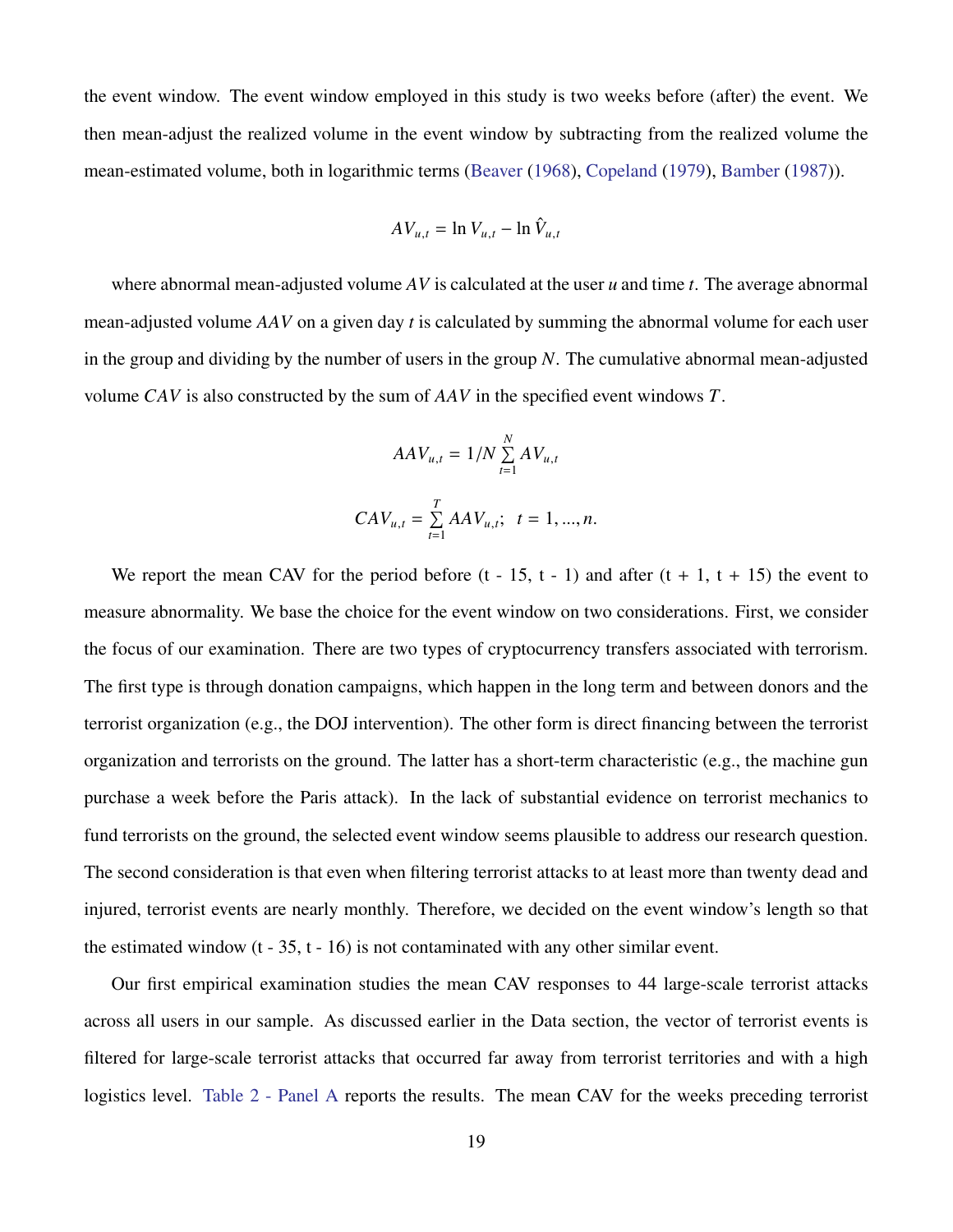the event window. The event window employed in this study is two weeks before (after) the event. We then mean-adjust the realized volume in the event window by subtracting from the realized volume the mean-estimated volume, both in logarithmic terms (Beaver (1968), Copeland (1979), Bamber (1987)).

$$AV_{u,t} = \ln V_{u,t} - \ln \hat{V}_{u,t}$$

where abnormal mean-adjusted volume $AV$ is calculated at the user $u$ and time $t$. The average abnormal mean-adjusted volume $AAV$ on a given day $t$ is calculated by summing the abnormal volume for each user in the group and dividing by the number of users in the group $N$. The cumulative abnormal mean-adjusted volume $CAV$ is also constructed by the sum of $AAV$ in the specified event windows $T$.

$$AAV_{u,t} = 1/N \sum_{t=1}^{N} AV_{u,t}$$

$$CAV_{u,t} = \sum_{t=1}^{T} AAV_{u,t}; \quad t = 1, ..., n.$$

We report the mean CAV for the period before (t - 15, t - 1) and after (t + 1, t + 15) the event to measure abnormality. We base the choice for the event window on two considerations. First, we consider the focus of our examination. There are two types of cryptocurrency transfers associated with terrorism. The first type is through donation campaigns, which happen in the long term and between donors and the terrorist organization (e.g., the DOJ intervention). The other form is direct financing between the terrorist organization and terrorists on the ground. The latter has a short-term characteristic (e.g., the machine gun purchase a week before the Paris attack). In the lack of substantial evidence on terrorist mechanics to fund terrorists on the ground, the selected event window seems plausible to address our research question. The second consideration is that even when filtering terrorist attacks to at least more than twenty dead and injured, terrorist events are nearly monthly. Therefore, we decided on the event window's length so that the estimated window (t - 35, t - 16) is not contaminated with any other similar event.

Our first empirical examination studies the mean CAV responses to 44 large-scale terrorist attacks across all users in our sample. As discussed earlier in the Data section, the vector of terrorist events is filtered for large-scale terrorist attacks that occurred far away from terrorist territories and with a high logistics level. Table 2 - Panel A reports the results. The mean CAV for the weeks preceding terrorist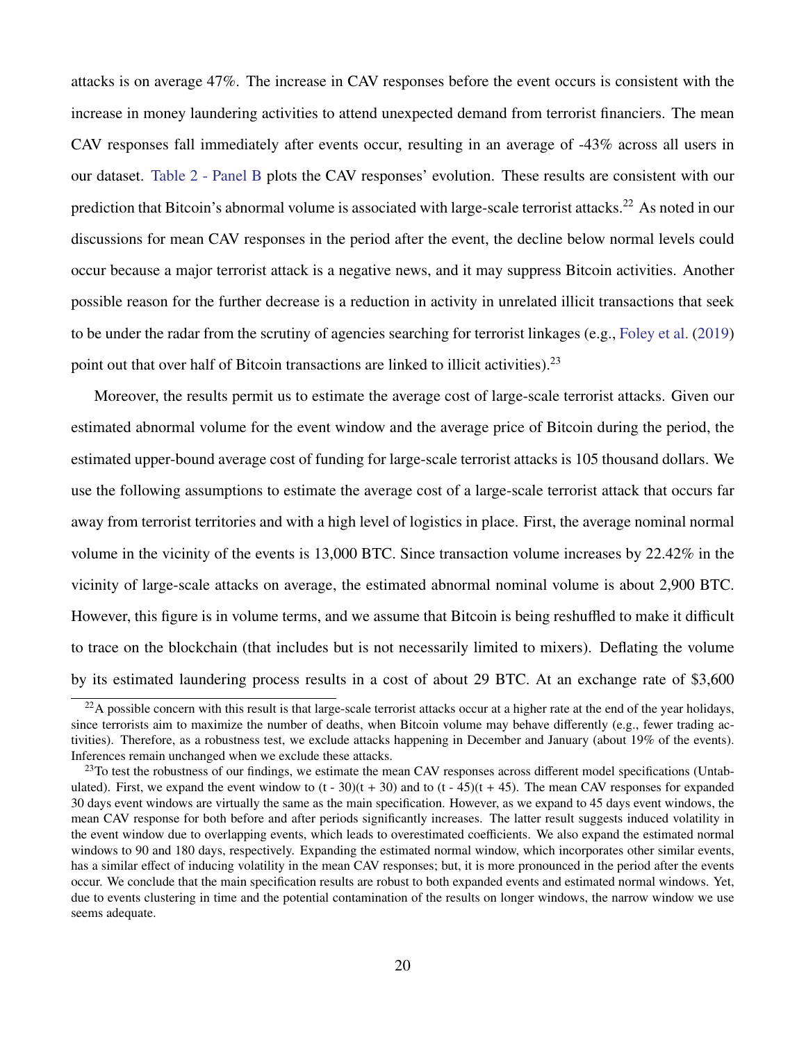attacks is on average 47%. The increase in CAV responses before the event occurs is consistent with the increase in money laundering activities to attend unexpected demand from terrorist financiers. The mean CAV responses fall immediately after events occur, resulting in an average of -43% across all users in our dataset. Table 2 - Panel B plots the CAV responses' evolution. These results are consistent with our prediction that Bitcoin's abnormal volume is associated with large-scale terrorist attacks.[22] As noted in our discussions for mean CAV responses in the period after the event, the decline below normal levels could occur because a major terrorist attack is a negative news, and it may suppress Bitcoin activities. Another possible reason for the further decrease is a reduction in activity in unrelated illicit transactions that seek to be under the radar from the scrutiny of agencies searching for terrorist linkages (e.g., Foley et al. (2019) point out that over half of Bitcoin transactions are linked to illicit activities).[23]

Moreover, the results permit us to estimate the average cost of large-scale terrorist attacks. Given our estimated abnormal volume for the event window and the average price of Bitcoin during the period, the estimated upper-bound average cost of funding for large-scale terrorist attacks is 105 thousand dollars. We use the following assumptions to estimate the average cost of a large-scale terrorist attack that occurs far away from terrorist territories and with a high level of logistics in place. First, the average nominal normal volume in the vicinity of the events is 13,000 BTC. Since transaction volume increases by 22.42% in the vicinity of large-scale attacks on average, the estimated abnormal nominal volume is about 2,900 BTC. However, this figure is in volume terms, and we assume that Bitcoin is being reshuffled to make it difficult to trace on the blockchain (that includes but is not necessarily limited to mixers). Deflating the volume by its estimated laundering process results in a cost of about 29 BTC. At an exchange rate of $3,600

[22] A possible concern with this result is that large-scale terrorist attacks occur at a higher rate at the end of the year holidays, since terrorists aim to maximize the number of deaths, when Bitcoin volume may behave differently (e.g., fewer trading activities). Therefore, as a robustness test, we exclude attacks happening in December and January (about 19% of the events). Inferences remain unchanged when we exclude these attacks.

[23] To test the robustness of our findings, we estimate the mean CAV responses across different model specifications (Untabulated). First, we expand the event window to (t - 30)(t + 30) and to (t - 45)(t + 45). The mean CAV responses for expanded 30 days event windows are virtually the same as the main specification. However, as we expand to 45 days event windows, the mean CAV response for both before and after periods significantly increases. The latter result suggests induced volatility in the event window due to overlapping events, which leads to overestimated coefficients. We also expand the estimated normal windows to 90 and 180 days, respectively. Expanding the estimated normal window, which incorporates other similar events, has a similar effect of inducing volatility in the mean CAV responses; but, it is more pronounced in the period after the events occur. We conclude that the main specification results are robust to both expanded events and estimated normal windows. Yet, due to events clustering in time and the potential contamination of the results on longer windows, the narrow window we use seems adequate.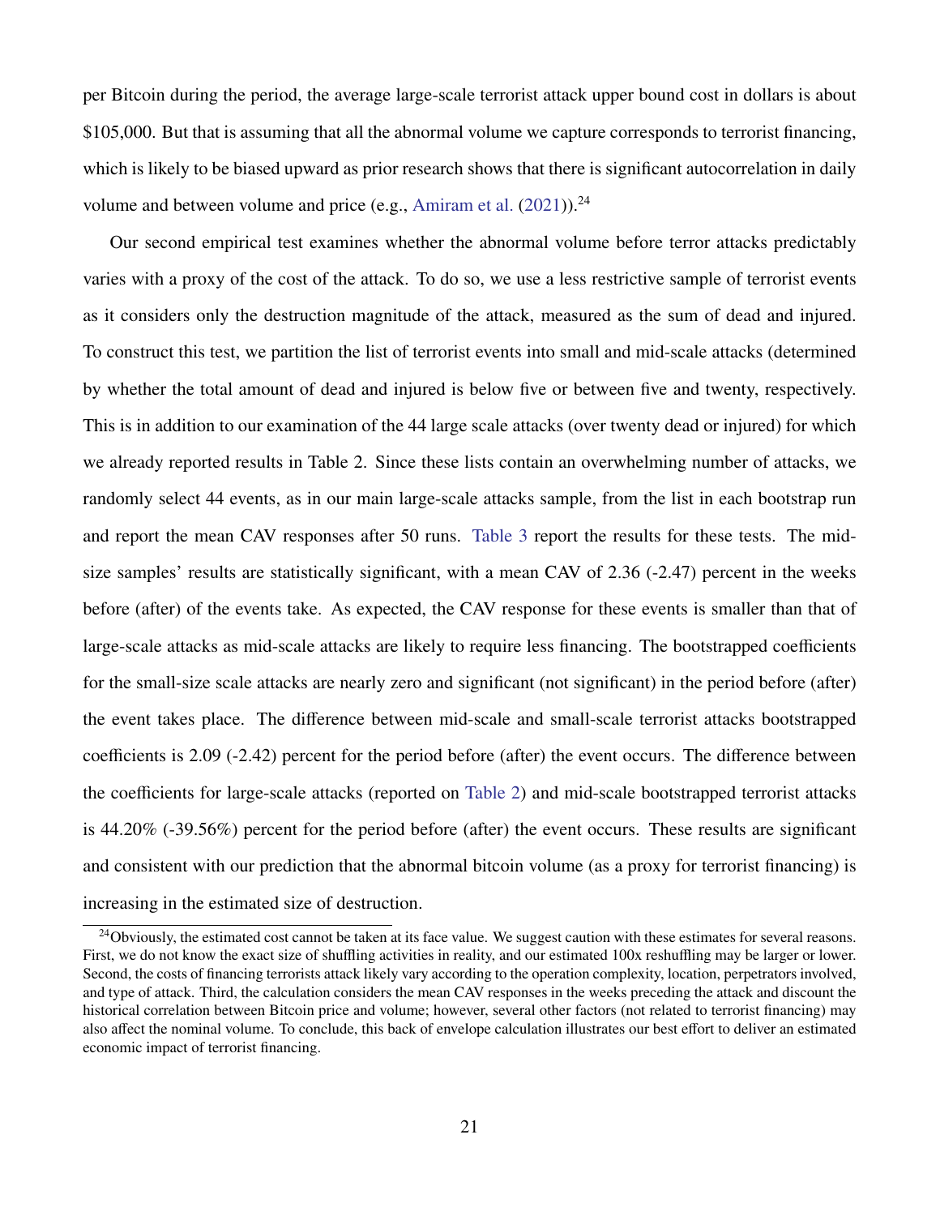per Bitcoin during the period, the average large-scale terrorist attack upper bound cost in dollars is about $105,000. But that is assuming that all the abnormal volume we capture corresponds to terrorist financing, which is likely to be biased upward as prior research shows that there is significant autocorrelation in daily volume and between volume and price (e.g., Amiram et al. (2021)).[24]

Our second empirical test examines whether the abnormal volume before terror attacks predictably varies with a proxy of the cost of the attack. To do so, we use a less restrictive sample of terrorist events as it considers only the destruction magnitude of the attack, measured as the sum of dead and injured. To construct this test, we partition the list of terrorist events into small and mid-scale attacks (determined by whether the total amount of dead and injured is below five or between five and twenty, respectively. This is in addition to our examination of the 44 large scale attacks (over twenty dead or injured) for which we already reported results in Table 2. Since these lists contain an overwhelming number of attacks, we randomly select 44 events, as in our main large-scale attacks sample, from the list in each bootstrap run and report the mean CAV responses after 50 runs. Table 3 report the results for these tests. The mid-size samples' results are statistically significant, with a mean CAV of 2.36 (-2.47) percent in the weeks before (after) of the events take. As expected, the CAV response for these events is smaller than that of large-scale attacks as mid-scale attacks are likely to require less financing. The bootstrapped coefficients for the small-size scale attacks are nearly zero and significant (not significant) in the period before (after) the event takes place. The difference between mid-scale and small-scale terrorist attacks bootstrapped coefficients is 2.09 (-2.42) percent for the period before (after) the event occurs. The difference between the coefficients for large-scale attacks (reported on Table 2) and mid-scale bootstrapped terrorist attacks is 44.20% (-39.56%) percent for the period before (after) the event occurs. These results are significant and consistent with our prediction that the abnormal bitcoin volume (as a proxy for terrorist financing) is increasing in the estimated size of destruction.

[24] Obviously, the estimated cost cannot be taken at its face value. We suggest caution with these estimates for several reasons. First, we do not know the exact size of shuffling activities in reality, and our estimated 100x reshuffling may be larger or lower. Second, the costs of financing terrorists attack likely vary according to the operation complexity, location, perpetrators involved, and type of attack. Third, the calculation considers the mean CAV responses in the weeks preceding the attack and discount the historical correlation between Bitcoin price and volume; however, several other factors (not related to terrorist financing) may also affect the nominal volume. To conclude, this back of envelope calculation illustrates our best effort to deliver an estimated economic impact of terrorist financing.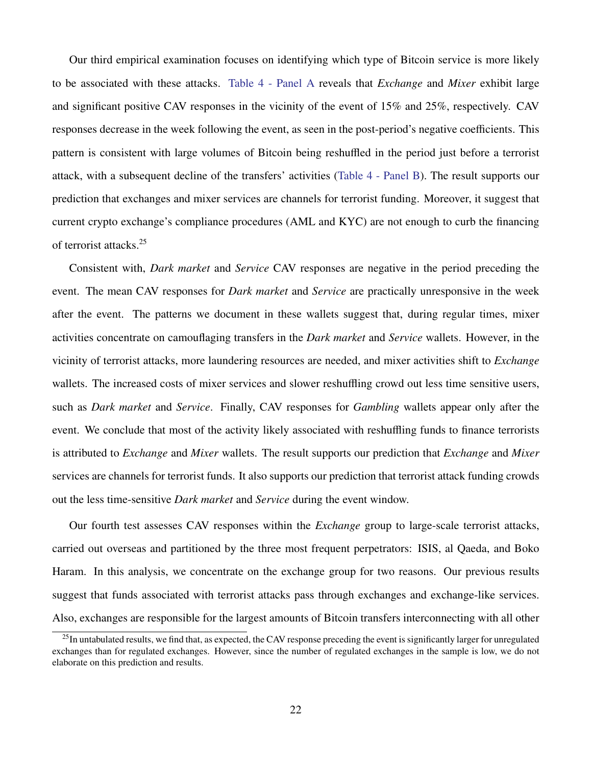Our third empirical examination focuses on identifying which type of Bitcoin service is more likely to be associated with these attacks. Table 4 - Panel A reveals that *Exchange* and *Mixer* exhibit large and significant positive CAV responses in the vicinity of the event of 15% and 25%, respectively. CAV responses decrease in the week following the event, as seen in the post-period's negative coefficients. This pattern is consistent with large volumes of Bitcoin being reshuffled in the period just before a terrorist attack, with a subsequent decline of the transfers' activities (Table 4 - Panel B). The result supports our prediction that exchanges and mixer services are channels for terrorist funding. Moreover, it suggest that current crypto exchange's compliance procedures (AML and KYC) are not enough to curb the financing of terrorist attacks.[25]

Consistent with, *Dark market* and *Service* CAV responses are negative in the period preceding the event. The mean CAV responses for *Dark market* and *Service* are practically unresponsive in the week after the event. The patterns we document in these wallets suggest that, during regular times, mixer activities concentrate on camouflaging transfers in the *Dark market* and *Service* wallets. However, in the vicinity of terrorist attacks, more laundering resources are needed, and mixer activities shift to *Exchange* wallets. The increased costs of mixer services and slower reshuffling crowd out less time sensitive users, such as *Dark market* and *Service*. Finally, CAV responses for *Gambling* wallets appear only after the event. We conclude that most of the activity likely associated with reshuffling funds to finance terrorists is attributed to *Exchange* and *Mixer* wallets. The result supports our prediction that *Exchange* and *Mixer* services are channels for terrorist funds. It also supports our prediction that terrorist attack funding crowds out the less time-sensitive *Dark market* and *Service* during the event window.

Our fourth test assesses CAV responses within the *Exchange* group to large-scale terrorist attacks, carried out overseas and partitioned by the three most frequent perpetrators: ISIS, al Qaeda, and Boko Haram. In this analysis, we concentrate on the exchange group for two reasons. Our previous results suggest that funds associated with terrorist attacks pass through exchanges and exchange-like services. Also, exchanges are responsible for the largest amounts of Bitcoin transfers interconnecting with all other

[25] In untabulated results, we find that, as expected, the CAV response preceding the event is significantly larger for unregulated exchanges than for regulated exchanges. However, since the number of regulated exchanges in the sample is low, we do not elaborate on this prediction and results.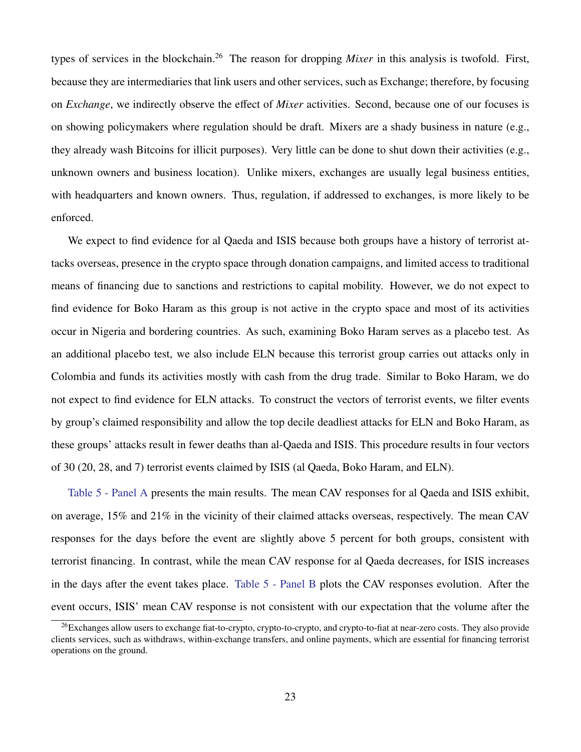types of services in the blockchain.[26] The reason for dropping *Mixer* in this analysis is twofold. First, because they are intermediaries that link users and other services, such as Exchange; therefore, by focusing on *Exchange*, we indirectly observe the effect of *Mixer* activities. Second, because one of our focuses is on showing policymakers where regulation should be draft. Mixers are a shady business in nature (e.g., they already wash Bitcoins for illicit purposes). Very little can be done to shut down their activities (e.g., unknown owners and business location). Unlike mixers, exchanges are usually legal business entities, with headquarters and known owners. Thus, regulation, if addressed to exchanges, is more likely to be enforced.

We expect to find evidence for al Qaeda and ISIS because both groups have a history of terrorist attacks overseas, presence in the crypto space through donation campaigns, and limited access to traditional means of financing due to sanctions and restrictions to capital mobility. However, we do not expect to find evidence for Boko Haram as this group is not active in the crypto space and most of its activities occur in Nigeria and bordering countries. As such, examining Boko Haram serves as a placebo test. As an additional placebo test, we also include ELN because this terrorist group carries out attacks only in Colombia and funds its activities mostly with cash from the drug trade. Similar to Boko Haram, we do not expect to find evidence for ELN attacks. To construct the vectors of terrorist events, we filter events by group's claimed responsibility and allow the top decile deadliest attacks for ELN and Boko Haram, as these groups' attacks result in fewer deaths than al-Qaeda and ISIS. This procedure results in four vectors of 30 (20, 28, and 7) terrorist events claimed by ISIS (al Qaeda, Boko Haram, and ELN).

Table 5 - Panel A presents the main results. The mean CAV responses for al Qaeda and ISIS exhibit, on average, 15% and 21% in the vicinity of their claimed attacks overseas, respectively. The mean CAV responses for the days before the event are slightly above 5 percent for both groups, consistent with terrorist financing. In contrast, while the mean CAV response for al Qaeda decreases, for ISIS increases in the days after the event takes place. Table 5 - Panel B plots the CAV responses evolution. After the event occurs, ISIS' mean CAV response is not consistent with our expectation that the volume after the

[26] Exchanges allow users to exchange fiat-to-crypto, crypto-to-crypto, and crypto-to-fiat at near-zero costs. They also provide clients services, such as withdraws, within-exchange transfers, and online payments, which are essential for financing terrorist operations on the ground.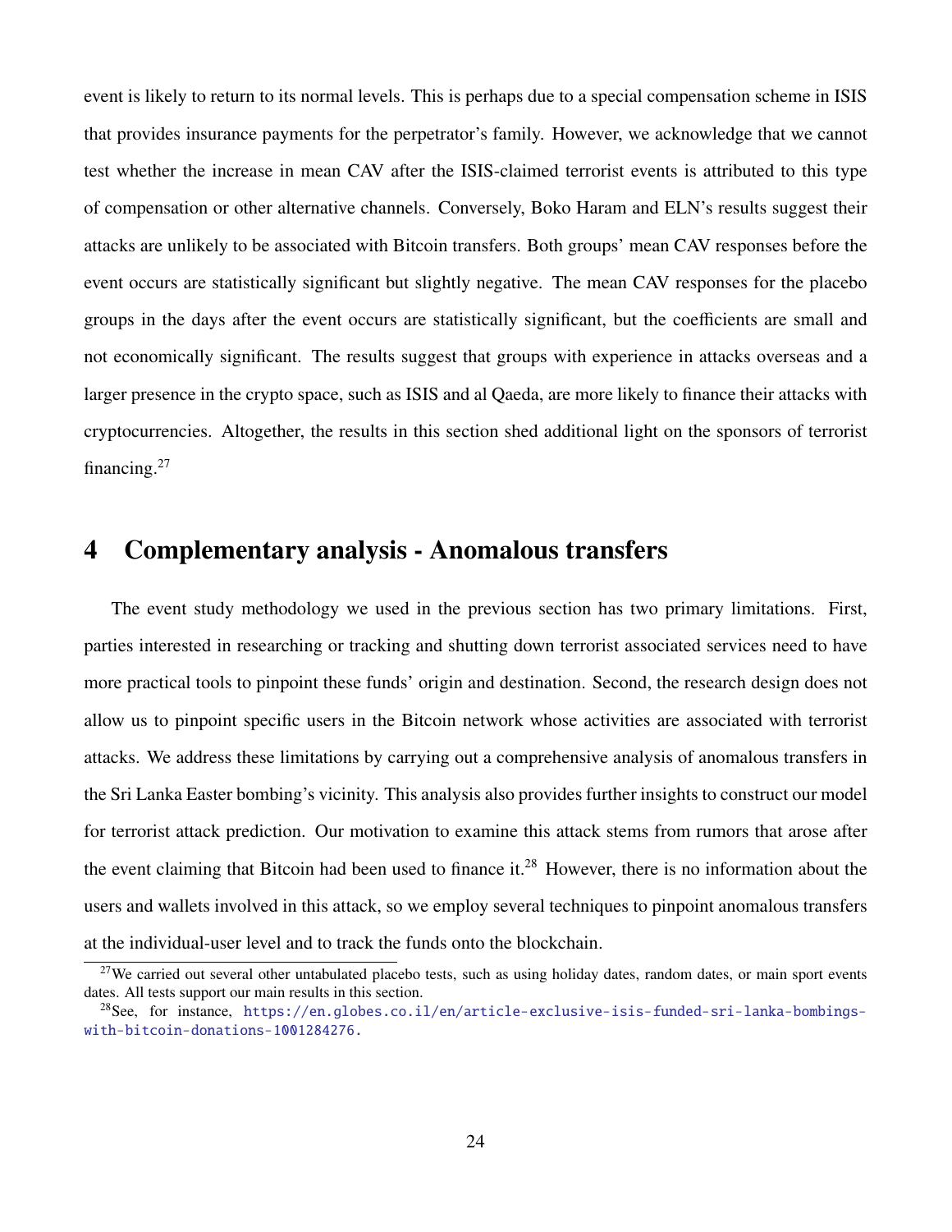event is likely to return to its normal levels. This is perhaps due to a special compensation scheme in ISIS that provides insurance payments for the perpetrator's family. However, we acknowledge that we cannot test whether the increase in mean CAV after the ISIS-claimed terrorist events is attributed to this type of compensation or other alternative channels. Conversely, Boko Haram and ELN's results suggest their attacks are unlikely to be associated with Bitcoin transfers. Both groups' mean CAV responses before the event occurs are statistically significant but slightly negative. The mean CAV responses for the placebo groups in the days after the event occurs are statistically significant, but the coefficients are small and not economically significant. The results suggest that groups with experience in attacks overseas and a larger presence in the crypto space, such as ISIS and al Qaeda, are more likely to finance their attacks with cryptocurrencies. Altogether, the results in this section shed additional light on the sponsors of terrorist financing.[27]

# 4 Complementary analysis - Anomalous transfers

The event study methodology we used in the previous section has two primary limitations. First, parties interested in researching or tracking and shutting down terrorist associated services need to have more practical tools to pinpoint these funds' origin and destination. Second, the research design does not allow us to pinpoint specific users in the Bitcoin network whose activities are associated with terrorist attacks. We address these limitations by carrying out a comprehensive analysis of anomalous transfers in the Sri Lanka Easter bombing's vicinity. This analysis also provides further insights to construct our model for terrorist attack prediction. Our motivation to examine this attack stems from rumors that arose after the event claiming that Bitcoin had been used to finance it.[28] However, there is no information about the users and wallets involved in this attack, so we employ several techniques to pinpoint anomalous transfers at the individual-user level and to track the funds onto the blockchain.

[27] We carried out several other untabulated placebo tests, such as using holiday dates, random dates, or main sport events dates. All tests support our main results in this section.

[28] See, for instance, https://en.globes.co.il/en/article-exclusive-isis-funded-sri-lanka-bombings-with-bitcoin-donations-1001284276.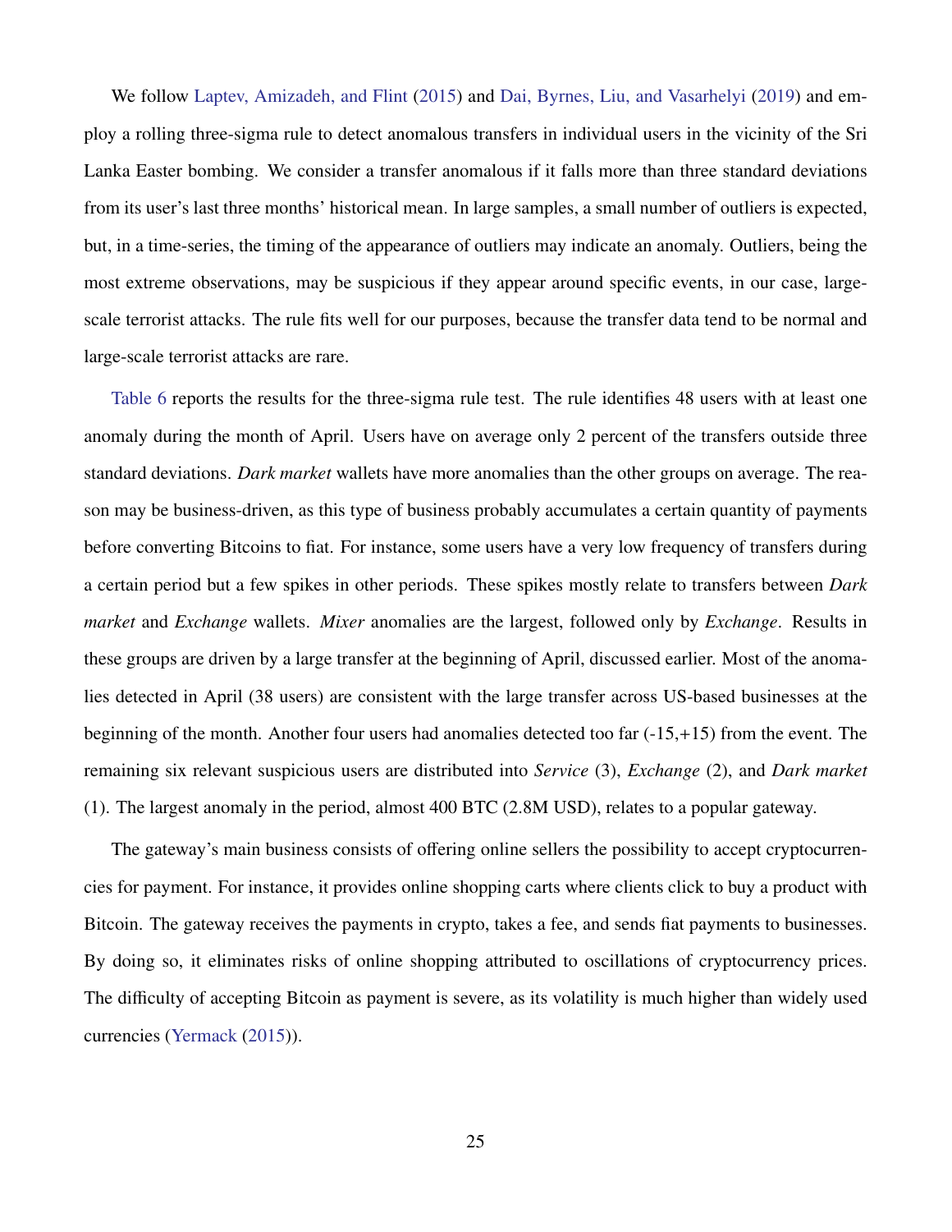We follow Laptev, Amizadeh, and Flint (2015) and Dai, Byrnes, Liu, and Vasarhelyi (2019) and employ a rolling three-sigma rule to detect anomalous transfers in individual users in the vicinity of the Sri Lanka Easter bombing. We consider a transfer anomalous if it falls more than three standard deviations from its user's last three months' historical mean. In large samples, a small number of outliers is expected, but, in a time-series, the timing of the appearance of outliers may indicate an anomaly. Outliers, being the most extreme observations, may be suspicious if they appear around specific events, in our case, large-scale terrorist attacks. The rule fits well for our purposes, because the transfer data tend to be normal and large-scale terrorist attacks are rare.

Table 6 reports the results for the three-sigma rule test. The rule identifies 48 users with at least one anomaly during the month of April. Users have on average only 2 percent of the transfers outside three standard deviations. *Dark market* wallets have more anomalies than the other groups on average. The reason may be business-driven, as this type of business probably accumulates a certain quantity of payments before converting Bitcoins to fiat. For instance, some users have a very low frequency of transfers during a certain period but a few spikes in other periods. These spikes mostly relate to transfers between *Dark market* and *Exchange* wallets. *Mixer* anomalies are the largest, followed only by *Exchange*. Results in these groups are driven by a large transfer at the beginning of April, discussed earlier. Most of the anomalies detected in April (38 users) are consistent with the large transfer across US-based businesses at the beginning of the month. Another four users had anomalies detected too far (-15,+15) from the event. The remaining six relevant suspicious users are distributed into *Service* (3), *Exchange* (2), and *Dark market* (1). The largest anomaly in the period, almost 400 BTC (2.8M USD), relates to a popular gateway.

The gateway's main business consists of offering online sellers the possibility to accept cryptocurrencies for payment. For instance, it provides online shopping carts where clients click to buy a product with Bitcoin. The gateway receives the payments in crypto, takes a fee, and sends fiat payments to businesses. By doing so, it eliminates risks of online shopping attributed to oscillations of cryptocurrency prices. The difficulty of accepting Bitcoin as payment is severe, as its volatility is much higher than widely used currencies (Yermack (2015)).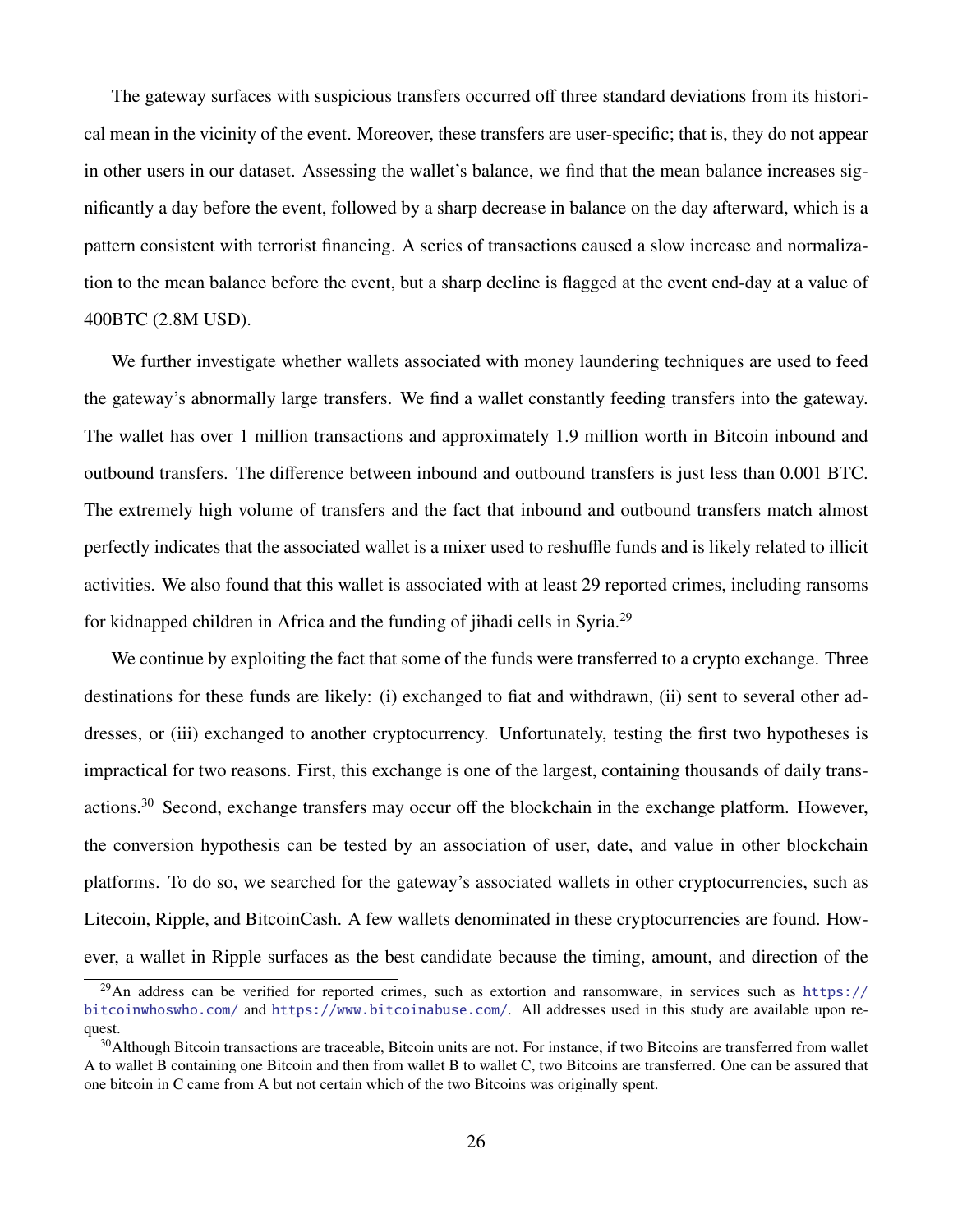The gateway surfaces with suspicious transfers occurred off three standard deviations from its historical mean in the vicinity of the event. Moreover, these transfers are user-specific; that is, they do not appear in other users in our dataset. Assessing the wallet's balance, we find that the mean balance increases significantly a day before the event, followed by a sharp decrease in balance on the day afterward, which is a pattern consistent with terrorist financing. A series of transactions caused a slow increase and normalization to the mean balance before the event, but a sharp decline is flagged at the event end-day at a value of 400BTC (2.8M USD).

We further investigate whether wallets associated with money laundering techniques are used to feed the gateway's abnormally large transfers. We find a wallet constantly feeding transfers into the gateway. The wallet has over 1 million transactions and approximately 1.9 million worth in Bitcoin inbound and outbound transfers. The difference between inbound and outbound transfers is just less than 0.001 BTC. The extremely high volume of transfers and the fact that inbound and outbound transfers match almost perfectly indicates that the associated wallet is a mixer used to reshuffle funds and is likely related to illicit activities. We also found that this wallet is associated with at least 29 reported crimes, including ransoms for kidnapped children in Africa and the funding of jihadi cells in Syria.[29]

We continue by exploiting the fact that some of the funds were transferred to a crypto exchange. Three destinations for these funds are likely: (i) exchanged to fiat and withdrawn, (ii) sent to several other addresses, or (iii) exchanged to another cryptocurrency. Unfortunately, testing the first two hypotheses is impractical for two reasons. First, this exchange is one of the largest, containing thousands of daily transactions.[30] Second, exchange transfers may occur off the blockchain in the exchange platform. However, the conversion hypothesis can be tested by an association of user, date, and value in other blockchain platforms. To do so, we searched for the gateway's associated wallets in other cryptocurrencies, such as Litecoin, Ripple, and BitcoinCash. A few wallets denominated in these cryptocurrencies are found. However, a wallet in Ripple surfaces as the best candidate because the timing, amount, and direction of the

[29]An address can be verified for reported crimes, such as extortion and ransomware, in services such as https://bitcoinwhoswho.com/ and https://www.bitcoinabuse.com/. All addresses used in this study are available upon request.

[30]Although Bitcoin transactions are traceable, Bitcoin units are not. For instance, if two Bitcoins are transferred from wallet A to wallet B containing one Bitcoin and then from wallet B to wallet C, two Bitcoins are transferred. One can be assured that one bitcoin in C came from A but not certain which of the two Bitcoins was originally spent.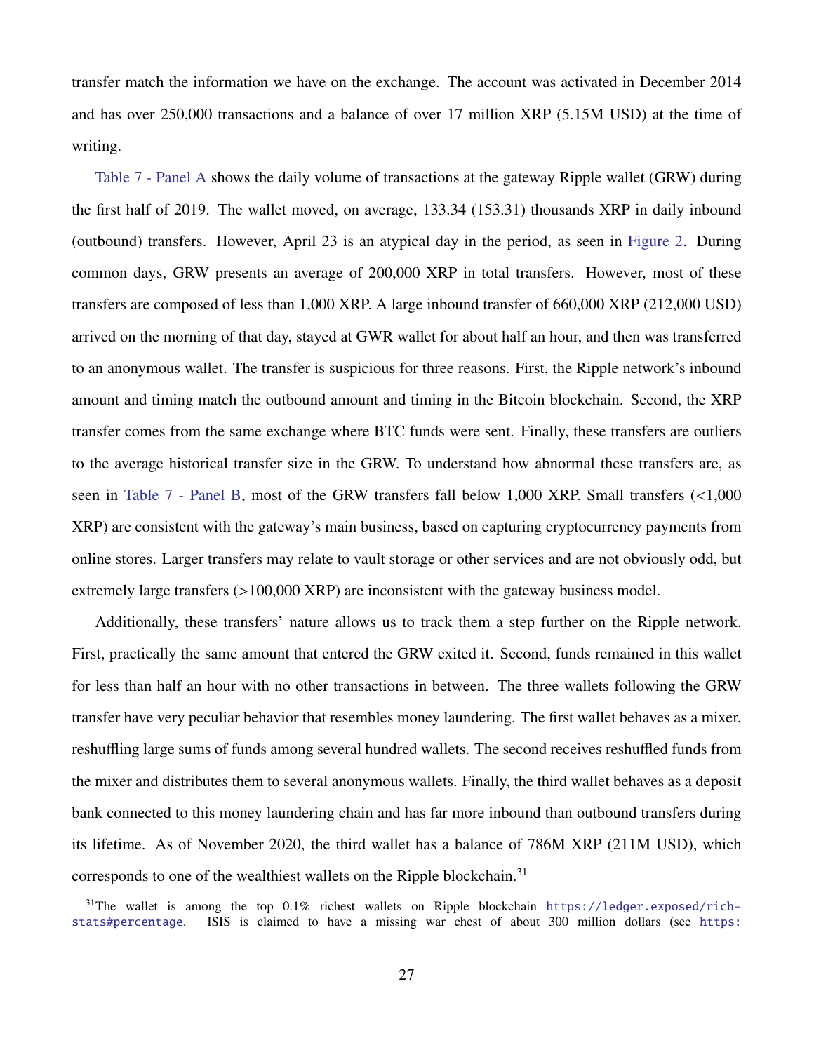transfer match the information we have on the exchange. The account was activated in December 2014 and has over 250,000 transactions and a balance of over 17 million XRP (5.15M USD) at the time of writing.

Table 7 - Panel A shows the daily volume of transactions at the gateway Ripple wallet (GRW) during the first half of 2019. The wallet moved, on average, 133.34 (153.31) thousands XRP in daily inbound (outbound) transfers. However, April 23 is an atypical day in the period, as seen in Figure 2. During common days, GRW presents an average of 200,000 XRP in total transfers. However, most of these transfers are composed of less than 1,000 XRP. A large inbound transfer of 660,000 XRP (212,000 USD) arrived on the morning of that day, stayed at GWR wallet for about half an hour, and then was transferred to an anonymous wallet. The transfer is suspicious for three reasons. First, the Ripple network's inbound amount and timing match the outbound amount and timing in the Bitcoin blockchain. Second, the XRP transfer comes from the same exchange where BTC funds were sent. Finally, these transfers are outliers to the average historical transfer size in the GRW. To understand how abnormal these transfers are, as seen in Table 7 - Panel B, most of the GRW transfers fall below 1,000 XRP. Small transfers (<1,000 XRP) are consistent with the gateway's main business, based on capturing cryptocurrency payments from online stores. Larger transfers may relate to vault storage or other services and are not obviously odd, but extremely large transfers (>100,000 XRP) are inconsistent with the gateway business model.

Additionally, these transfers' nature allows us to track them a step further on the Ripple network. First, practically the same amount that entered the GRW exited it. Second, funds remained in this wallet for less than half an hour with no other transactions in between. The three wallets following the GRW transfer have very peculiar behavior that resembles money laundering. The first wallet behaves as a mixer, reshuffling large sums of funds among several hundred wallets. The second receives reshuffled funds from the mixer and distributes them to several anonymous wallets. Finally, the third wallet behaves as a deposit bank connected to this money laundering chain and has far more inbound than outbound transfers during its lifetime. As of November 2020, the third wallet has a balance of 786M XRP (211M USD), which corresponds to one of the wealthiest wallets on the Ripple blockchain.[31]

[31]The wallet is among the top 0.1% richest wallets on Ripple blockchain https://ledger.exposed/rich-stats#percentage. ISIS is claimed to have a missing war chest of about 300 million dollars (see https: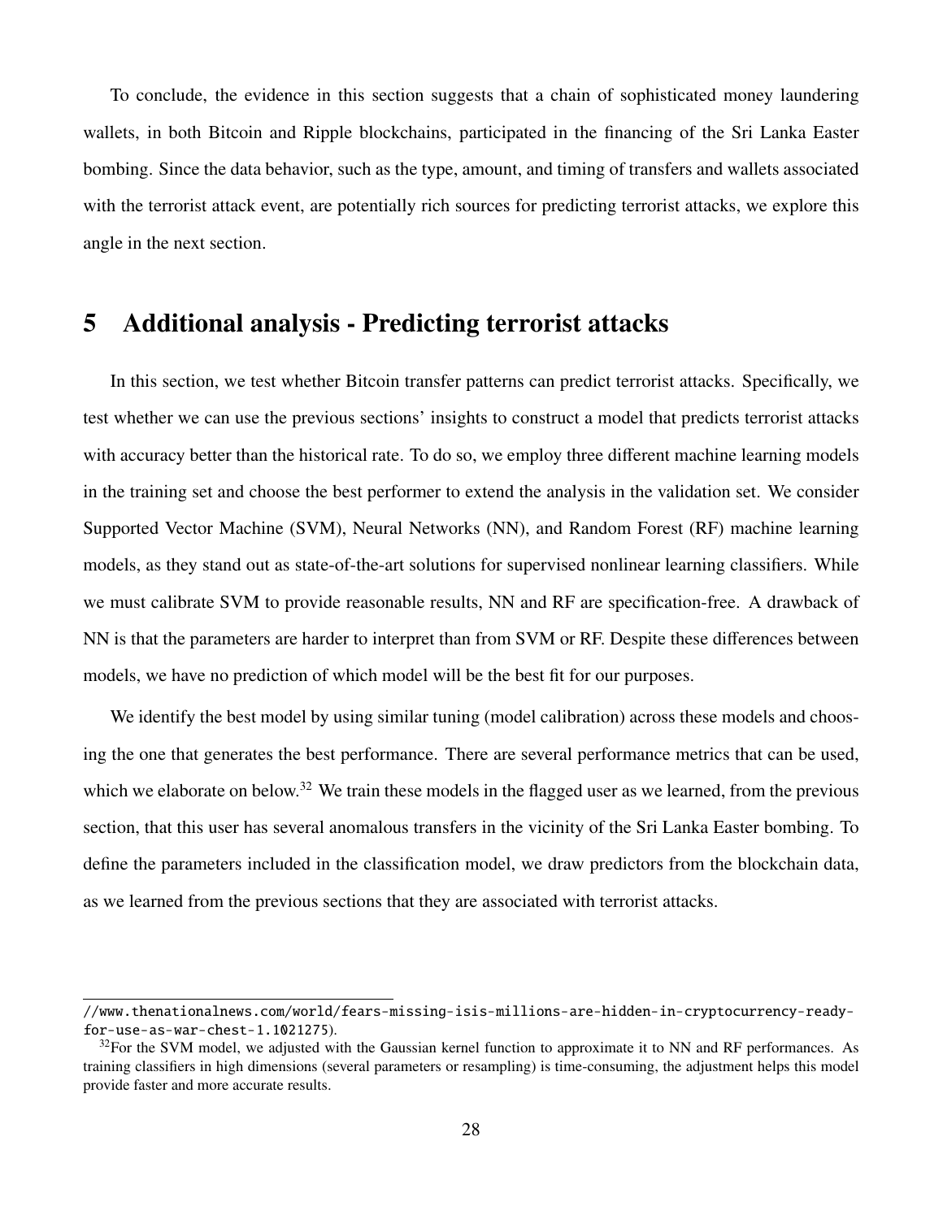To conclude, the evidence in this section suggests that a chain of sophisticated money laundering wallets, in both Bitcoin and Ripple blockchains, participated in the financing of the Sri Lanka Easter bombing. Since the data behavior, such as the type, amount, and timing of transfers and wallets associated with the terrorist attack event, are potentially rich sources for predicting terrorist attacks, we explore this angle in the next section.

# 5 Additional analysis - Predicting terrorist attacks

In this section, we test whether Bitcoin transfer patterns can predict terrorist attacks. Specifically, we test whether we can use the previous sections' insights to construct a model that predicts terrorist attacks with accuracy better than the historical rate. To do so, we employ three different machine learning models in the training set and choose the best performer to extend the analysis in the validation set. We consider Supported Vector Machine (SVM), Neural Networks (NN), and Random Forest (RF) machine learning models, as they stand out as state-of-the-art solutions for supervised nonlinear learning classifiers. While we must calibrate SVM to provide reasonable results, NN and RF are specification-free. A drawback of NN is that the parameters are harder to interpret than from SVM or RF. Despite these differences between models, we have no prediction of which model will be the best fit for our purposes.

We identify the best model by using similar tuning (model calibration) across these models and choosing the one that generates the best performance. There are several performance metrics that can be used, which we elaborate on below.[32] We train these models in the flagged user as we learned, from the previous section, that this user has several anomalous transfers in the vicinity of the Sri Lanka Easter bombing. To define the parameters included in the classification model, we draw predictors from the blockchain data, as we learned from the previous sections that they are associated with terrorist attacks.

---

//www.thenationalnews.com/world/fears-missing-isis-millions-are-hidden-in-cryptocurrency-ready-for-use-as-war-chest-1.1021275).

[32]For the SVM model, we adjusted with the Gaussian kernel function to approximate it to NN and RF performances. As training classifiers in high dimensions (several parameters or resampling) is time-consuming, the adjustment helps this model provide faster and more accurate results.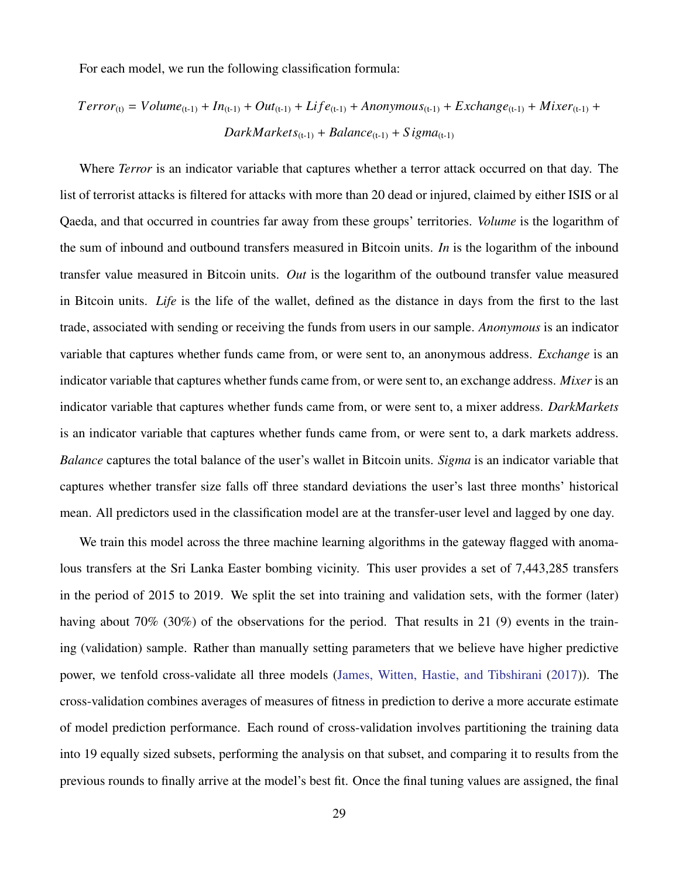For each model, we run the following classification formula:

$$Terror_{(t)} = Volume_{(t\text{-}1)} + In_{(t\text{-}1)} + Out_{(t\text{-}1)} + Life_{(t\text{-}1)} + Anonymous_{(t\text{-}1)} + Exchange_{(t\text{-}1)} + Mixer_{(t\text{-}1)} + DarkMarkets_{(t\text{-}1)} + Balance_{(t\text{-}1)} + Sigma_{(t\text{-}1)}$$

Where *Terror* is an indicator variable that captures whether a terror attack occurred on that day. The list of terrorist attacks is filtered for attacks with more than 20 dead or injured, claimed by either ISIS or al Qaeda, and that occurred in countries far away from these groups' territories. *Volume* is the logarithm of the sum of inbound and outbound transfers measured in Bitcoin units. *In* is the logarithm of the inbound transfer value measured in Bitcoin units. *Out* is the logarithm of the outbound transfer value measured in Bitcoin units. *Life* is the life of the wallet, defined as the distance in days from the first to the last trade, associated with sending or receiving the funds from users in our sample. *Anonymous* is an indicator variable that captures whether funds came from, or were sent to, an anonymous address. *Exchange* is an indicator variable that captures whether funds came from, or were sent to, an exchange address. *Mixer* is an indicator variable that captures whether funds came from, or were sent to, a mixer address. *DarkMarkets* is an indicator variable that captures whether funds came from, or were sent to, a dark markets address. *Balance* captures the total balance of the user's wallet in Bitcoin units. *Sigma* is an indicator variable that captures whether transfer size falls off three standard deviations the user's last three months' historical mean. All predictors used in the classification model are at the transfer-user level and lagged by one day.

We train this model across the three machine learning algorithms in the gateway flagged with anomalous transfers at the Sri Lanka Easter bombing vicinity. This user provides a set of 7,443,285 transfers in the period of 2015 to 2019. We split the set into training and validation sets, with the former (later) having about 70% (30%) of the observations for the period. That results in 21 (9) events in the training (validation) sample. Rather than manually setting parameters that we believe have higher predictive power, we tenfold cross-validate all three models (James, Witten, Hastie, and Tibshirani (2017)). The cross-validation combines averages of measures of fitness in prediction to derive a more accurate estimate of model prediction performance. Each round of cross-validation involves partitioning the training data into 19 equally sized subsets, performing the analysis on that subset, and comparing it to results from the previous rounds to finally arrive at the model's best fit. Once the final tuning values are assigned, the final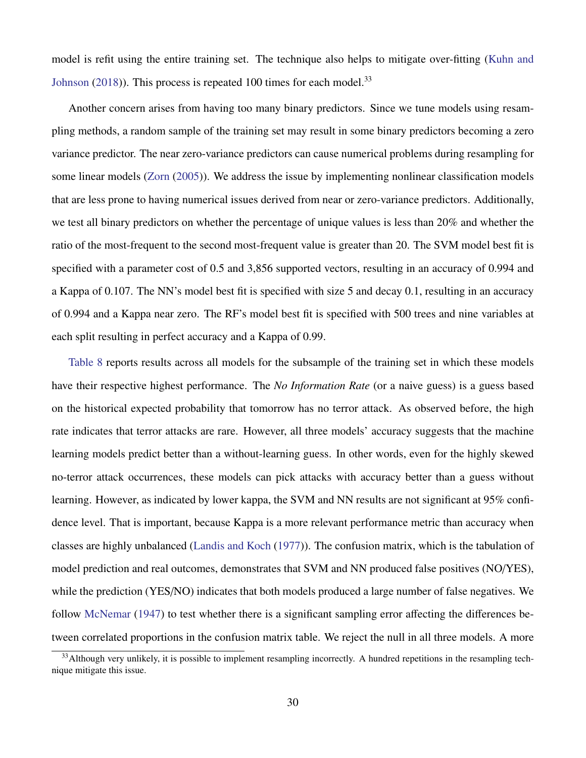model is refit using the entire training set. The technique also helps to mitigate over-fitting (Kuhn and Johnson (2018)). This process is repeated 100 times for each model.[33]

Another concern arises from having too many binary predictors. Since we tune models using resampling methods, a random sample of the training set may result in some binary predictors becoming a zero variance predictor. The near zero-variance predictors can cause numerical problems during resampling for some linear models (Zorn (2005)). We address the issue by implementing nonlinear classification models that are less prone to having numerical issues derived from near or zero-variance predictors. Additionally, we test all binary predictors on whether the percentage of unique values is less than 20% and whether the ratio of the most-frequent to the second most-frequent value is greater than 20. The SVM model best fit is specified with a parameter cost of 0.5 and 3,856 supported vectors, resulting in an accuracy of 0.994 and a Kappa of 0.107. The NN's model best fit is specified with size 5 and decay 0.1, resulting in an accuracy of 0.994 and a Kappa near zero. The RF's model best fit is specified with 500 trees and nine variables at each split resulting in perfect accuracy and a Kappa of 0.99.

Table 8 reports results across all models for the subsample of the training set in which these models have their respective highest performance. The *No Information Rate* (or a naive guess) is a guess based on the historical expected probability that tomorrow has no terror attack. As observed before, the high rate indicates that terror attacks are rare. However, all three models' accuracy suggests that the machine learning models predict better than a without-learning guess. In other words, even for the highly skewed no-terror attack occurrences, these models can pick attacks with accuracy better than a guess without learning. However, as indicated by lower kappa, the SVM and NN results are not significant at 95% confidence level. That is important, because Kappa is a more relevant performance metric than accuracy when classes are highly unbalanced (Landis and Koch (1977)). The confusion matrix, which is the tabulation of model prediction and real outcomes, demonstrates that SVM and NN produced false positives (NO/YES), while the prediction (YES/NO) indicates that both models produced a large number of false negatives. We follow McNemar (1947) to test whether there is a significant sampling error affecting the differences between correlated proportions in the confusion matrix table. We reject the null in all three models. A more

[33] Although very unlikely, it is possible to implement resampling incorrectly. A hundred repetitions in the resampling technique mitigate this issue.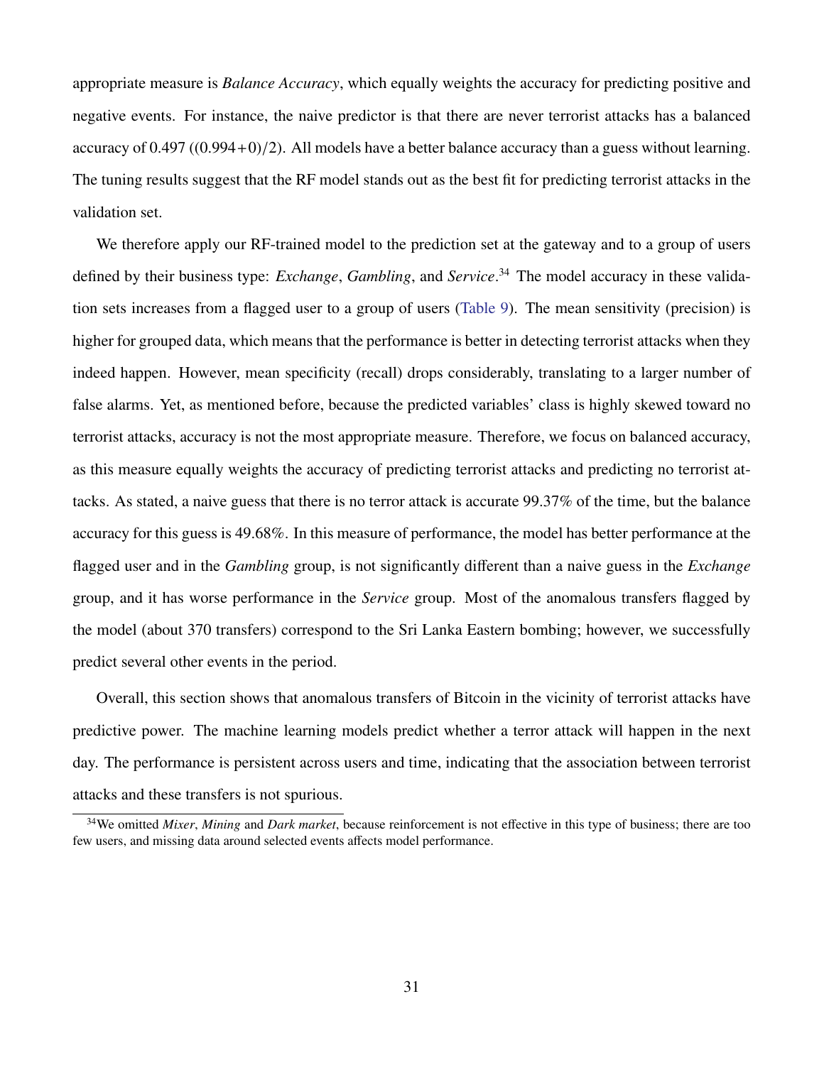appropriate measure is *Balance Accuracy*, which equally weights the accuracy for predicting positive and negative events. For instance, the naive predictor is that there are never terrorist attacks has a balanced accuracy of 0.497 ((0.994+0)/2). All models have a better balance accuracy than a guess without learning. The tuning results suggest that the RF model stands out as the best fit for predicting terrorist attacks in the validation set.

We therefore apply our RF-trained model to the prediction set at the gateway and to a group of users defined by their business type: *Exchange*, *Gambling*, and *Service*.[34] The model accuracy in these validation sets increases from a flagged user to a group of users (Table 9). The mean sensitivity (precision) is higher for grouped data, which means that the performance is better in detecting terrorist attacks when they indeed happen. However, mean specificity (recall) drops considerably, translating to a larger number of false alarms. Yet, as mentioned before, because the predicted variables' class is highly skewed toward no terrorist attacks, accuracy is not the most appropriate measure. Therefore, we focus on balanced accuracy, as this measure equally weights the accuracy of predicting terrorist attacks and predicting no terrorist attacks. As stated, a naive guess that there is no terror attack is accurate 99.37% of the time, but the balance accuracy for this guess is 49.68%. In this measure of performance, the model has better performance at the flagged user and in the *Gambling* group, is not significantly different than a naive guess in the *Exchange* group, and it has worse performance in the *Service* group. Most of the anomalous transfers flagged by the model (about 370 transfers) correspond to the Sri Lanka Eastern bombing; however, we successfully predict several other events in the period.

Overall, this section shows that anomalous transfers of Bitcoin in the vicinity of terrorist attacks have predictive power. The machine learning models predict whether a terror attack will happen in the next day. The performance is persistent across users and time, indicating that the association between terrorist attacks and these transfers is not spurious.

[34] We omitted *Mixer*, *Mining* and *Dark market*, because reinforcement is not effective in this type of business; there are too few users, and missing data around selected events affects model performance.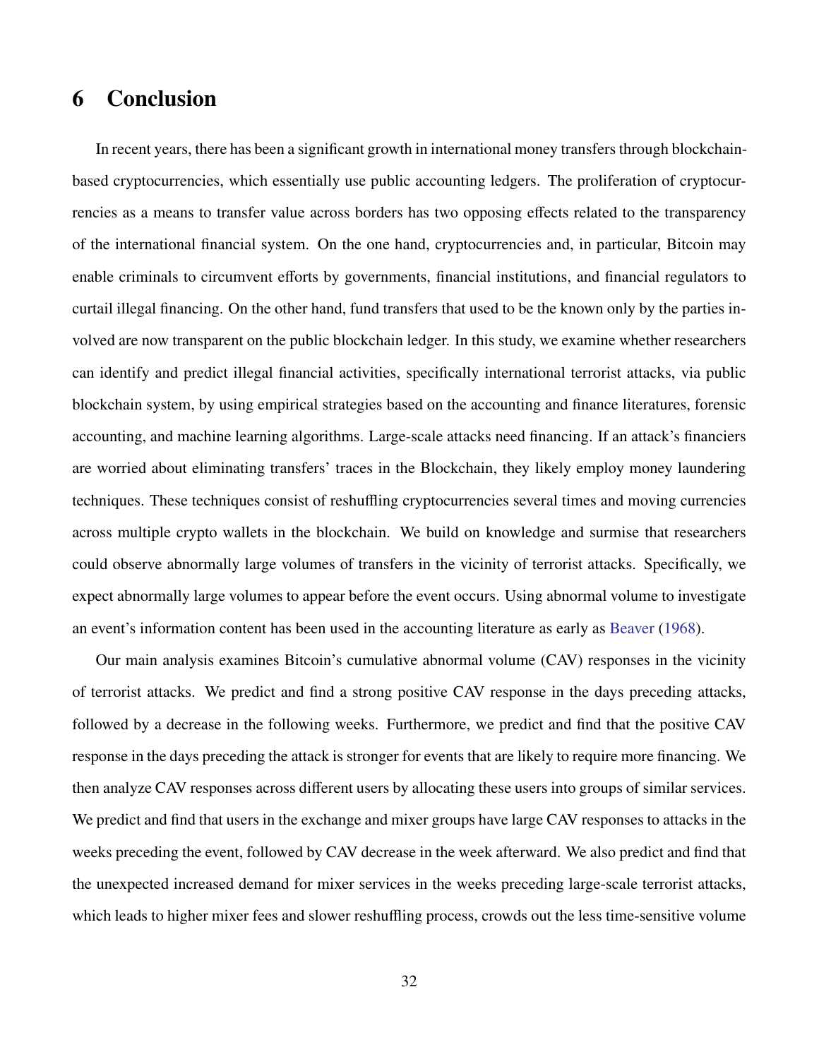# 6 Conclusion

In recent years, there has been a significant growth in international money transfers through blockchain-based cryptocurrencies, which essentially use public accounting ledgers. The proliferation of cryptocurrencies as a means to transfer value across borders has two opposing effects related to the transparency of the international financial system. On the one hand, cryptocurrencies and, in particular, Bitcoin may enable criminals to circumvent efforts by governments, financial institutions, and financial regulators to curtail illegal financing. On the other hand, fund transfers that used to be the known only by the parties involved are now transparent on the public blockchain ledger. In this study, we examine whether researchers can identify and predict illegal financial activities, specifically international terrorist attacks, via public blockchain system, by using empirical strategies based on the accounting and finance literatures, forensic accounting, and machine learning algorithms. Large-scale attacks need financing. If an attack's financiers are worried about eliminating transfers' traces in the Blockchain, they likely employ money laundering techniques. These techniques consist of reshuffling cryptocurrencies several times and moving currencies across multiple crypto wallets in the blockchain. We build on knowledge and surmise that researchers could observe abnormally large volumes of transfers in the vicinity of terrorist attacks. Specifically, we expect abnormally large volumes to appear before the event occurs. Using abnormal volume to investigate an event's information content has been used in the accounting literature as early as Beaver (1968).

Our main analysis examines Bitcoin's cumulative abnormal volume (CAV) responses in the vicinity of terrorist attacks. We predict and find a strong positive CAV response in the days preceding attacks, followed by a decrease in the following weeks. Furthermore, we predict and find that the positive CAV response in the days preceding the attack is stronger for events that are likely to require more financing. We then analyze CAV responses across different users by allocating these users into groups of similar services. We predict and find that users in the exchange and mixer groups have large CAV responses to attacks in the weeks preceding the event, followed by CAV decrease in the week afterward. We also predict and find that the unexpected increased demand for mixer services in the weeks preceding large-scale terrorist attacks, which leads to higher mixer fees and slower reshuffling process, crowds out the less time-sensitive volume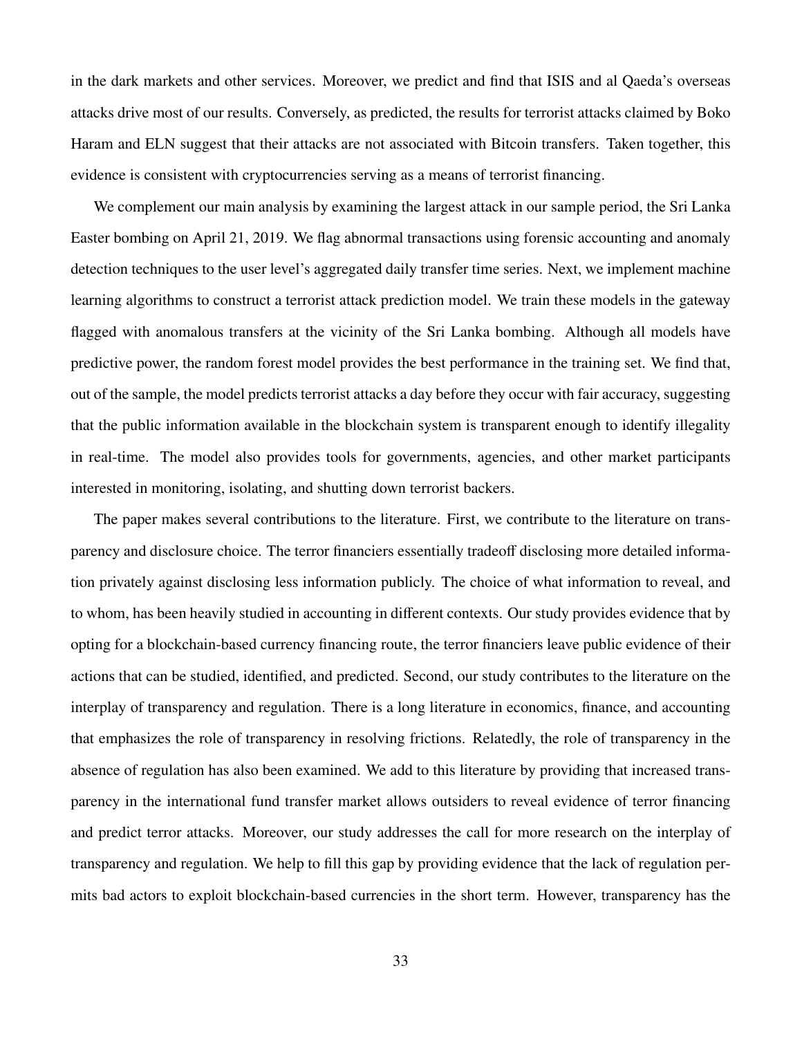in the dark markets and other services. Moreover, we predict and find that ISIS and al Qaeda's overseas attacks drive most of our results. Conversely, as predicted, the results for terrorist attacks claimed by Boko Haram and ELN suggest that their attacks are not associated with Bitcoin transfers. Taken together, this evidence is consistent with cryptocurrencies serving as a means of terrorist financing.

We complement our main analysis by examining the largest attack in our sample period, the Sri Lanka Easter bombing on April 21, 2019. We flag abnormal transactions using forensic accounting and anomaly detection techniques to the user level's aggregated daily transfer time series. Next, we implement machine learning algorithms to construct a terrorist attack prediction model. We train these models in the gateway flagged with anomalous transfers at the vicinity of the Sri Lanka bombing. Although all models have predictive power, the random forest model provides the best performance in the training set. We find that, out of the sample, the model predicts terrorist attacks a day before they occur with fair accuracy, suggesting that the public information available in the blockchain system is transparent enough to identify illegality in real-time. The model also provides tools for governments, agencies, and other market participants interested in monitoring, isolating, and shutting down terrorist backers.

The paper makes several contributions to the literature. First, we contribute to the literature on transparency and disclosure choice. The terror financiers essentially tradeoff disclosing more detailed information privately against disclosing less information publicly. The choice of what information to reveal, and to whom, has been heavily studied in accounting in different contexts. Our study provides evidence that by opting for a blockchain-based currency financing route, the terror financiers leave public evidence of their actions that can be studied, identified, and predicted. Second, our study contributes to the literature on the interplay of transparency and regulation. There is a long literature in economics, finance, and accounting that emphasizes the role of transparency in resolving frictions. Relatedly, the role of transparency in the absence of regulation has also been examined. We add to this literature by providing that increased transparency in the international fund transfer market allows outsiders to reveal evidence of terror financing and predict terror attacks. Moreover, our study addresses the call for more research on the interplay of transparency and regulation. We help to fill this gap by providing evidence that the lack of regulation permits bad actors to exploit blockchain-based currencies in the short term. However, transparency has the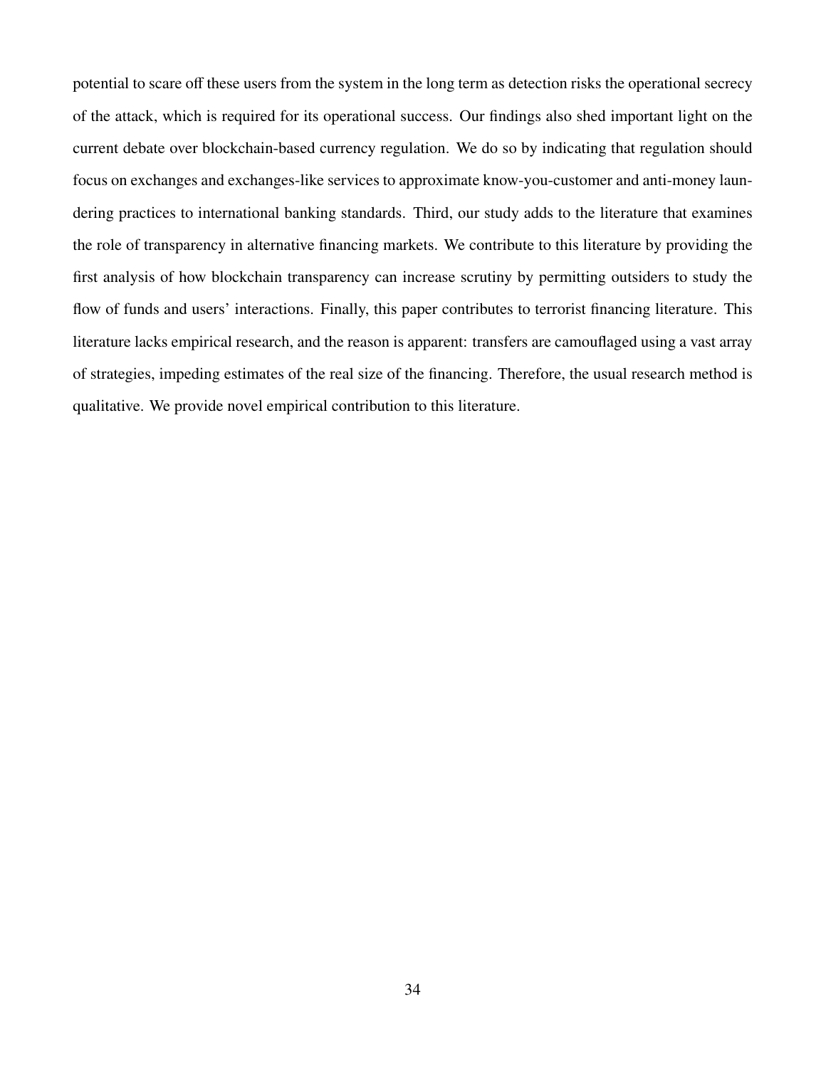potential to scare off these users from the system in the long term as detection risks the operational secrecy of the attack, which is required for its operational success. Our findings also shed important light on the current debate over blockchain-based currency regulation. We do so by indicating that regulation should focus on exchanges and exchanges-like services to approximate know-you-customer and anti-money laundering practices to international banking standards. Third, our study adds to the literature that examines the role of transparency in alternative financing markets. We contribute to this literature by providing the first analysis of how blockchain transparency can increase scrutiny by permitting outsiders to study the flow of funds and users' interactions. Finally, this paper contributes to terrorist financing literature. This literature lacks empirical research, and the reason is apparent: transfers are camouflaged using a vast array of strategies, impeding estimates of the real size of the financing. Therefore, the usual research method is qualitative. We provide novel empirical contribution to this literature.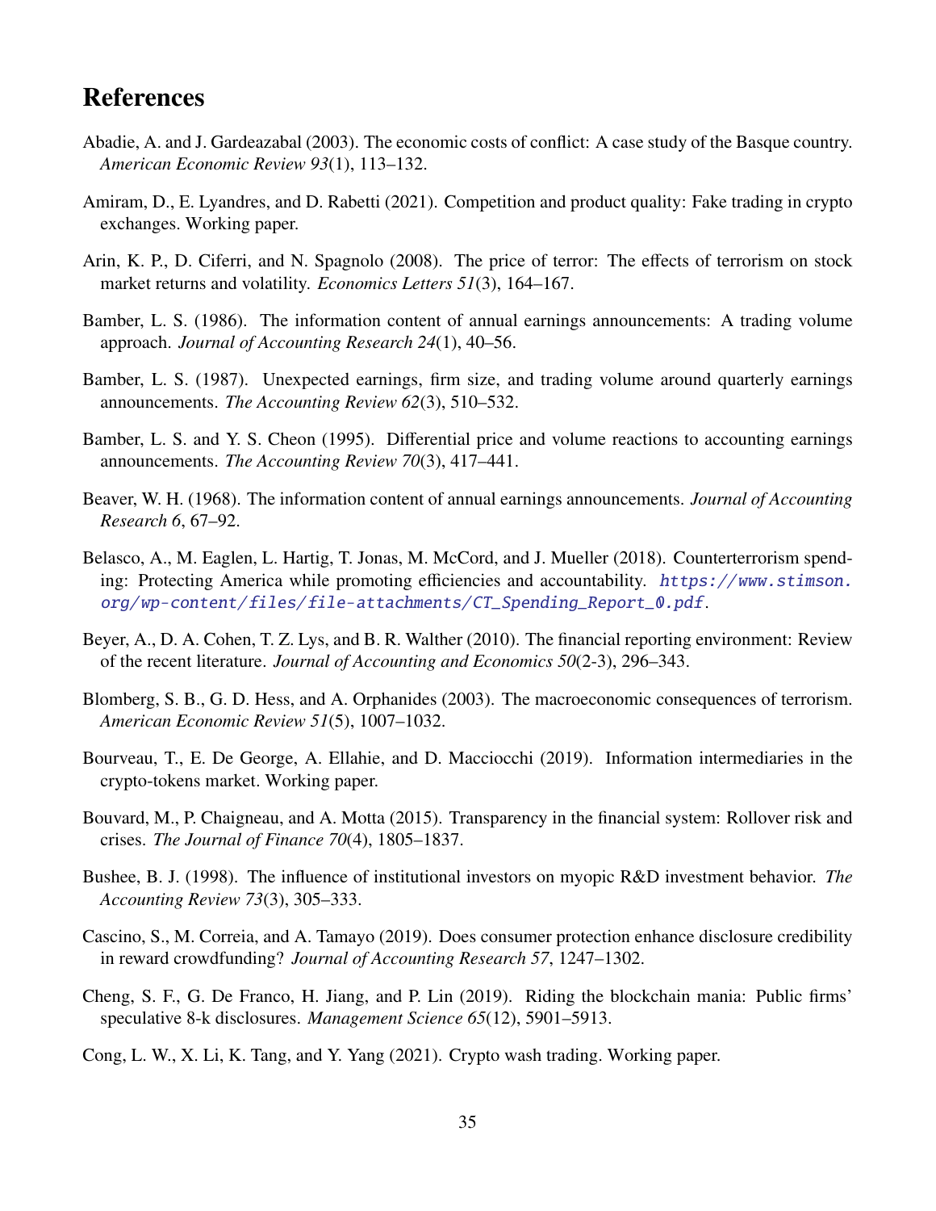# References

Abadie, A. and J. Gardeazabal (2003). The economic costs of conflict: A case study of the Basque country. *American Economic Review 93*(1), 113–132.

Amiram, D., E. Lyandres, and D. Rabetti (2021). Competition and product quality: Fake trading in crypto exchanges. Working paper.

Arin, K. P., D. Ciferri, and N. Spagnolo (2008). The price of terror: The effects of terrorism on stock market returns and volatility. *Economics Letters 51*(3), 164–167.

Bamber, L. S. (1986). The information content of annual earnings announcements: A trading volume approach. *Journal of Accounting Research 24*(1), 40–56.

Bamber, L. S. (1987). Unexpected earnings, firm size, and trading volume around quarterly earnings announcements. *The Accounting Review 62*(3), 510–532.

Bamber, L. S. and Y. S. Cheon (1995). Differential price and volume reactions to accounting earnings announcements. *The Accounting Review 70*(3), 417–441.

Beaver, W. H. (1968). The information content of annual earnings announcements. *Journal of Accounting Research 6*, 67–92.

Belasco, A., M. Eaglen, L. Hartig, T. Jonas, M. McCord, and J. Mueller (2018). Counterterrorism spending: Protecting America while promoting efficiencies and accountability. https://www.stimson.org/wp-content/files/file-attachments/CT_Spending_Report_0.pdf.

Beyer, A., D. A. Cohen, T. Z. Lys, and B. R. Walther (2010). The financial reporting environment: Review of the recent literature. *Journal of Accounting and Economics 50*(2-3), 296–343.

Blomberg, S. B., G. D. Hess, and A. Orphanides (2003). The macroeconomic consequences of terrorism. *American Economic Review 51*(5), 1007–1032.

Bourveau, T., E. De George, A. Ellahie, and D. Macciocchi (2019). Information intermediaries in the crypto-tokens market. Working paper.

Bouvard, M., P. Chaigneau, and A. Motta (2015). Transparency in the financial system: Rollover risk and crises. *The Journal of Finance 70*(4), 1805–1837.

Bushee, B. J. (1998). The influence of institutional investors on myopic R&D investment behavior. *The Accounting Review 73*(3), 305–333.

Cascino, S., M. Correia, and A. Tamayo (2019). Does consumer protection enhance disclosure credibility in reward crowdfunding? *Journal of Accounting Research 57*, 1247–1302.

Cheng, S. F., G. De Franco, H. Jiang, and P. Lin (2019). Riding the blockchain mania: Public firms' speculative 8-k disclosures. *Management Science 65*(12), 5901–5913.

Cong, L. W., X. Li, K. Tang, and Y. Yang (2021). Crypto wash trading. Working paper.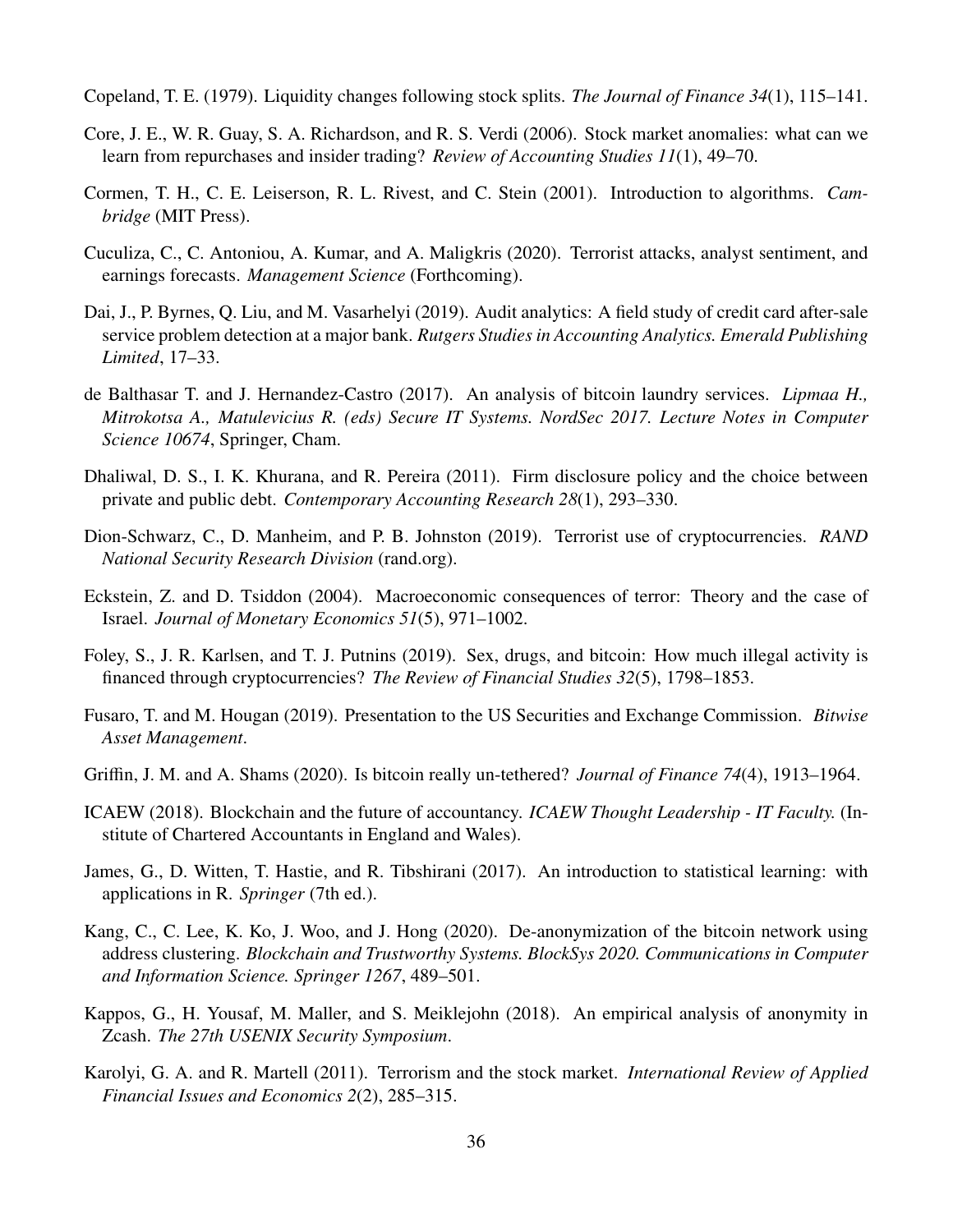Copeland, T. E. (1979). Liquidity changes following stock splits. *The Journal of Finance 34*(1), 115–141.

Core, J. E., W. R. Guay, S. A. Richardson, and R. S. Verdi (2006). Stock market anomalies: what can we learn from repurchases and insider trading? *Review of Accounting Studies 11*(1), 49–70.

Cormen, T. H., C. E. Leiserson, R. L. Rivest, and C. Stein (2001). Introduction to algorithms. *Cambridge* (MIT Press).

Cuculiza, C., C. Antoniou, A. Kumar, and A. Maligkris (2020). Terrorist attacks, analyst sentiment, and earnings forecasts. *Management Science* (Forthcoming).

Dai, J., P. Byrnes, Q. Liu, and M. Vasarhelyi (2019). Audit analytics: A field study of credit card after-sale service problem detection at a major bank. *Rutgers Studies in Accounting Analytics. Emerald Publishing Limited*, 17–33.

de Balthasar T. and J. Hernandez-Castro (2017). An analysis of bitcoin laundry services. *Lipmaa H., Mitrokotsa A., Matulevicius R. (eds) Secure IT Systems. NordSec 2017. Lecture Notes in Computer Science 10674*, Springer, Cham.

Dhaliwal, D. S., I. K. Khurana, and R. Pereira (2011). Firm disclosure policy and the choice between private and public debt. *Contemporary Accounting Research 28*(1), 293–330.

Dion-Schwarz, C., D. Manheim, and P. B. Johnston (2019). Terrorist use of cryptocurrencies. *RAND National Security Research Division* (rand.org).

Eckstein, Z. and D. Tsiddon (2004). Macroeconomic consequences of terror: Theory and the case of Israel. *Journal of Monetary Economics 51*(5), 971–1002.

Foley, S., J. R. Karlsen, and T. J. Putnins (2019). Sex, drugs, and bitcoin: How much illegal activity is financed through cryptocurrencies? *The Review of Financial Studies 32*(5), 1798–1853.

Fusaro, T. and M. Hougan (2019). Presentation to the US Securities and Exchange Commission. *Bitwise Asset Management*.

Griffin, J. M. and A. Shams (2020). Is bitcoin really un-tethered? *Journal of Finance 74*(4), 1913–1964.

ICAEW (2018). Blockchain and the future of accountancy. *ICAEW Thought Leadership - IT Faculty.* (Institute of Chartered Accountants in England and Wales).

James, G., D. Witten, T. Hastie, and R. Tibshirani (2017). An introduction to statistical learning: with applications in R. *Springer* (7th ed.).

Kang, C., C. Lee, K. Ko, J. Woo, and J. Hong (2020). De-anonymization of the bitcoin network using address clustering. *Blockchain and Trustworthy Systems. BlockSys 2020. Communications in Computer and Information Science. Springer 1267*, 489–501.

Kappos, G., H. Yousaf, M. Maller, and S. Meiklejohn (2018). An empirical analysis of anonymity in Zcash. *The 27th USENIX Security Symposium*.

Karolyi, G. A. and R. Martell (2011). Terrorism and the stock market. *International Review of Applied Financial Issues and Economics 2*(2), 285–315.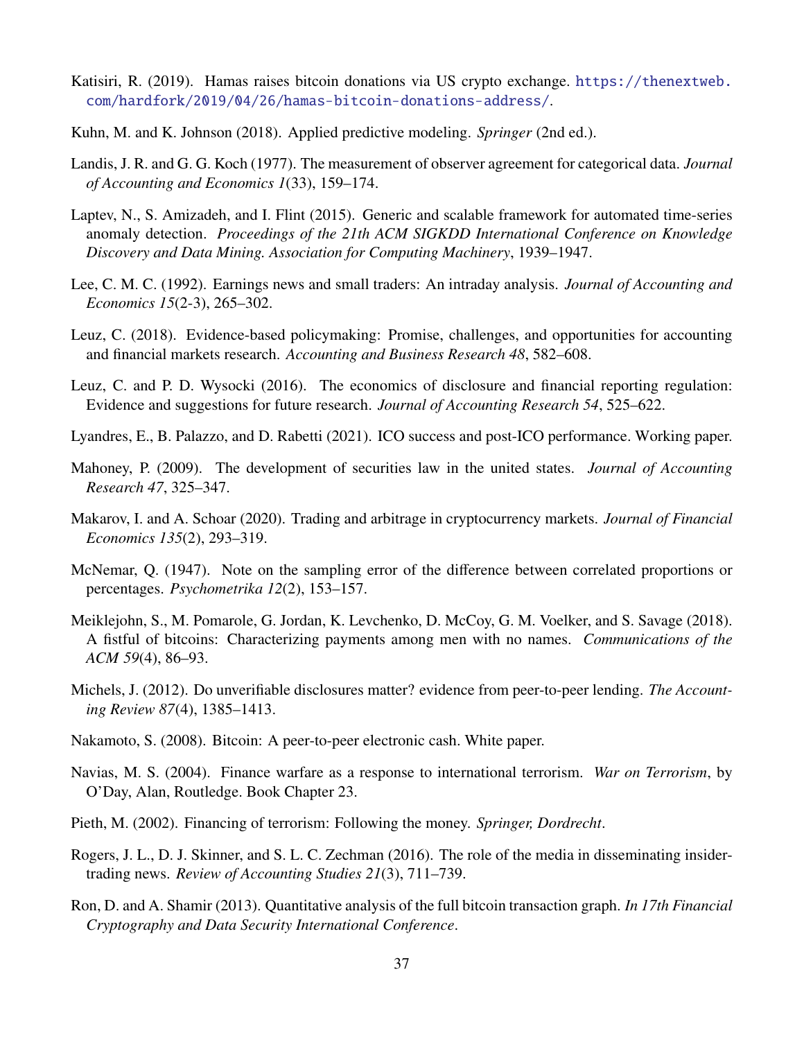Katisiri, R. (2019). Hamas raises bitcoin donations via US crypto exchange. https://thenextweb.com/hardfork/2019/04/26/hamas-bitcoin-donations-address/.

Kuhn, M. and K. Johnson (2018). Applied predictive modeling. *Springer* (2nd ed.).

Landis, J. R. and G. G. Koch (1977). The measurement of observer agreement for categorical data. *Journal of Accounting and Economics 1*(33), 159–174.

Laptev, N., S. Amizadeh, and I. Flint (2015). Generic and scalable framework for automated time-series anomaly detection. *Proceedings of the 21th ACM SIGKDD International Conference on Knowledge Discovery and Data Mining. Association for Computing Machinery*, 1939–1947.

Lee, C. M. C. (1992). Earnings news and small traders: An intraday analysis. *Journal of Accounting and Economics 15*(2-3), 265–302.

Leuz, C. (2018). Evidence-based policymaking: Promise, challenges, and opportunities for accounting and financial markets research. *Accounting and Business Research 48*, 582–608.

Leuz, C. and P. D. Wysocki (2016). The economics of disclosure and financial reporting regulation: Evidence and suggestions for future research. *Journal of Accounting Research 54*, 525–622.

Lyandres, E., B. Palazzo, and D. Rabetti (2021). ICO success and post-ICO performance. Working paper.

Mahoney, P. (2009). The development of securities law in the united states. *Journal of Accounting Research 47*, 325–347.

Makarov, I. and A. Schoar (2020). Trading and arbitrage in cryptocurrency markets. *Journal of Financial Economics 135*(2), 293–319.

McNemar, Q. (1947). Note on the sampling error of the difference between correlated proportions or percentages. *Psychometrika 12*(2), 153–157.

Meiklejohn, S., M. Pomarole, G. Jordan, K. Levchenko, D. McCoy, G. M. Voelker, and S. Savage (2018). A fistful of bitcoins: Characterizing payments among men with no names. *Communications of the ACM 59*(4), 86–93.

Michels, J. (2012). Do unverifiable disclosures matter? evidence from peer-to-peer lending. *The Accounting Review 87*(4), 1385–1413.

Nakamoto, S. (2008). Bitcoin: A peer-to-peer electronic cash. White paper.

Navias, M. S. (2004). Finance warfare as a response to international terrorism. *War on Terrorism*, by O'Day, Alan, Routledge. Book Chapter 23.

Pieth, M. (2002). Financing of terrorism: Following the money. *Springer, Dordrecht*.

Rogers, J. L., D. J. Skinner, and S. L. C. Zechman (2016). The role of the media in disseminating insider-trading news. *Review of Accounting Studies 21*(3), 711–739.

Ron, D. and A. Shamir (2013). Quantitative analysis of the full bitcoin transaction graph. *In 17th Financial Cryptography and Data Security International Conference*.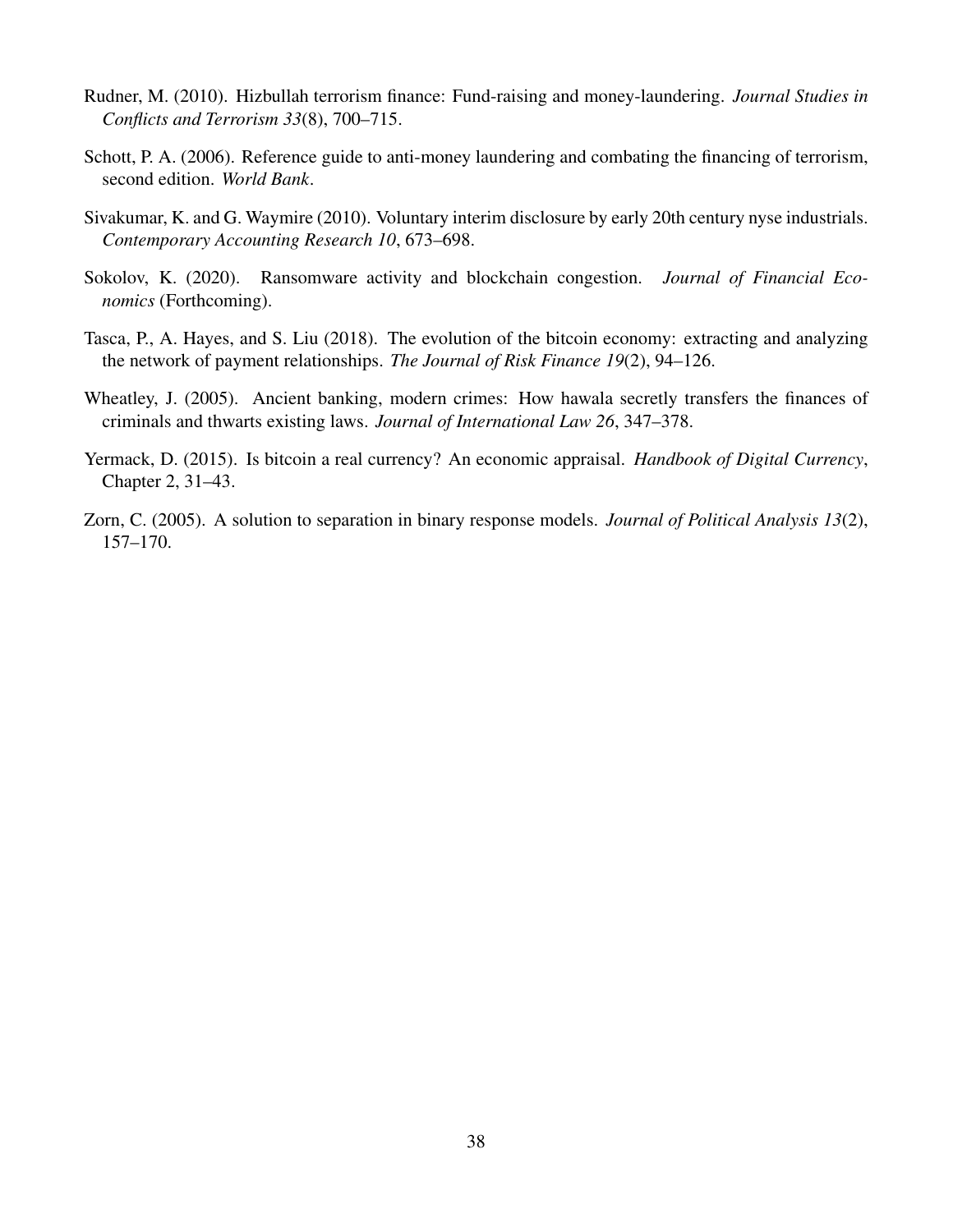Rudner, M. (2010). Hizbullah terrorism finance: Fund-raising and money-laundering. *Journal Studies in Conflicts and Terrorism 33*(8), 700–715.

Schott, P. A. (2006). Reference guide to anti-money laundering and combating the financing of terrorism, second edition. *World Bank*.

Sivakumar, K. and G. Waymire (2010). Voluntary interim disclosure by early 20th century nyse industrials. *Contemporary Accounting Research 10*, 673–698.

Sokolov, K. (2020). Ransomware activity and blockchain congestion. *Journal of Financial Economics* (Forthcoming).

Tasca, P., A. Hayes, and S. Liu (2018). The evolution of the bitcoin economy: extracting and analyzing the network of payment relationships. *The Journal of Risk Finance 19*(2), 94–126.

Wheatley, J. (2005). Ancient banking, modern crimes: How hawala secretly transfers the finances of criminals and thwarts existing laws. *Journal of International Law 26*, 347–378.

Yermack, D. (2015). Is bitcoin a real currency? An economic appraisal. *Handbook of Digital Currency*, Chapter 2, 31–43.

Zorn, C. (2005). A solution to separation in binary response models. *Journal of Political Analysis 13*(2), 157–170.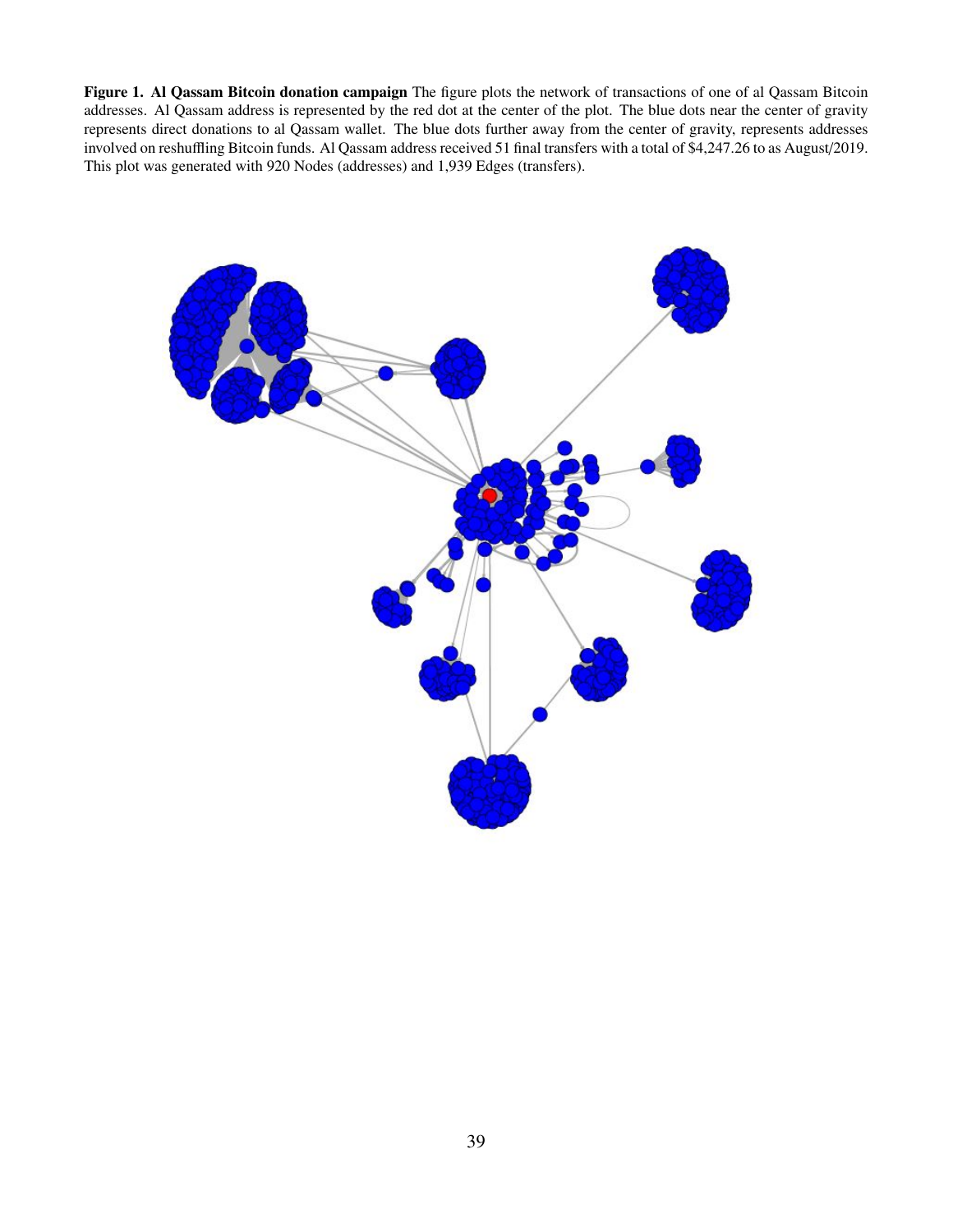**Figure 1. Al Qassam Bitcoin donation campaign** The figure plots the network of transactions of one of al Qassam Bitcoin addresses. Al Qassam address is represented by the red dot at the center of the plot. The blue dots near the center of gravity represents direct donations to al Qassam wallet. The blue dots further away from the center of gravity, represents addresses involved on reshuffling Bitcoin funds. Al Qassam address received 51 final transfers with a total of $4,247.26 to as August/2019. This plot was generated with 920 Nodes (addresses) and 1,939 Edges (transfers).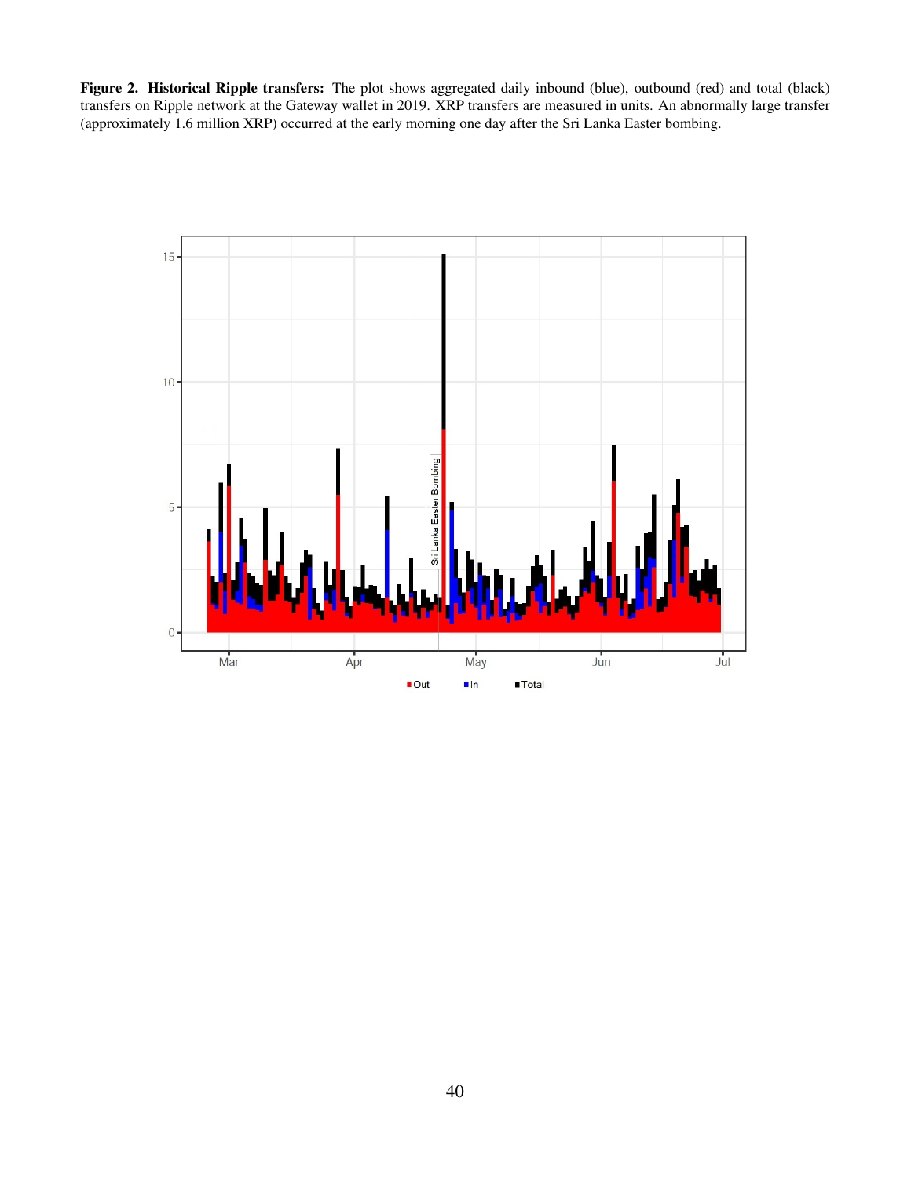**Figure 2. Historical Ripple transfers:** The plot shows aggregated daily inbound (blue), outbound (red) and total (black) transfers on Ripple network at the Gateway wallet in 2019. XRP transfers are measured in units. An abnormally large transfer (approximately 1.6 million XRP) occurred at the early morning one day after the Sri Lanka Easter bombing.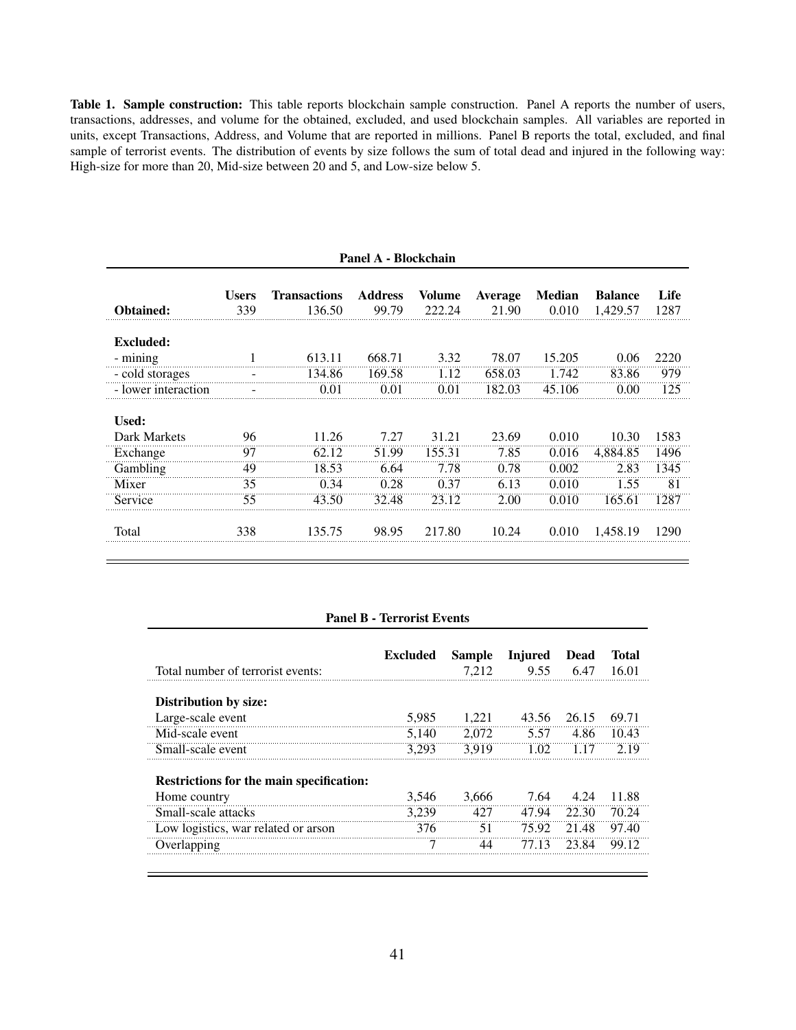**Table 1. Sample construction:** This table reports blockchain sample construction. Panel A reports the number of users, transactions, addresses, and volume for the obtained, excluded, and used blockchain samples. All variables are reported in units, except Transactions, Address, and Volume that are reported in millions. Panel B reports the total, excluded, and final sample of terrorist events. The distribution of events by size follows the sum of total dead and injured in the following way: High-size for more than 20, Mid-size between 20 and 5, and Low-size below 5.

**Panel A - Blockchain**

| | Users | Transactions | Address | Volume | Average | Median | Balance | Life |
|---|---|---|---|---|---|---|---|---|
| **Obtained:** | 339 | 136.50 | 99.79 | 222.24 | 21.90 | 0.010 | 1,429.57 | 1287 |
| **Excluded:** | | | | | | | | |
| - mining | 1 | 613.11 | 668.71 | 3.32 | 78.07 | 15.205 | 0.06 | 2220 |
| - cold storages | - | 134.86 | 169.58 | 1.12 | 658.03 | 1.742 | 83.86 | 979 |
| - lower interaction | - | 0.01 | 0.01 | 0.01 | 182.03 | 45.106 | 0.00 | 125 |
| **Used:** | | | | | | | | |
| Dark Markets | 96 | 11.26 | 7.27 | 31.21 | 23.69 | 0.010 | 10.30 | 1583 |
| Exchange | 97 | 62.12 | 51.99 | 155.31 | 7.85 | 0.016 | 4,884.85 | 1496 |
| Gambling | 49 | 18.53 | 6.64 | 7.78 | 0.78 | 0.002 | 2.83 | 1345 |
| Mixer | 35 | 0.34 | 0.28 | 0.37 | 6.13 | 0.010 | 1.55 | 81 |
| Service | 55 | 43.50 | 32.48 | 23.12 | 2.00 | 0.010 | 165.61 | 1287 |
| Total | 338 | 135.75 | 98.95 | 217.80 | 10.24 | 0.010 | 1,458.19 | 1290 |

**Panel B - Terrorist Events**

| | Excluded | Sample | Injured | Dead | Total |
|---|---|---|---|---|---|
| Total number of terrorist events: | | 7,212 | 9.55 | 6.47 | 16.01 |
| **Distribution by size:** | | | | | |
| Large-scale event | 5,985 | 1,221 | 43.56 | 26.15 | 69.71 |
| Mid-scale event | 5,140 | 2,072 | 5.57 | 4.86 | 10.43 |
| Small-scale event | 3,293 | 3,919 | 1.02 | 1.17 | 2.19 |
| **Restrictions for the main specification:** | | | | | |
| Home country | 3,546 | 3,666 | 7.64 | 4.24 | 11.88 |
| Small-scale attacks | 3,239 | 427 | 47.94 | 22.30 | 70.24 |
| Low logistics, war related or arson | 376 | 51 | 75.92 | 21.48 | 97.40 |
| Overlapping | 7 | 44 | 77.13 | 23.84 | 99.12 |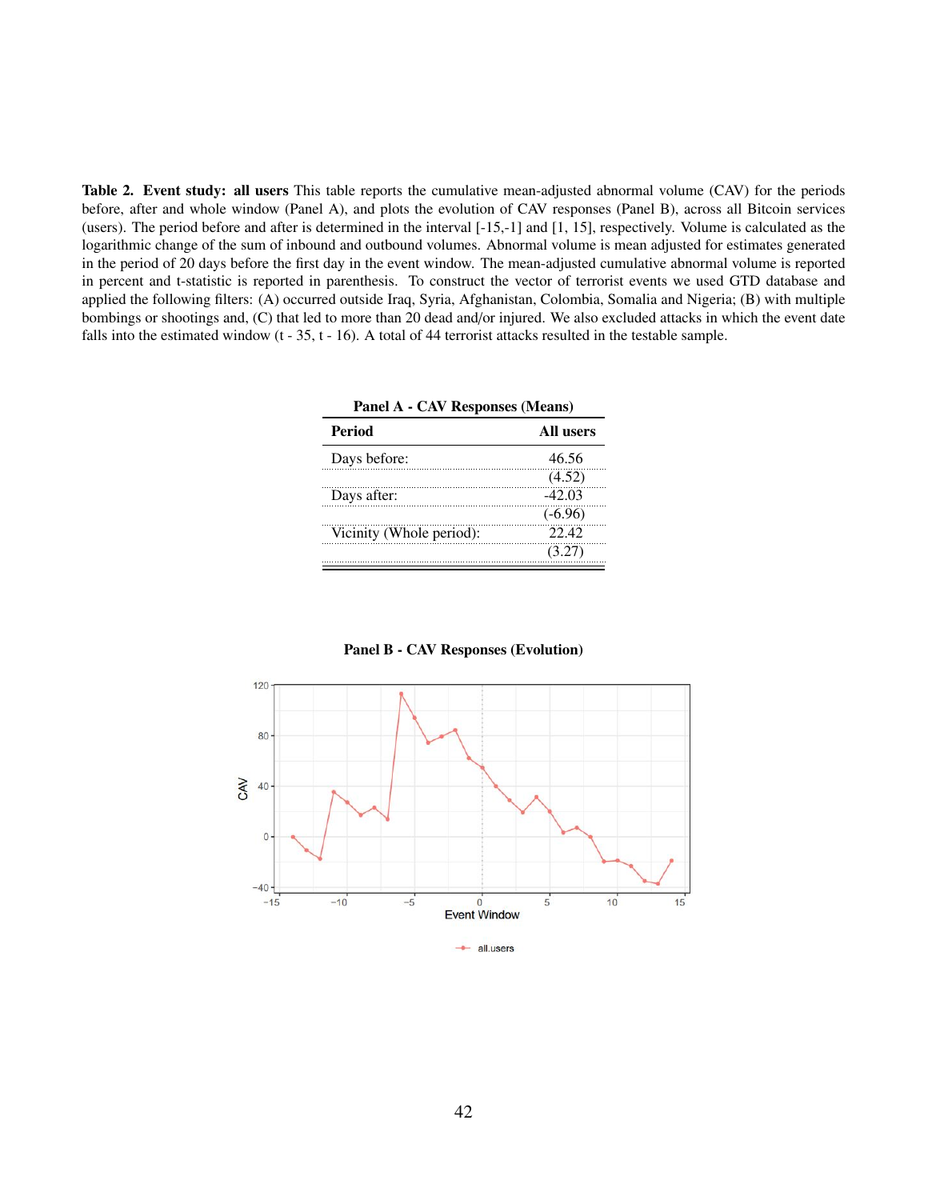**Table 2. Event study: all users** This table reports the cumulative mean-adjusted abnormal volume (CAV) for the periods before, after and whole window (Panel A), and plots the evolution of CAV responses (Panel B), across all Bitcoin services (users). The period before and after is determined in the interval [-15,-1] and [1, 15], respectively. Volume is calculated as the logarithmic change of the sum of inbound and outbound volumes. Abnormal volume is mean adjusted for estimates generated in the period of 20 days before the first day in the event window. The mean-adjusted cumulative abnormal volume is reported in percent and t-statistic is reported in parenthesis. To construct the vector of terrorist events we used GTD database and applied the following filters: (A) occurred outside Iraq, Syria, Afghanistan, Colombia, Somalia and Nigeria; (B) with multiple bombings or shootings and, (C) that led to more than 20 dead and/or injured. We also excluded attacks in which the event date falls into the estimated window (t - 35, t - 16). A total of 44 terrorist attacks resulted in the testable sample.

**Panel A - CAV Responses (Means)**

| Period | All users |
|---|---|
| Days before: | 46.56 |
| | (4.52) |
| Days after: | -42.03 |
| | (-6.96) |
| Vicinity (Whole period): | 22.42 |
| | (3.27) |

**Panel B - CAV Responses (Evolution)**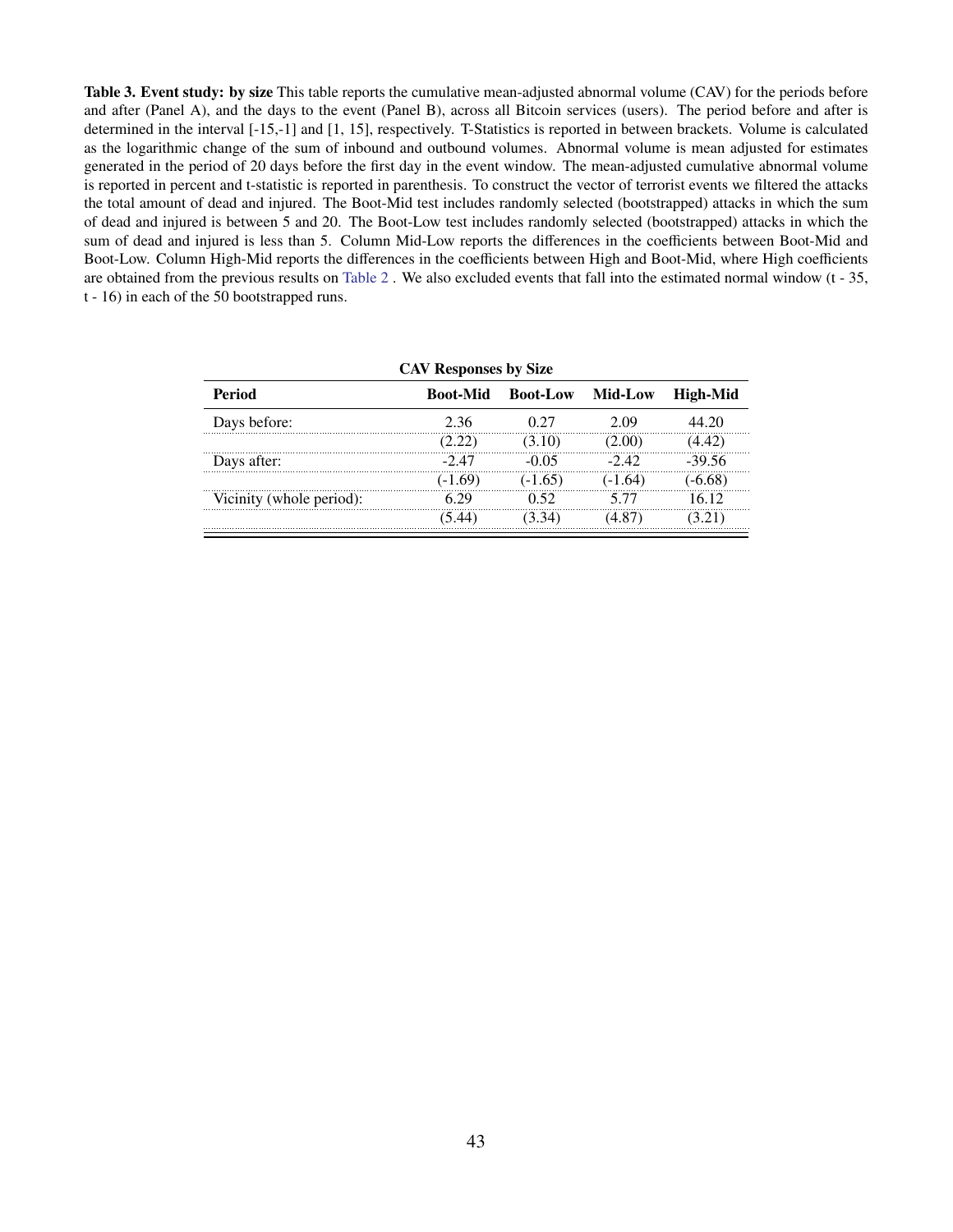**Table 3. Event study: by size** This table reports the cumulative mean-adjusted abnormal volume (CAV) for the periods before and after (Panel A), and the days to the event (Panel B), across all Bitcoin services (users). The period before and after is determined in the interval [-15,-1] and [1, 15], respectively. T-Statistics is reported in between brackets. Volume is calculated as the logarithmic change of the sum of inbound and outbound volumes. Abnormal volume is mean adjusted for estimates generated in the period of 20 days before the first day in the event window. The mean-adjusted cumulative abnormal volume is reported in percent and t-statistic is reported in parenthesis. To construct the vector of terrorist events we filtered the attacks the total amount of dead and injured. The Boot-Mid test includes randomly selected (bootstrapped) attacks in which the sum of dead and injured is between 5 and 20. The Boot-Low test includes randomly selected (bootstrapped) attacks in which the sum of dead and injured is less than 5. Column Mid-Low reports the differences in the coefficients between Boot-Mid and Boot-Low. Column High-Mid reports the differences in the coefficients between High and Boot-Mid, where High coefficients are obtained from the previous results on Table 2 . We also excluded events that fall into the estimated normal window (t - 35, t - 16) in each of the 50 bootstrapped runs.

**CAV Responses by Size**

| Period | Boot-Mid | Boot-Low | Mid-Low | High-Mid |
|---|---|---|---|---|
| Days before: | 2.36 | 0.27 | 2.09 | 44.20 |
| | (2.22) | (3.10) | (2.00) | (4.42) |
| Days after: | -2.47 | -0.05 | -2.42 | -39.56 |
| | (-1.69) | (-1.65) | (-1.64) | (-6.68) |
| Vicinity (whole period): | 6.29 | 0.52 | 5.77 | 16.12 |
| | (5.44) | (3.34) | (4.87) | (3.21) |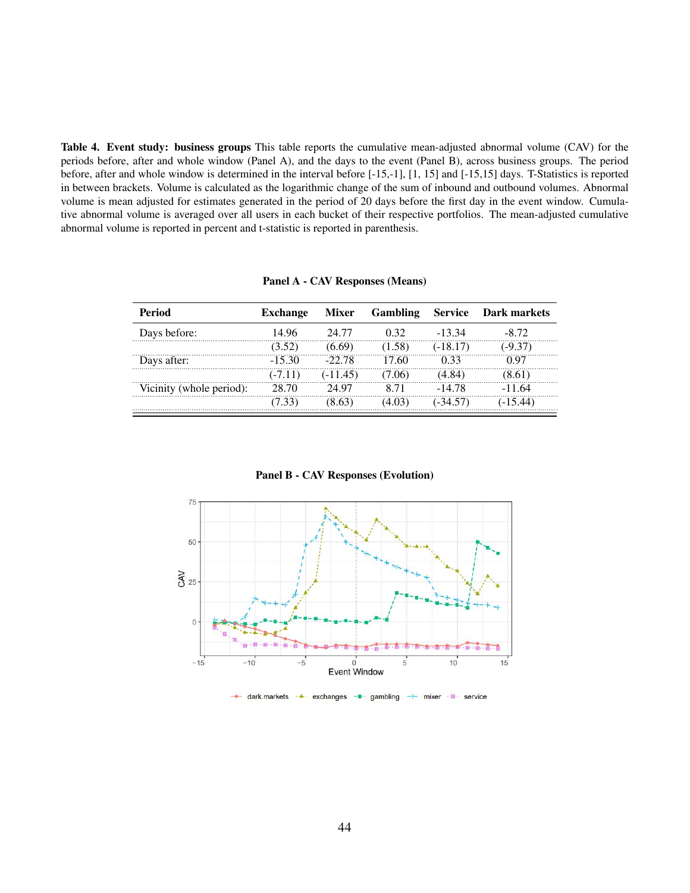**Table 4. Event study: business groups** This table reports the cumulative mean-adjusted abnormal volume (CAV) for the periods before, after and whole window (Panel A), and the days to the event (Panel B), across business groups. The period before, after and whole window is determined in the interval before [-15,-1], [1, 15] and [-15,15] days. T-Statistics is reported in between brackets. Volume is calculated as the logarithmic change of the sum of inbound and outbound volumes. Abnormal volume is mean adjusted for estimates generated in the period of 20 days before the first day in the event window. Cumulative abnormal volume is averaged over all users in each bucket of their respective portfolios. The mean-adjusted cumulative abnormal volume is reported in percent and t-statistic is reported in parenthesis.

**Panel A - CAV Responses (Means)**

| Period | Exchange | Mixer | Gambling | Service | Dark markets |
|---|---|---|---|---|---|
| Days before: | 14.96 | 24.77 | 0.32 | -13.34 | -8.72 |
| | (3.52) | (6.69) | (1.58) | (-18.17) | (-9.37) |
| Days after: | -15.30 | -22.78 | 17.60 | 0.33 | 0.97 |
| | (-7.11) | (-11.45) | (7.06) | (4.84) | (8.61) |
| Vicinity (whole period): | 28.70 | 24.97 | 8.71 | -14.78 | -11.64 |
| | (7.33) | (8.63) | (4.03) | (-34.57) | (-15.44) |

**Panel B - CAV Responses (Evolution)**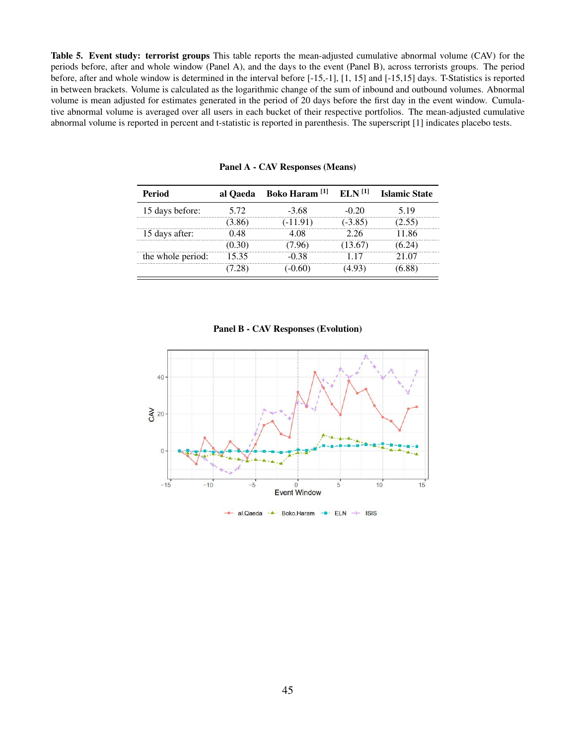**Table 5. Event study: terrorist groups** This table reports the mean-adjusted cumulative abnormal volume (CAV) for the periods before, after and whole window (Panel A), and the days to the event (Panel B), across terrorists groups. The period before, after and whole window is determined in the interval before [-15,-1], [1, 15] and [-15,15] days. T-Statistics is reported in between brackets. Volume is calculated as the logarithmic change of the sum of inbound and outbound volumes. Abnormal volume is mean adjusted for estimates generated in the period of 20 days before the first day in the event window. Cumulative abnormal volume is averaged over all users in each bucket of their respective portfolios. The mean-adjusted cumulative abnormal volume is reported in percent and t-statistic is reported in parenthesis. The superscript [1] indicates placebo tests.

**Panel A - CAV Responses (Means)**

| Period | al Qaeda | Boko Haram [1] | ELN [1] | Islamic State |
|---|---|---|---|---|
| 15 days before: | 5.72 | -3.68 | -0.20 | 5.19 |
| | (3.86) | (-11.91) | (-3.85) | (2.55) |
| 15 days after: | 0.48 | 4.08 | 2.26 | 11.86 |
| | (0.30) | (7.96) | (13.67) | (6.24) |
| the whole period: | 15.35 | -0.38 | 1.17 | 21.07 |
| | (7.28) | (-0.60) | (4.93) | (6.88) |

**Panel B - CAV Responses (Evolution)**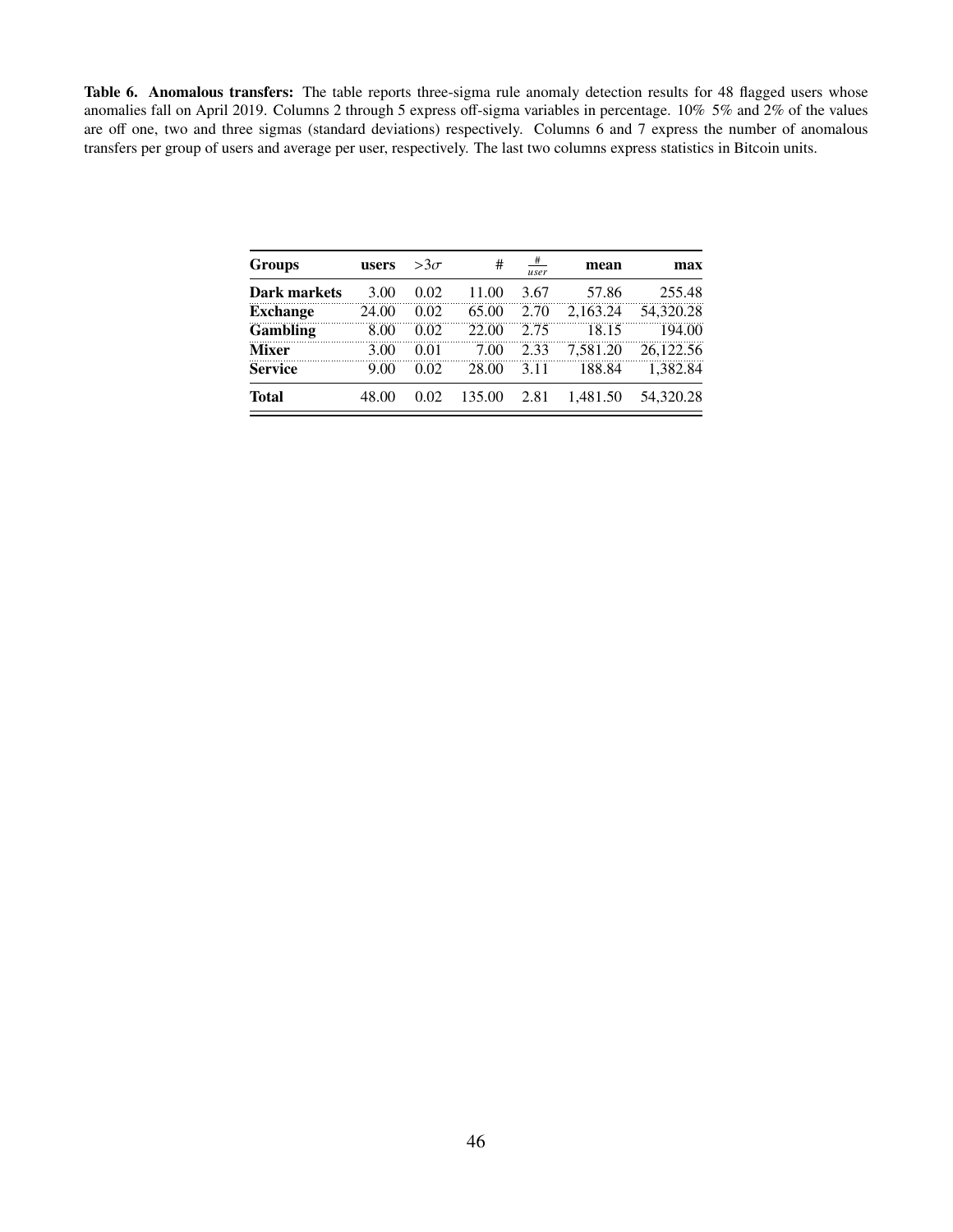**Table 6. Anomalous transfers:** The table reports three-sigma rule anomaly detection results for 48 flagged users whose anomalies fall on April 2019. Columns 2 through 5 express off-sigma variables in percentage. 10% 5% and 2% of the values are off one, two and three sigmas (standard deviations) respectively. Columns 6 and 7 express the number of anomalous transfers per group of users and average per user, respectively. The last two columns express statistics in Bitcoin units.

| Groups | users | $>3\sigma$ | # | $\frac{\#}{user}$ | mean | max |
|---|---|---|---|---|---|---|
| **Dark markets** | 3.00 | 0.02 | 11.00 | 3.67 | 57.86 | 255.48 |
| **Exchange** | 24.00 | 0.02 | 65.00 | 2.70 | 2,163.24 | 54,320.28 |
| **Gambling** | 8.00 | 0.02 | 22.00 | 2.75 | 18.15 | 194.00 |
| **Mixer** | 3.00 | 0.01 | 7.00 | 2.33 | 7,581.20 | 26,122.56 |
| **Service** | 9.00 | 0.02 | 28.00 | 3.11 | 188.84 | 1,382.84 |
| **Total** | 48.00 | 0.02 | 135.00 | 2.81 | 1,481.50 | 54,320.28 |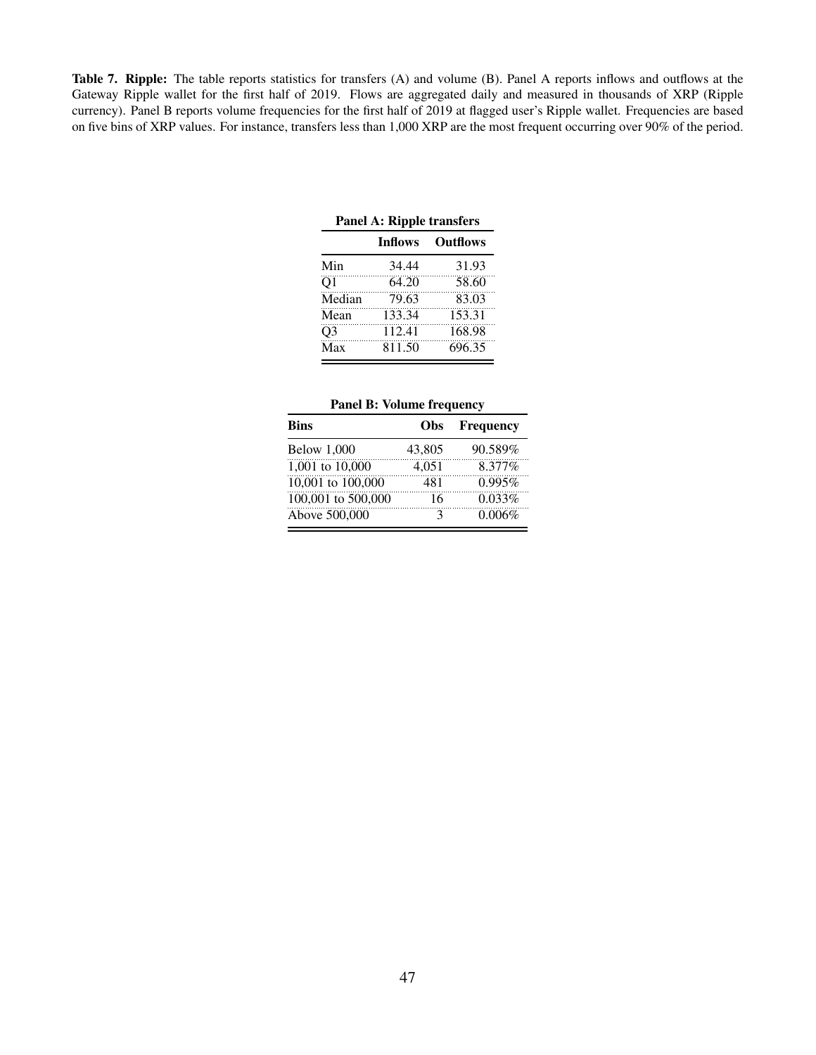**Table 7. Ripple:** The table reports statistics for transfers (A) and volume (B). Panel A reports inflows and outflows at the Gateway Ripple wallet for the first half of 2019. Flows are aggregated daily and measured in thousands of XRP (Ripple currency). Panel B reports volume frequencies for the first half of 2019 at flagged user's Ripple wallet. Frequencies are based on five bins of XRP values. For instance, transfers less than 1,000 XRP are the most frequent occurring over 90% of the period.

**Panel A: Ripple transfers**

| | **Inflows** | **Outflows** |
|---|---|---|
| Min | 34.44 | 31.93 |
| Q1 | 64.20 | 58.60 |
| Median | 79.63 | 83.03 |
| Mean | 133.34 | 153.31 |
| Q3 | 112.41 | 168.98 |
| Max | 811.50 | 696.35 |

**Panel B: Volume frequency**

| **Bins** | **Obs** | **Frequency** |
|---|---|---|
| Below 1,000 | 43,805 | 90.589% |
| 1,001 to 10,000 | 4,051 | 8.377% |
| 10,001 to 100,000 | 481 | 0.995% |
| 100,001 to 500,000 | 16 | 0.033% |
| Above 500,000 | 3 | 0.006% |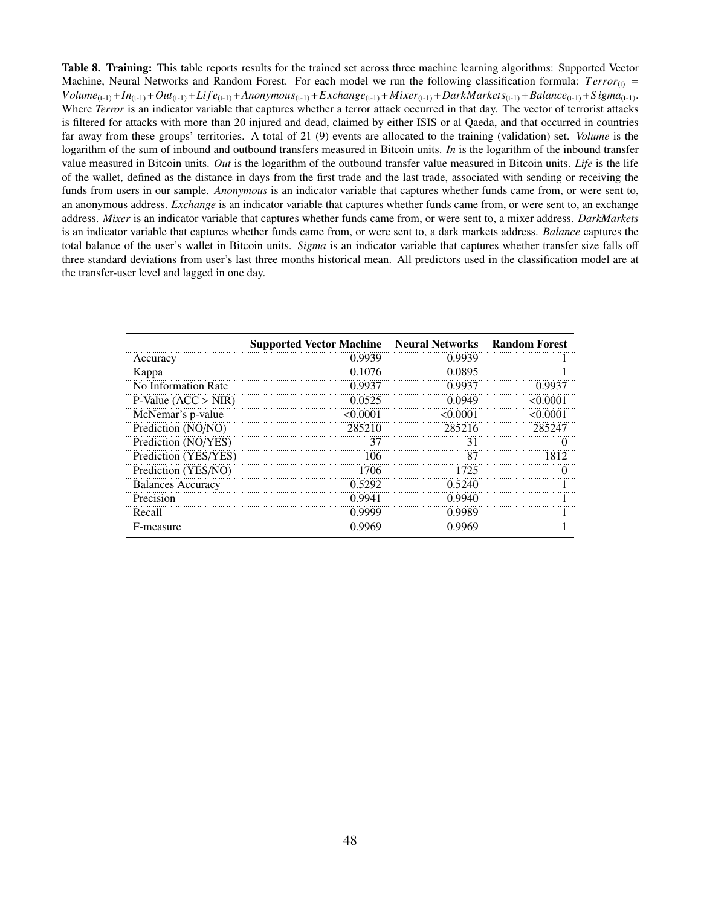**Table 8. Training:** This table reports results for the trained set across three machine learning algorithms: Supported Vector Machine, Neural Networks and Random Forest. For each model we run the following classification formula: $Terror_{(t)} = Volume_{(t-1)} + In_{(t-1)} + Out_{(t-1)} + Life_{(t-1)} + Anonymous_{(t-1)} + Exchange_{(t-1)} + Mixer_{(t-1)} + DarkMarkets_{(t-1)} + Balance_{(t-1)} + Sigma_{(t-1)}$. Where *Terror* is an indicator variable that captures whether a terror attack occurred in that day. The vector of terrorist attacks is filtered for attacks with more than 20 injured and dead, claimed by either ISIS or al Qaeda, and that occurred in countries far away from these groups' territories. A total of 21 (9) events are allocated to the training (validation) set. *Volume* is the logarithm of the sum of inbound and outbound transfers measured in Bitcoin units. *In* is the logarithm of the inbound transfer value measured in Bitcoin units. *Out* is the logarithm of the outbound transfer value measured in Bitcoin units. *Life* is the life of the wallet, defined as the distance in days from the first trade and the last trade, associated with sending or receiving the funds from users in our sample. *Anonymous* is an indicator variable that captures whether funds came from, or were sent to, an anonymous address. *Exchange* is an indicator variable that captures whether funds came from, or were sent to, an exchange address. *Mixer* is an indicator variable that captures whether funds came from, or were sent to, a mixer address. *DarkMarkets* is an indicator variable that captures whether funds came from, or were sent to, a dark markets address. *Balance* captures the total balance of the user's wallet in Bitcoin units. *Sigma* is an indicator variable that captures whether transfer size falls off three standard deviations from user's last three months historical mean. All predictors used in the classification model are at the transfer-user level and lagged in one day.

| | **Supported Vector Machine** | **Neural Networks** | **Random Forest** |
|---|---|---|---|
| Accuracy | 0.9939 | 0.9939 | 1 |
| Kappa | 0.1076 | 0.0895 | 1 |
| No Information Rate | 0.9937 | 0.9937 | 0.9937 |
| P-Value (ACC > NIR) | 0.0525 | 0.0949 | <0.0001 |
| McNemar's p-value | <0.0001 | <0.0001 | <0.0001 |
| Prediction (NO/NO) | 285210 | 285216 | 285247 |
| Prediction (NO/YES) | 37 | 31 | 0 |
| Prediction (YES/YES) | 106 | 87 | 1812 |
| Prediction (YES/NO) | 1706 | 1725 | 0 |
| Balances Accuracy | 0.5292 | 0.5240 | 1 |
| Precision | 0.9941 | 0.9940 | 1 |
| Recall | 0.9999 | 0.9989 | 1 |
| F-measure | 0.9969 | 0.9969 | 1 |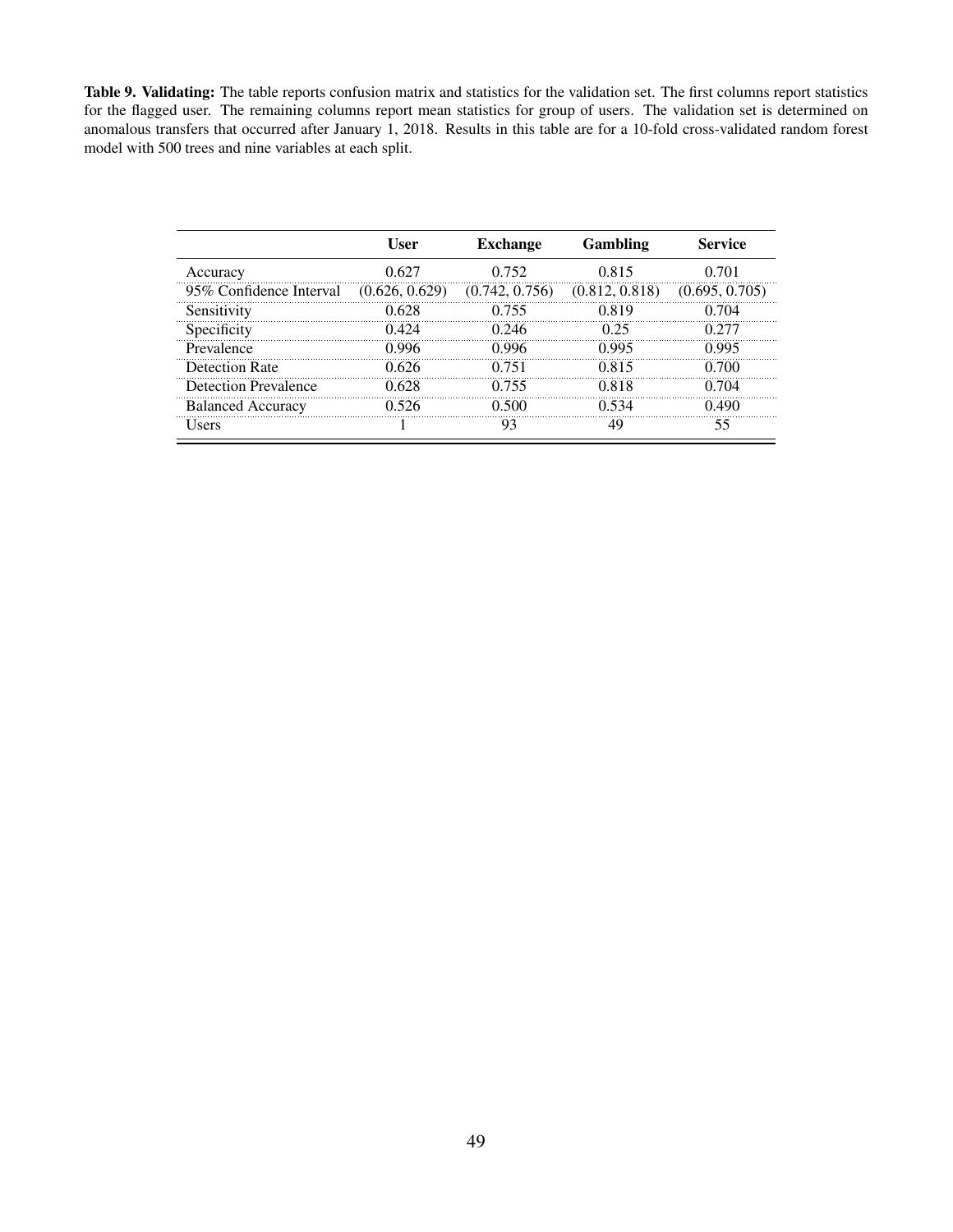**Table 9. Validating:** The table reports confusion matrix and statistics for the validation set. The first columns report statistics for the flagged user. The remaining columns report mean statistics for group of users. The validation set is determined on anomalous transfers that occurred after January 1, 2018. Results in this table are for a 10-fold cross-validated random forest model with 500 trees and nine variables at each split.

| | **User** | **Exchange** | **Gambling** | **Service** |
|---|---|---|---|---|
| Accuracy | 0.627 | 0.752 | 0.815 | 0.701 |
| 95% Confidence Interval | (0.626, 0.629) | (0.742, 0.756) | (0.812, 0.818) | (0.695, 0.705) |
| Sensitivity | 0.628 | 0.755 | 0.819 | 0.704 |
| Specificity | 0.424 | 0.246 | 0.25 | 0.277 |
| Prevalence | 0.996 | 0.996 | 0.995 | 0.995 |
| Detection Rate | 0.626 | 0.751 | 0.815 | 0.700 |
| Detection Prevalence | 0.628 | 0.755 | 0.818 | 0.704 |
| Balanced Accuracy | 0.526 | 0.500 | 0.534 | 0.490 |
| Users | 1 | 93 | 49 | 55 |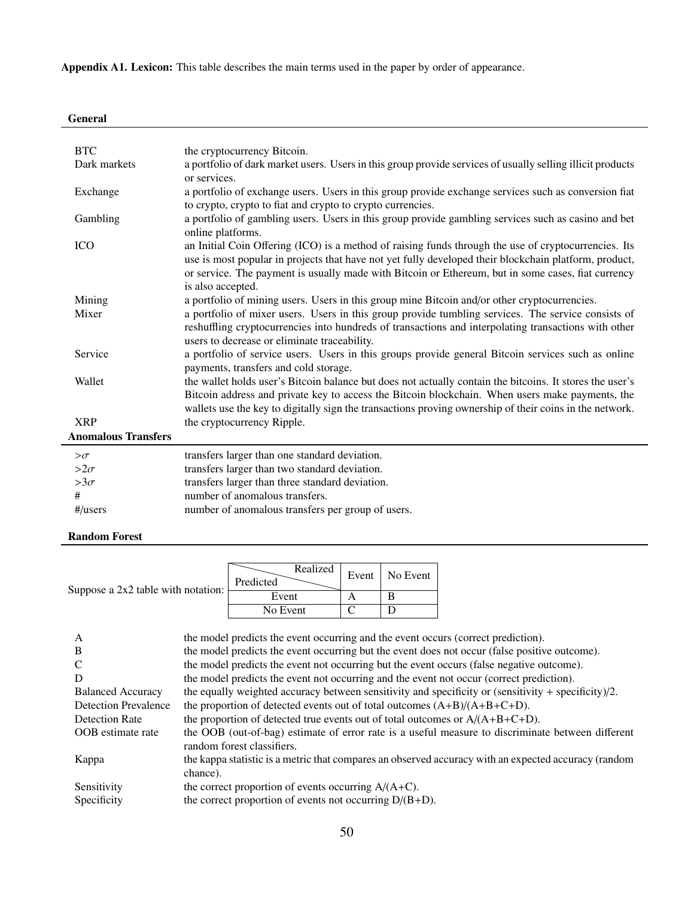**Appendix A1. Lexicon:** This table describes the main terms used in the paper by order of appearance.

**General**

| | |
|---|---|
| BTC | the cryptocurrency Bitcoin. |
| Dark markets | a portfolio of dark market users. Users in this group provide services of usually selling illicit products or services. |
| Exchange | a portfolio of exchange users. Users in this group provide exchange services such as conversion fiat to crypto, crypto to fiat and crypto to crypto currencies. |
| Gambling | a portfolio of gambling users. Users in this group provide gambling services such as casino and bet online platforms. |
| ICO | an Initial Coin Offering (ICO) is a method of raising funds through the use of cryptocurrencies. Its use is most popular in projects that have not yet fully developed their blockchain platform, product, or service. The payment is usually made with Bitcoin or Ethereum, but in some cases, fiat currency is also accepted. |
| Mining | a portfolio of mining users. Users in this group mine Bitcoin and/or other cryptocurrencies. |
| Mixer | a portfolio of mixer users. Users in this group provide tumbling services. The service consists of reshuffling cryptocurrencies into hundreds of transactions and interpolating transactions with other users to decrease or eliminate traceability. |
| Service | a portfolio of service users. Users in this groups provide general Bitcoin services such as online payments, transfers and cold storage. |
| Wallet | the wallet holds user's Bitcoin balance but does not actually contain the bitcoins. It stores the user's Bitcoin address and private key to access the Bitcoin blockchain. When users make payments, the wallets use the key to digitally sign the transactions proving ownership of their coins in the network. |
| XRP | the cryptocurrency Ripple. |

**Anomalous Transfers**

| | |
|---|---|
| $>\sigma$ | transfers larger than one standard deviation. |
| $>2\sigma$ | transfers larger than two standard deviation. |
| $>3\sigma$ | transfers larger than three standard deviation. |
| # | number of anomalous transfers. |
| #/users | number of anomalous transfers per group of users. |

**Random Forest**

Suppose a 2x2 table with notation:

| Predicted \ Realized | Event | No Event |
|---|---|---|
| Event | A | B |
| No Event | C | D |

| | |
|---|---|
| A | the model predicts the event occurring and the event occurs (correct prediction). |
| B | the model predicts the event occurring but the event does not occur (false positive outcome). |
| C | the model predicts the event not occurring but the event occurs (false negative outcome). |
| D | the model predicts the event not occurring and the event not occur (correct prediction). |
| Balanced Accuracy | the equally weighted accuracy between sensitivity and specificity or (sensitivity + specificity)/2. |
| Detection Prevalence | the proportion of detected events out of total outcomes (A+B)/(A+B+C+D). |
| Detection Rate | the proportion of detected true events out of total outcomes or A/(A+B+C+D). |
| OOB estimate rate | the OOB (out-of-bag) estimate of error rate is a useful measure to discriminate between different random forest classifiers. |
| Kappa | the kappa statistic is a metric that compares an observed accuracy with an expected accuracy (random chance). |
| Sensitivity | the correct proportion of events occurring A/(A+C). |
| Specificity | the correct proportion of events not occurring D/(B+D). |